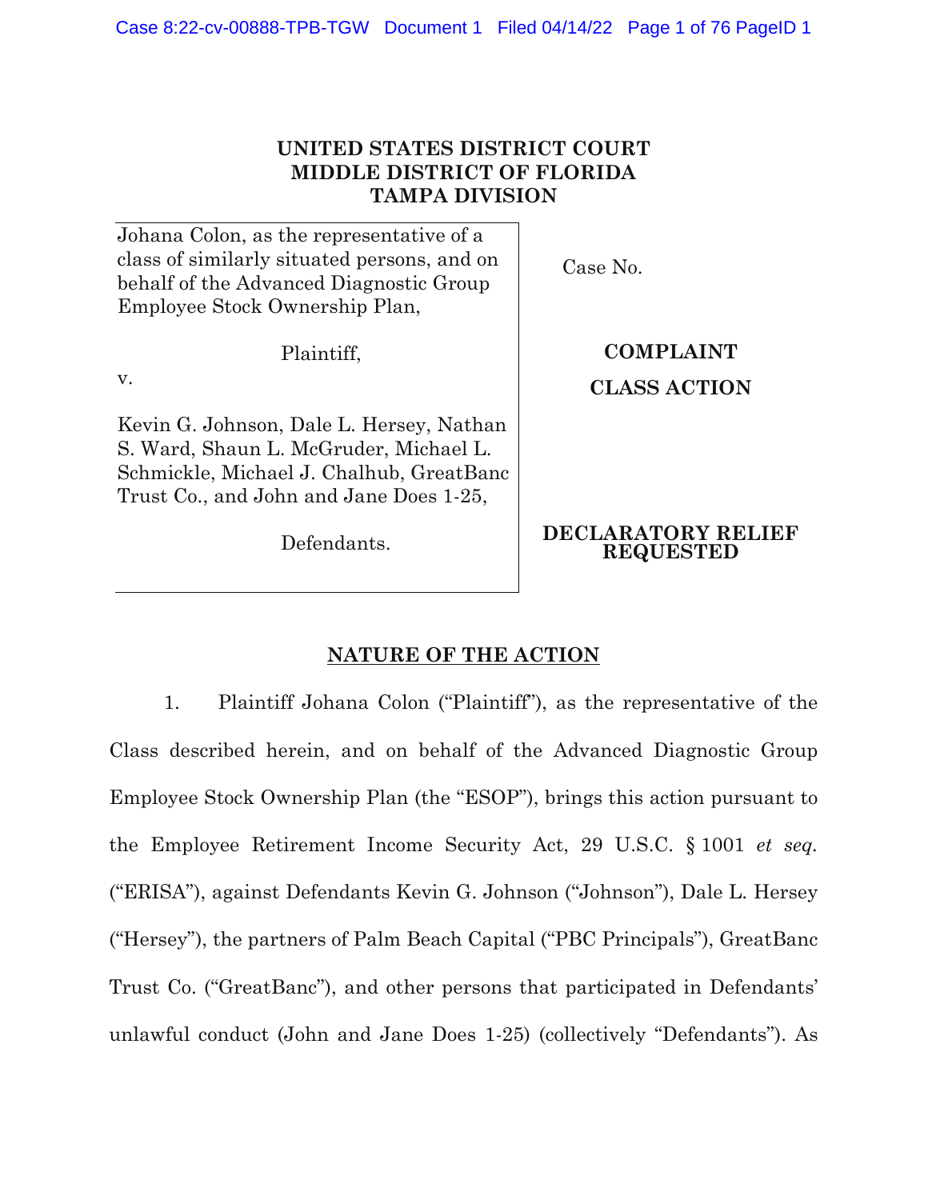**UNITED STATES DISTRICT COURT**
**MIDDLE DISTRICT OF FLORIDA**
**TAMPA DIVISION**

| | |
|---|---|
| Johana Colon, as the representative of a class of similarly situated persons, and on behalf of the Advanced Diagnostic Group Employee Stock Ownership Plan,<br><br>Plaintiff,<br><br>v.<br><br>Kevin G. Johnson, Dale L. Hersey, Nathan S. Ward, Shaun L. McGruder, Michael L. Schmickle, Michael J. Chalhub, GreatBanc Trust Co., and John and Jane Does 1-25,<br><br>Defendants. | Case No.<br><br>**COMPLAINT**<br><br>**CLASS ACTION**<br><br>**DECLARATORY RELIEF REQUESTED** |

## NATURE OF THE ACTION

1. Plaintiff Johana Colon ("Plaintiff"), as the representative of the Class described herein, and on behalf of the Advanced Diagnostic Group Employee Stock Ownership Plan (the "ESOP"), brings this action pursuant to the Employee Retirement Income Security Act, 29 U.S.C. § 1001 *et seq.* ("ERISA"), against Defendants Kevin G. Johnson ("Johnson"), Dale L. Hersey ("Hersey"), the partners of Palm Beach Capital ("PBC Principals"), GreatBanc Trust Co. ("GreatBanc"), and other persons that participated in Defendants' unlawful conduct (John and Jane Does 1-25) (collectively "Defendants"). As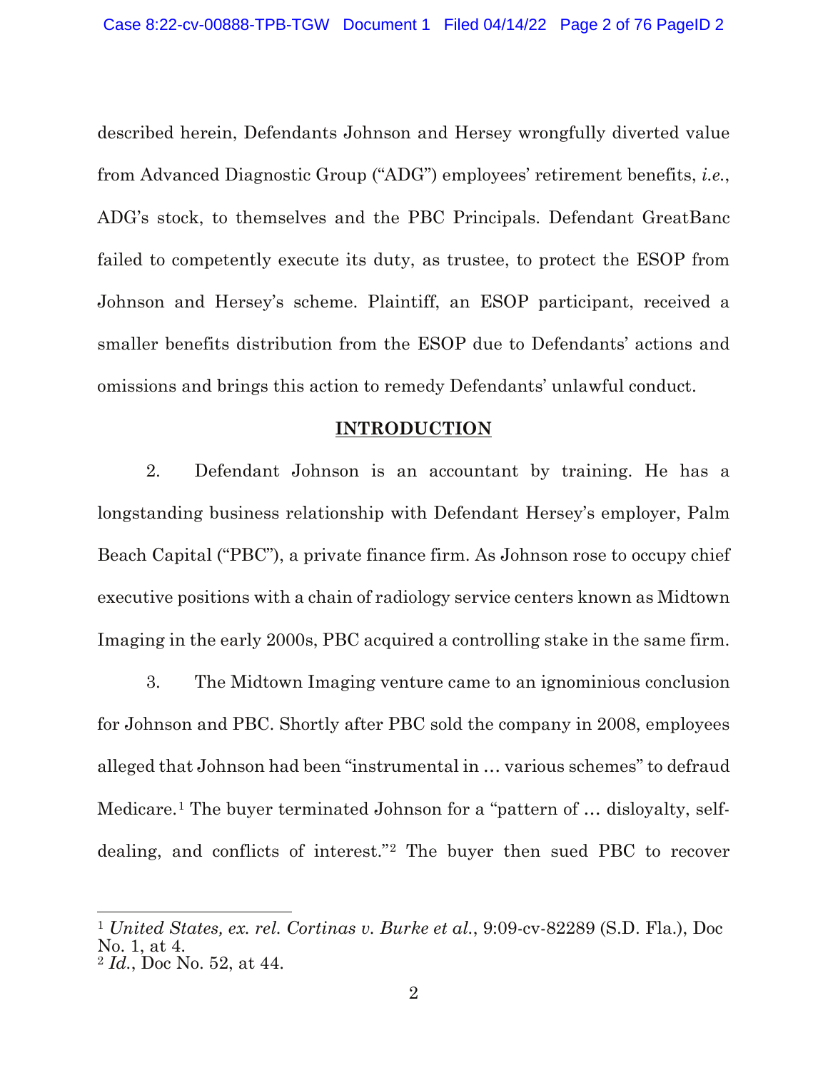described herein, Defendants Johnson and Hersey wrongfully diverted value from Advanced Diagnostic Group ("ADG") employees' retirement benefits, *i.e.*, ADG's stock, to themselves and the PBC Principals. Defendant GreatBanc failed to competently execute its duty, as trustee, to protect the ESOP from Johnson and Hersey's scheme. Plaintiff, an ESOP participant, received a smaller benefits distribution from the ESOP due to Defendants' actions and omissions and brings this action to remedy Defendants' unlawful conduct.

## INTRODUCTION

2. Defendant Johnson is an accountant by training. He has a longstanding business relationship with Defendant Hersey's employer, Palm Beach Capital ("PBC"), a private finance firm. As Johnson rose to occupy chief executive positions with a chain of radiology service centers known as Midtown Imaging in the early 2000s, PBC acquired a controlling stake in the same firm.

3. The Midtown Imaging venture came to an ignominious conclusion for Johnson and PBC. Shortly after PBC sold the company in 2008, employees alleged that Johnson had been "instrumental in … various schemes" to defraud Medicare.[1] The buyer terminated Johnson for a "pattern of … disloyalty, self-dealing, and conflicts of interest."[2] The buyer then sued PBC to recover

---

[1] *United States, ex. rel. Cortinas v. Burke et al.*, 9:09-cv-82289 (S.D. Fla.), Doc No. 1, at 4.

[2] *Id.*, Doc No. 52, at 44.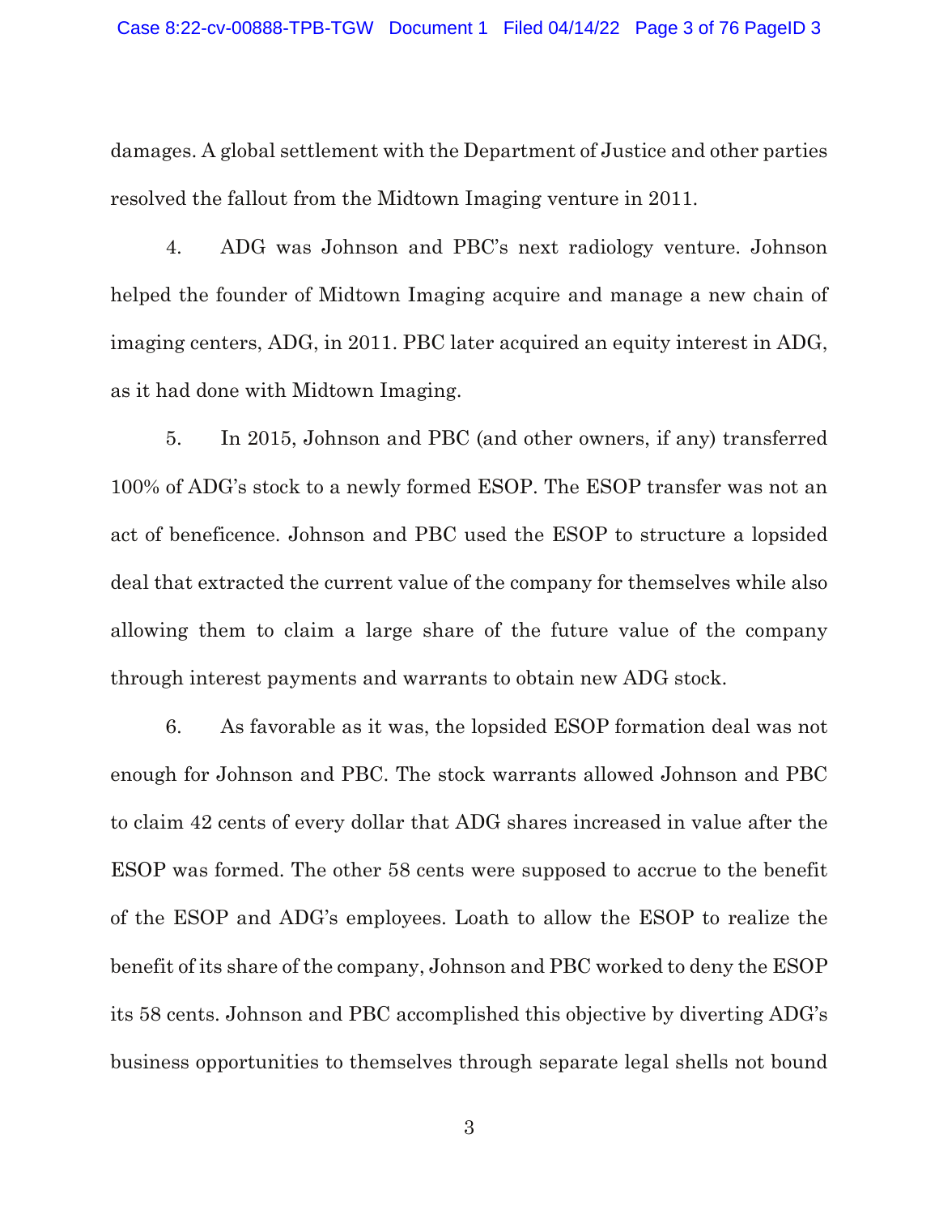damages. A global settlement with the Department of Justice and other parties resolved the fallout from the Midtown Imaging venture in 2011.

4. ADG was Johnson and PBC's next radiology venture. Johnson helped the founder of Midtown Imaging acquire and manage a new chain of imaging centers, ADG, in 2011. PBC later acquired an equity interest in ADG, as it had done with Midtown Imaging.

5. In 2015, Johnson and PBC (and other owners, if any) transferred 100% of ADG's stock to a newly formed ESOP. The ESOP transfer was not an act of beneficence. Johnson and PBC used the ESOP to structure a lopsided deal that extracted the current value of the company for themselves while also allowing them to claim a large share of the future value of the company through interest payments and warrants to obtain new ADG stock.

6. As favorable as it was, the lopsided ESOP formation deal was not enough for Johnson and PBC. The stock warrants allowed Johnson and PBC to claim 42 cents of every dollar that ADG shares increased in value after the ESOP was formed. The other 58 cents were supposed to accrue to the benefit of the ESOP and ADG's employees. Loath to allow the ESOP to realize the benefit of its share of the company, Johnson and PBC worked to deny the ESOP its 58 cents. Johnson and PBC accomplished this objective by diverting ADG's business opportunities to themselves through separate legal shells not bound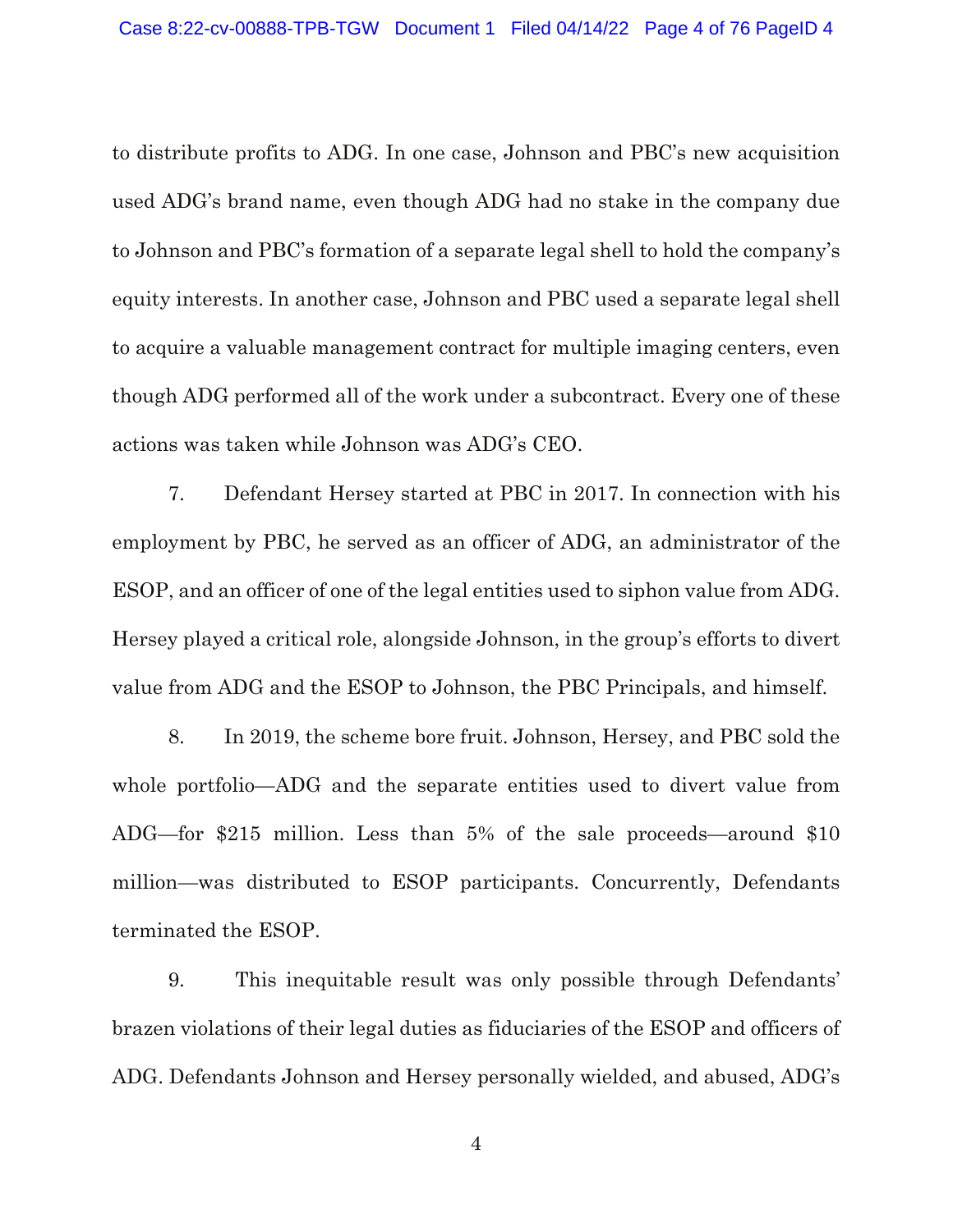to distribute profits to ADG. In one case, Johnson and PBC's new acquisition used ADG's brand name, even though ADG had no stake in the company due to Johnson and PBC's formation of a separate legal shell to hold the company's equity interests. In another case, Johnson and PBC used a separate legal shell to acquire a valuable management contract for multiple imaging centers, even though ADG performed all of the work under a subcontract. Every one of these actions was taken while Johnson was ADG's CEO.

7. Defendant Hersey started at PBC in 2017. In connection with his employment by PBC, he served as an officer of ADG, an administrator of the ESOP, and an officer of one of the legal entities used to siphon value from ADG. Hersey played a critical role, alongside Johnson, in the group's efforts to divert value from ADG and the ESOP to Johnson, the PBC Principals, and himself.

8. In 2019, the scheme bore fruit. Johnson, Hersey, and PBC sold the whole portfolio—ADG and the separate entities used to divert value from ADG—for $215 million. Less than 5% of the sale proceeds—around $10 million—was distributed to ESOP participants. Concurrently, Defendants terminated the ESOP.

9. This inequitable result was only possible through Defendants' brazen violations of their legal duties as fiduciaries of the ESOP and officers of ADG. Defendants Johnson and Hersey personally wielded, and abused, ADG's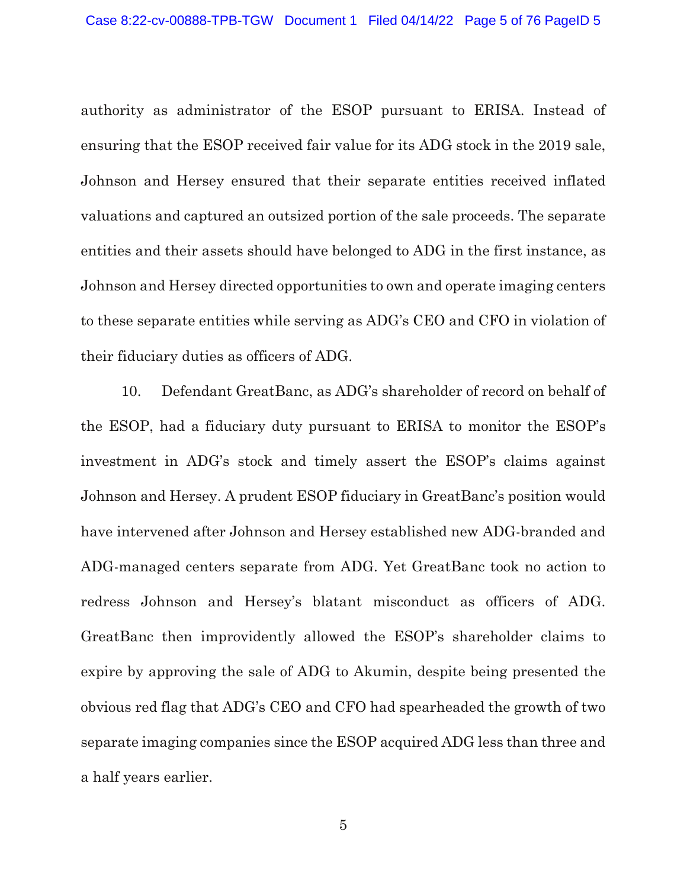authority as administrator of the ESOP pursuant to ERISA. Instead of ensuring that the ESOP received fair value for its ADG stock in the 2019 sale, Johnson and Hersey ensured that their separate entities received inflated valuations and captured an outsized portion of the sale proceeds. The separate entities and their assets should have belonged to ADG in the first instance, as Johnson and Hersey directed opportunities to own and operate imaging centers to these separate entities while serving as ADG's CEO and CFO in violation of their fiduciary duties as officers of ADG.

10. Defendant GreatBanc, as ADG's shareholder of record on behalf of the ESOP, had a fiduciary duty pursuant to ERISA to monitor the ESOP's investment in ADG's stock and timely assert the ESOP's claims against Johnson and Hersey. A prudent ESOP fiduciary in GreatBanc's position would have intervened after Johnson and Hersey established new ADG-branded and ADG-managed centers separate from ADG. Yet GreatBanc took no action to redress Johnson and Hersey's blatant misconduct as officers of ADG. GreatBanc then improvidently allowed the ESOP's shareholder claims to expire by approving the sale of ADG to Akumin, despite being presented the obvious red flag that ADG's CEO and CFO had spearheaded the growth of two separate imaging companies since the ESOP acquired ADG less than three and a half years earlier.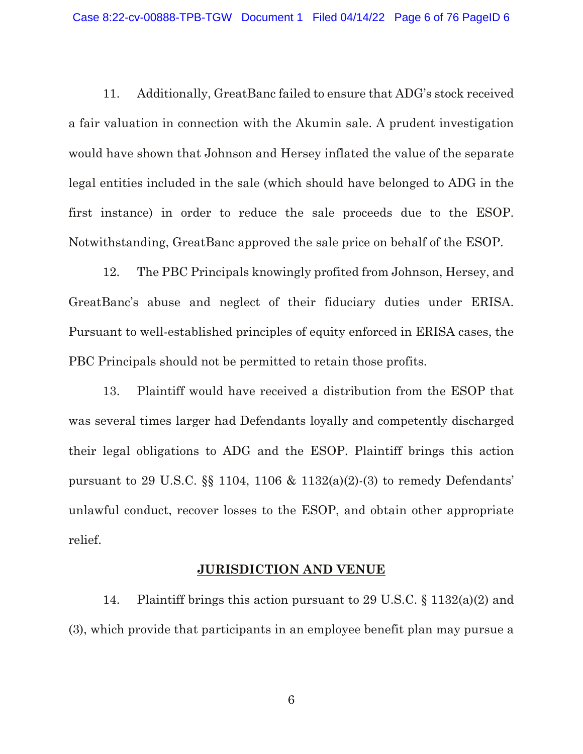11. Additionally, GreatBanc failed to ensure that ADG's stock received a fair valuation in connection with the Akumin sale. A prudent investigation would have shown that Johnson and Hersey inflated the value of the separate legal entities included in the sale (which should have belonged to ADG in the first instance) in order to reduce the sale proceeds due to the ESOP. Notwithstanding, GreatBanc approved the sale price on behalf of the ESOP.

12. The PBC Principals knowingly profited from Johnson, Hersey, and GreatBanc's abuse and neglect of their fiduciary duties under ERISA. Pursuant to well-established principles of equity enforced in ERISA cases, the PBC Principals should not be permitted to retain those profits.

13. Plaintiff would have received a distribution from the ESOP that was several times larger had Defendants loyally and competently discharged their legal obligations to ADG and the ESOP. Plaintiff brings this action pursuant to 29 U.S.C. §§ 1104, 1106 & 1132(a)(2)-(3) to remedy Defendants' unlawful conduct, recover losses to the ESOP, and obtain other appropriate relief.

## JURISDICTION AND VENUE

14. Plaintiff brings this action pursuant to 29 U.S.C. § 1132(a)(2) and (3), which provide that participants in an employee benefit plan may pursue a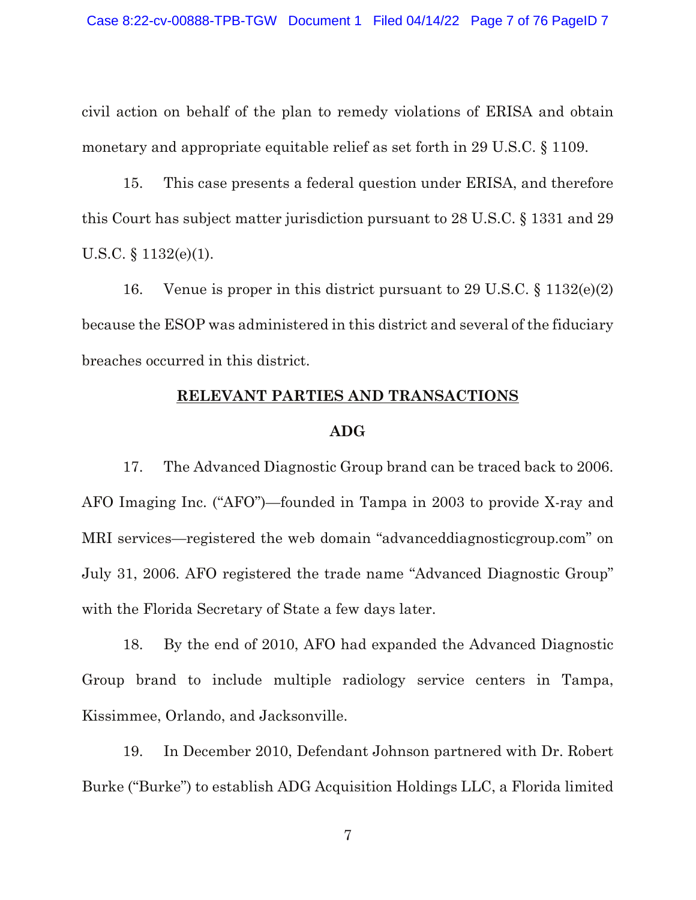civil action on behalf of the plan to remedy violations of ERISA and obtain monetary and appropriate equitable relief as set forth in 29 U.S.C. § 1109.

15. This case presents a federal question under ERISA, and therefore this Court has subject matter jurisdiction pursuant to 28 U.S.C. § 1331 and 29 U.S.C. § 1132(e)(1).

16. Venue is proper in this district pursuant to 29 U.S.C. § 1132(e)(2) because the ESOP was administered in this district and several of the fiduciary breaches occurred in this district.

## RELEVANT PARTIES AND TRANSACTIONS

### ADG

17. The Advanced Diagnostic Group brand can be traced back to 2006. AFO Imaging Inc. ("AFO")—founded in Tampa in 2003 to provide X-ray and MRI services—registered the web domain "advanceddiagnosticgroup.com" on July 31, 2006. AFO registered the trade name "Advanced Diagnostic Group" with the Florida Secretary of State a few days later.

18. By the end of 2010, AFO had expanded the Advanced Diagnostic Group brand to include multiple radiology service centers in Tampa, Kissimmee, Orlando, and Jacksonville.

19. In December 2010, Defendant Johnson partnered with Dr. Robert Burke ("Burke") to establish ADG Acquisition Holdings LLC, a Florida limited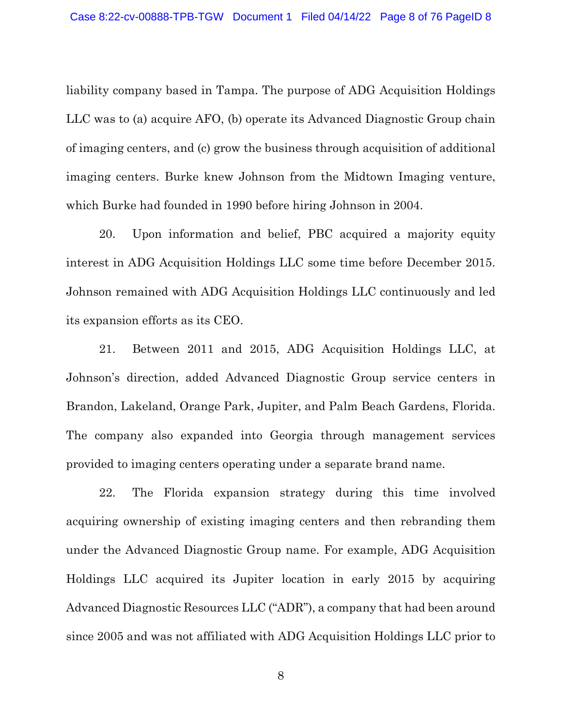liability company based in Tampa. The purpose of ADG Acquisition Holdings LLC was to (a) acquire AFO, (b) operate its Advanced Diagnostic Group chain of imaging centers, and (c) grow the business through acquisition of additional imaging centers. Burke knew Johnson from the Midtown Imaging venture, which Burke had founded in 1990 before hiring Johnson in 2004.

20. Upon information and belief, PBC acquired a majority equity interest in ADG Acquisition Holdings LLC some time before December 2015. Johnson remained with ADG Acquisition Holdings LLC continuously and led its expansion efforts as its CEO.

21. Between 2011 and 2015, ADG Acquisition Holdings LLC, at Johnson's direction, added Advanced Diagnostic Group service centers in Brandon, Lakeland, Orange Park, Jupiter, and Palm Beach Gardens, Florida. The company also expanded into Georgia through management services provided to imaging centers operating under a separate brand name.

22. The Florida expansion strategy during this time involved acquiring ownership of existing imaging centers and then rebranding them under the Advanced Diagnostic Group name. For example, ADG Acquisition Holdings LLC acquired its Jupiter location in early 2015 by acquiring Advanced Diagnostic Resources LLC ("ADR"), a company that had been around since 2005 and was not affiliated with ADG Acquisition Holdings LLC prior to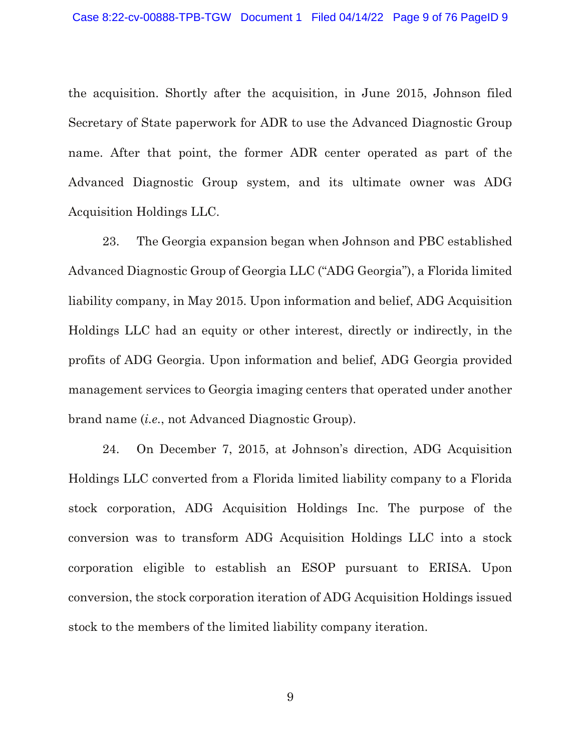the acquisition. Shortly after the acquisition, in June 2015, Johnson filed Secretary of State paperwork for ADR to use the Advanced Diagnostic Group name. After that point, the former ADR center operated as part of the Advanced Diagnostic Group system, and its ultimate owner was ADG Acquisition Holdings LLC.

23. The Georgia expansion began when Johnson and PBC established Advanced Diagnostic Group of Georgia LLC ("ADG Georgia"), a Florida limited liability company, in May 2015. Upon information and belief, ADG Acquisition Holdings LLC had an equity or other interest, directly or indirectly, in the profits of ADG Georgia. Upon information and belief, ADG Georgia provided management services to Georgia imaging centers that operated under another brand name (*i.e.*, not Advanced Diagnostic Group).

24. On December 7, 2015, at Johnson's direction, ADG Acquisition Holdings LLC converted from a Florida limited liability company to a Florida stock corporation, ADG Acquisition Holdings Inc. The purpose of the conversion was to transform ADG Acquisition Holdings LLC into a stock corporation eligible to establish an ESOP pursuant to ERISA. Upon conversion, the stock corporation iteration of ADG Acquisition Holdings issued stock to the members of the limited liability company iteration.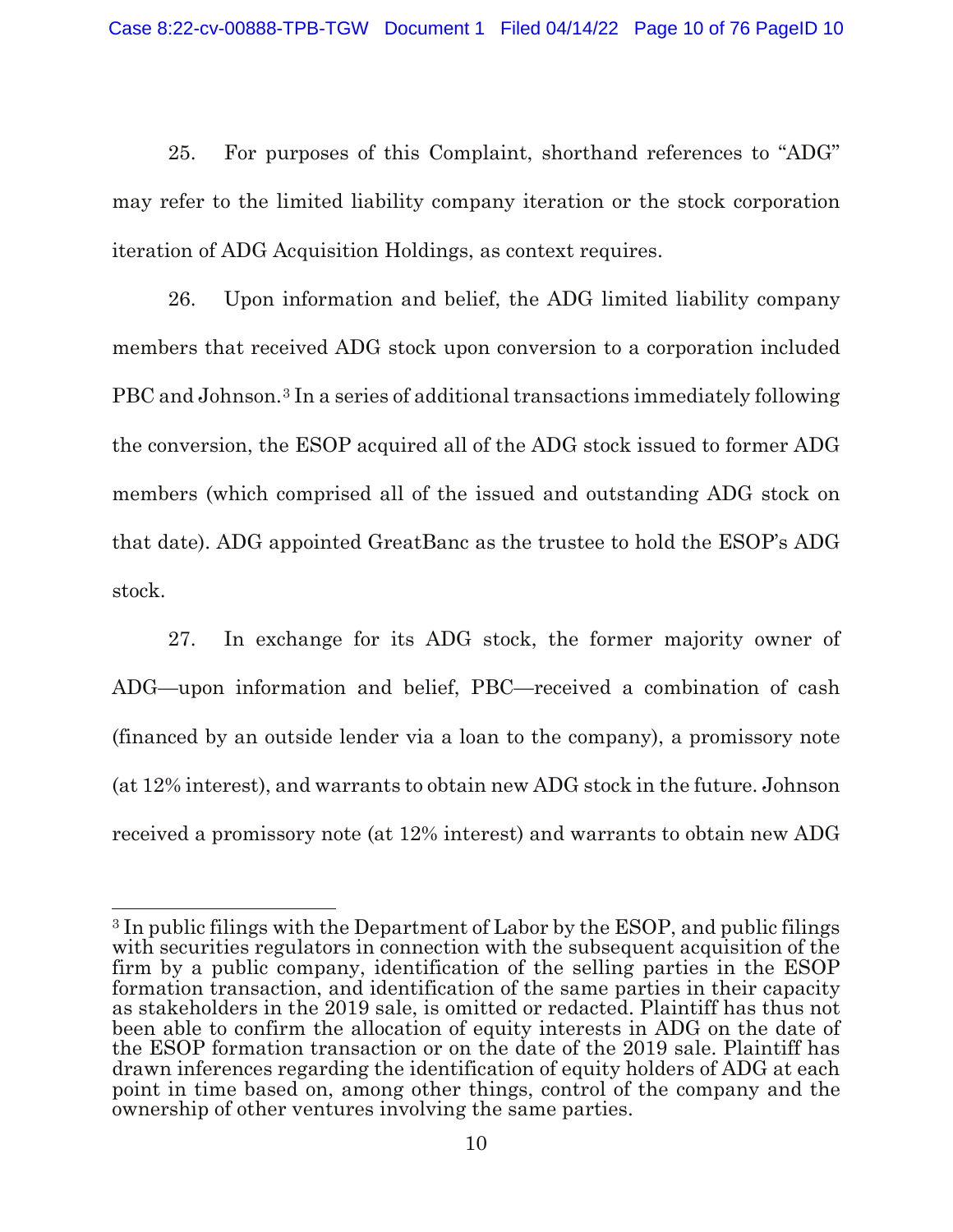25. For purposes of this Complaint, shorthand references to "ADG" may refer to the limited liability company iteration or the stock corporation iteration of ADG Acquisition Holdings, as context requires.

26. Upon information and belief, the ADG limited liability company members that received ADG stock upon conversion to a corporation included PBC and Johnson.[3] In a series of additional transactions immediately following the conversion, the ESOP acquired all of the ADG stock issued to former ADG members (which comprised all of the issued and outstanding ADG stock on that date). ADG appointed GreatBanc as the trustee to hold the ESOP's ADG stock.

27. In exchange for its ADG stock, the former majority owner of ADG—upon information and belief, PBC—received a combination of cash (financed by an outside lender via a loan to the company), a promissory note (at 12% interest), and warrants to obtain new ADG stock in the future. Johnson received a promissory note (at 12% interest) and warrants to obtain new ADG

---

[3] In public filings with the Department of Labor by the ESOP, and public filings with securities regulators in connection with the subsequent acquisition of the firm by a public company, identification of the selling parties in the ESOP formation transaction, and identification of the same parties in their capacity as stakeholders in the 2019 sale, is omitted or redacted. Plaintiff has thus not been able to confirm the allocation of equity interests in ADG on the date of the ESOP formation transaction or on the date of the 2019 sale. Plaintiff has drawn inferences regarding the identification of equity holders of ADG at each point in time based on, among other things, control of the company and the ownership of other ventures involving the same parties.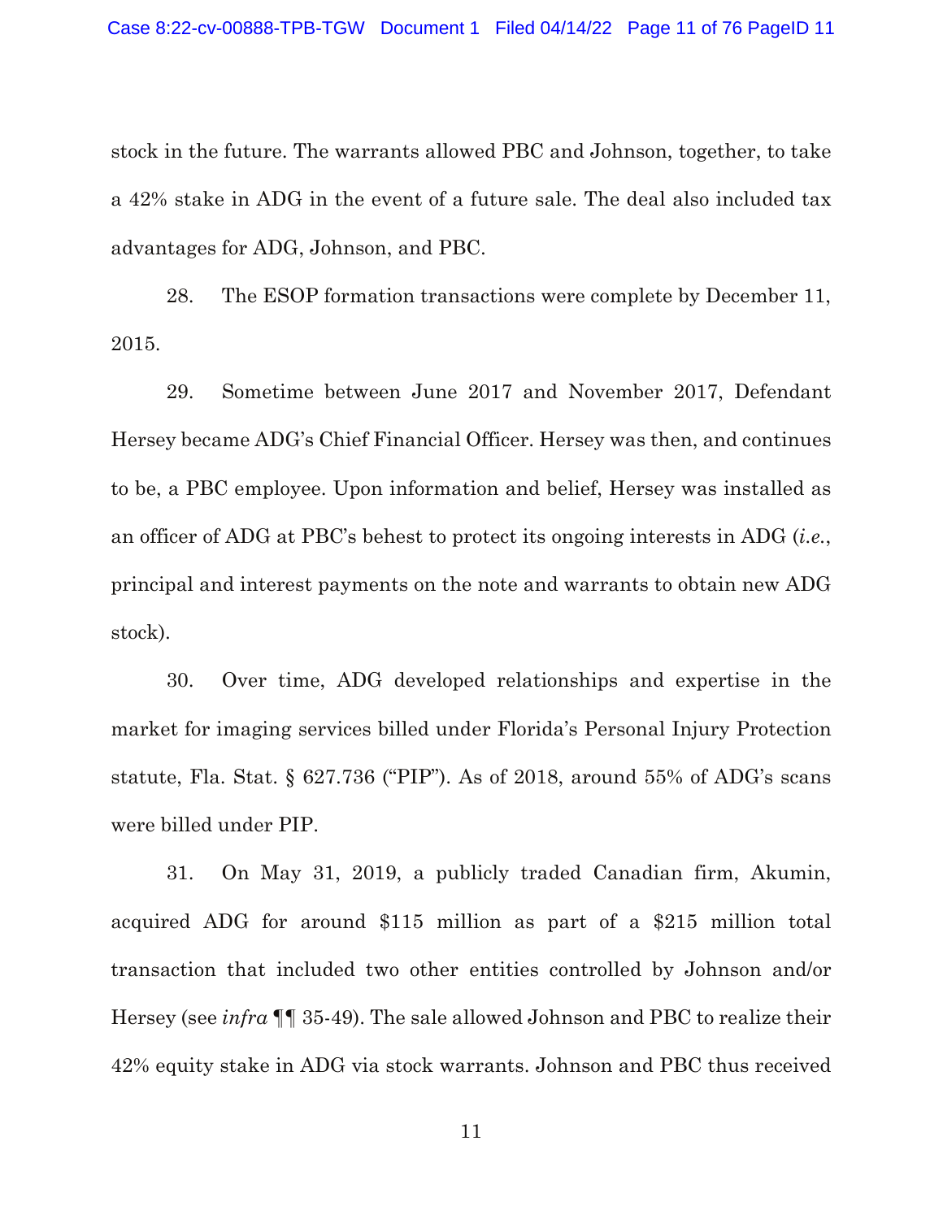stock in the future. The warrants allowed PBC and Johnson, together, to take a 42% stake in ADG in the event of a future sale. The deal also included tax advantages for ADG, Johnson, and PBC.

28. The ESOP formation transactions were complete by December 11, 2015.

29. Sometime between June 2017 and November 2017, Defendant Hersey became ADG's Chief Financial Officer. Hersey was then, and continues to be, a PBC employee. Upon information and belief, Hersey was installed as an officer of ADG at PBC's behest to protect its ongoing interests in ADG (*i.e.*, principal and interest payments on the note and warrants to obtain new ADG stock).

30. Over time, ADG developed relationships and expertise in the market for imaging services billed under Florida's Personal Injury Protection statute, Fla. Stat. § 627.736 ("PIP"). As of 2018, around 55% of ADG's scans were billed under PIP.

31. On May 31, 2019, a publicly traded Canadian firm, Akumin, acquired ADG for around $115 million as part of a $215 million total transaction that included two other entities controlled by Johnson and/or Hersey (see *infra* ¶¶ 35-49). The sale allowed Johnson and PBC to realize their 42% equity stake in ADG via stock warrants. Johnson and PBC thus received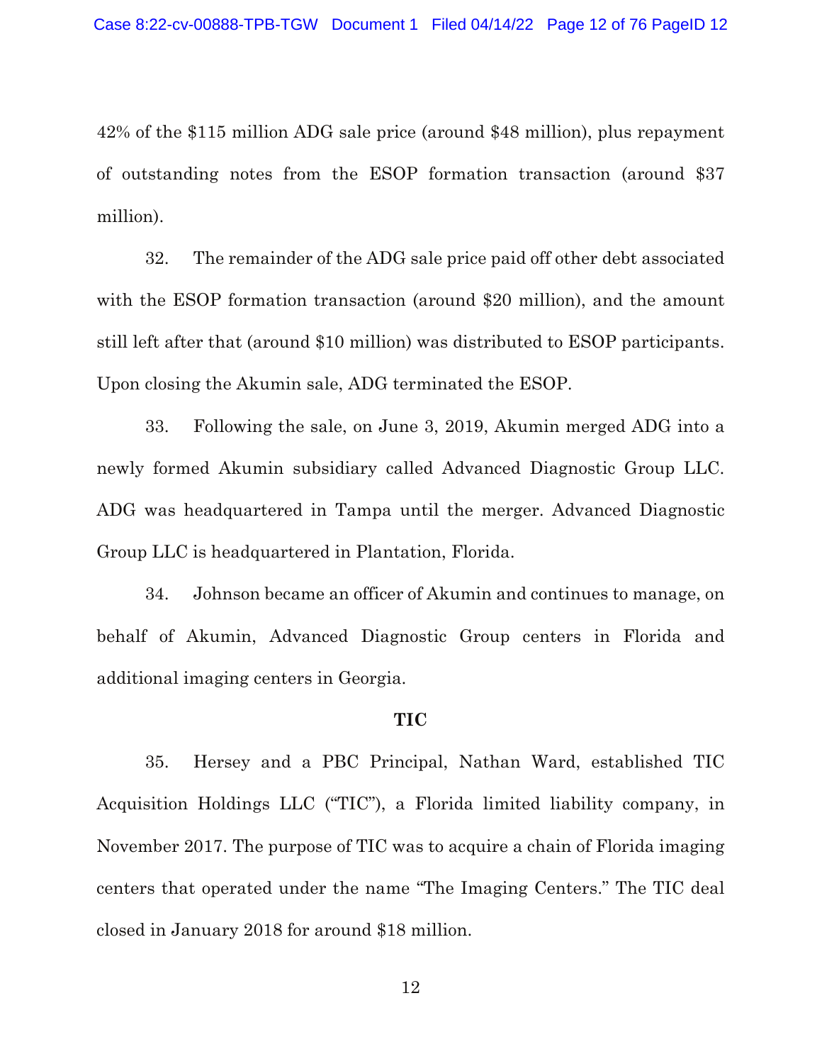42% of the $115 million ADG sale price (around $48 million), plus repayment of outstanding notes from the ESOP formation transaction (around $37 million).

32. The remainder of the ADG sale price paid off other debt associated with the ESOP formation transaction (around $20 million), and the amount still left after that (around $10 million) was distributed to ESOP participants. Upon closing the Akumin sale, ADG terminated the ESOP.

33. Following the sale, on June 3, 2019, Akumin merged ADG into a newly formed Akumin subsidiary called Advanced Diagnostic Group LLC. ADG was headquartered in Tampa until the merger. Advanced Diagnostic Group LLC is headquartered in Plantation, Florida.

34. Johnson became an officer of Akumin and continues to manage, on behalf of Akumin, Advanced Diagnostic Group centers in Florida and additional imaging centers in Georgia.

**TIC**

35. Hersey and a PBC Principal, Nathan Ward, established TIC Acquisition Holdings LLC ("TIC"), a Florida limited liability company, in November 2017. The purpose of TIC was to acquire a chain of Florida imaging centers that operated under the name "The Imaging Centers." The TIC deal closed in January 2018 for around $18 million.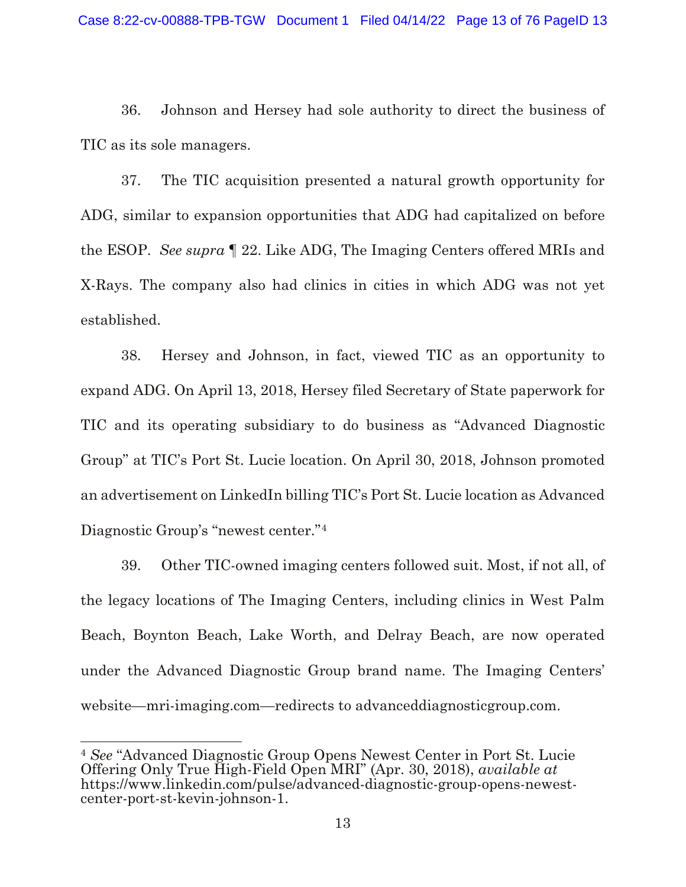36. Johnson and Hersey had sole authority to direct the business of TIC as its sole managers.

37. The TIC acquisition presented a natural growth opportunity for ADG, similar to expansion opportunities that ADG had capitalized on before the ESOP. *See supra* ¶ 22. Like ADG, The Imaging Centers offered MRIs and X-Rays. The company also had clinics in cities in which ADG was not yet established.

38. Hersey and Johnson, in fact, viewed TIC as an opportunity to expand ADG. On April 13, 2018, Hersey filed Secretary of State paperwork for TIC and its operating subsidiary to do business as "Advanced Diagnostic Group" at TIC's Port St. Lucie location. On April 30, 2018, Johnson promoted an advertisement on LinkedIn billing TIC's Port St. Lucie location as Advanced Diagnostic Group's "newest center."[4]

39. Other TIC-owned imaging centers followed suit. Most, if not all, of the legacy locations of The Imaging Centers, including clinics in West Palm Beach, Boynton Beach, Lake Worth, and Delray Beach, are now operated under the Advanced Diagnostic Group brand name. The Imaging Centers' website—mri-imaging.com—redirects to advanceddiagnosticgroup.com.

---

[4] *See* "Advanced Diagnostic Group Opens Newest Center in Port St. Lucie Offering Only True High-Field Open MRI" (Apr. 30, 2018), *available at* https://www.linkedin.com/pulse/advanced-diagnostic-group-opens-newest-center-port-st-kevin-johnson-1.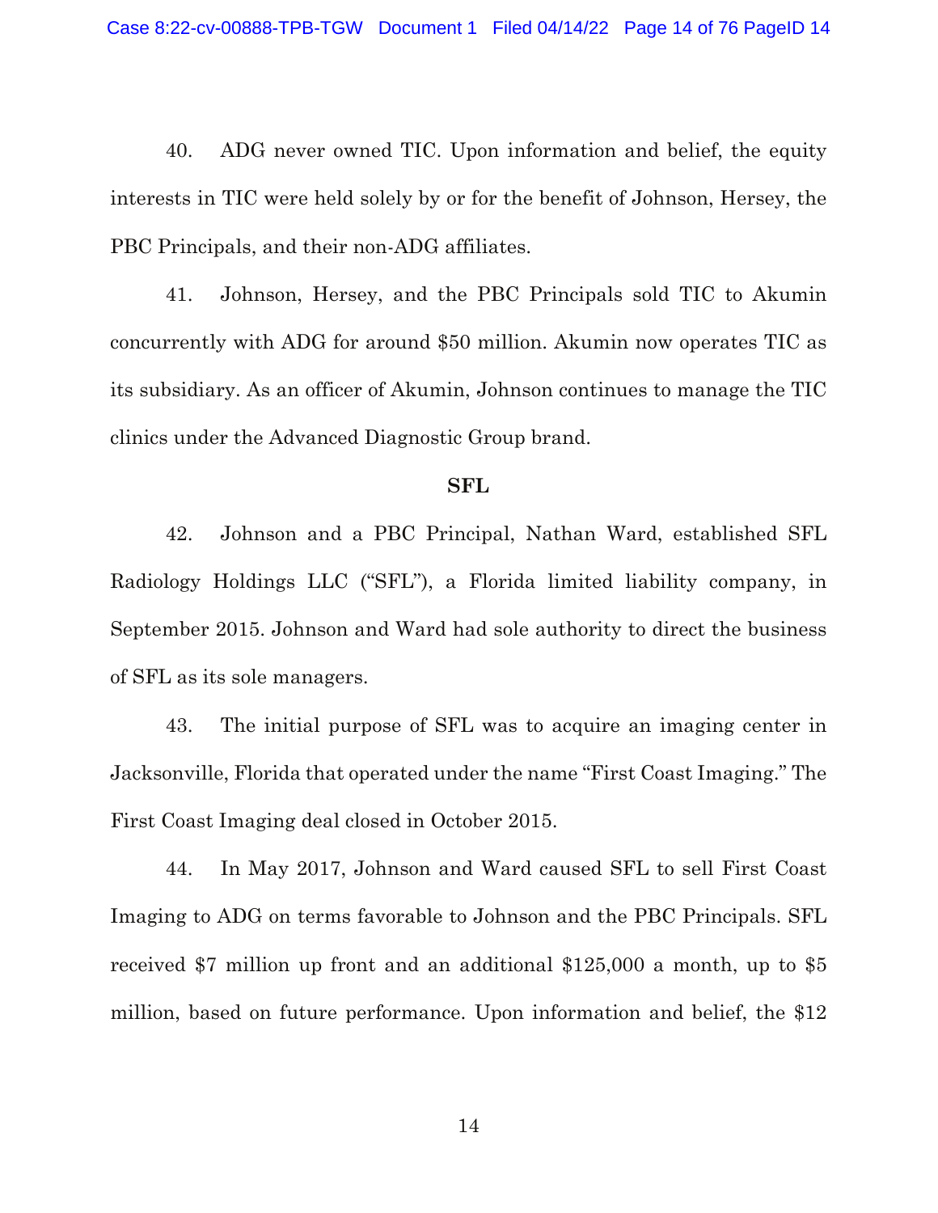40. ADG never owned TIC. Upon information and belief, the equity interests in TIC were held solely by or for the benefit of Johnson, Hersey, the PBC Principals, and their non-ADG affiliates.

41. Johnson, Hersey, and the PBC Principals sold TIC to Akumin concurrently with ADG for around $50 million. Akumin now operates TIC as its subsidiary. As an officer of Akumin, Johnson continues to manage the TIC clinics under the Advanced Diagnostic Group brand.

**SFL**

42. Johnson and a PBC Principal, Nathan Ward, established SFL Radiology Holdings LLC ("SFL"), a Florida limited liability company, in September 2015. Johnson and Ward had sole authority to direct the business of SFL as its sole managers.

43. The initial purpose of SFL was to acquire an imaging center in Jacksonville, Florida that operated under the name "First Coast Imaging." The First Coast Imaging deal closed in October 2015.

44. In May 2017, Johnson and Ward caused SFL to sell First Coast Imaging to ADG on terms favorable to Johnson and the PBC Principals. SFL received $7 million up front and an additional $125,000 a month, up to $5 million, based on future performance. Upon information and belief, the $12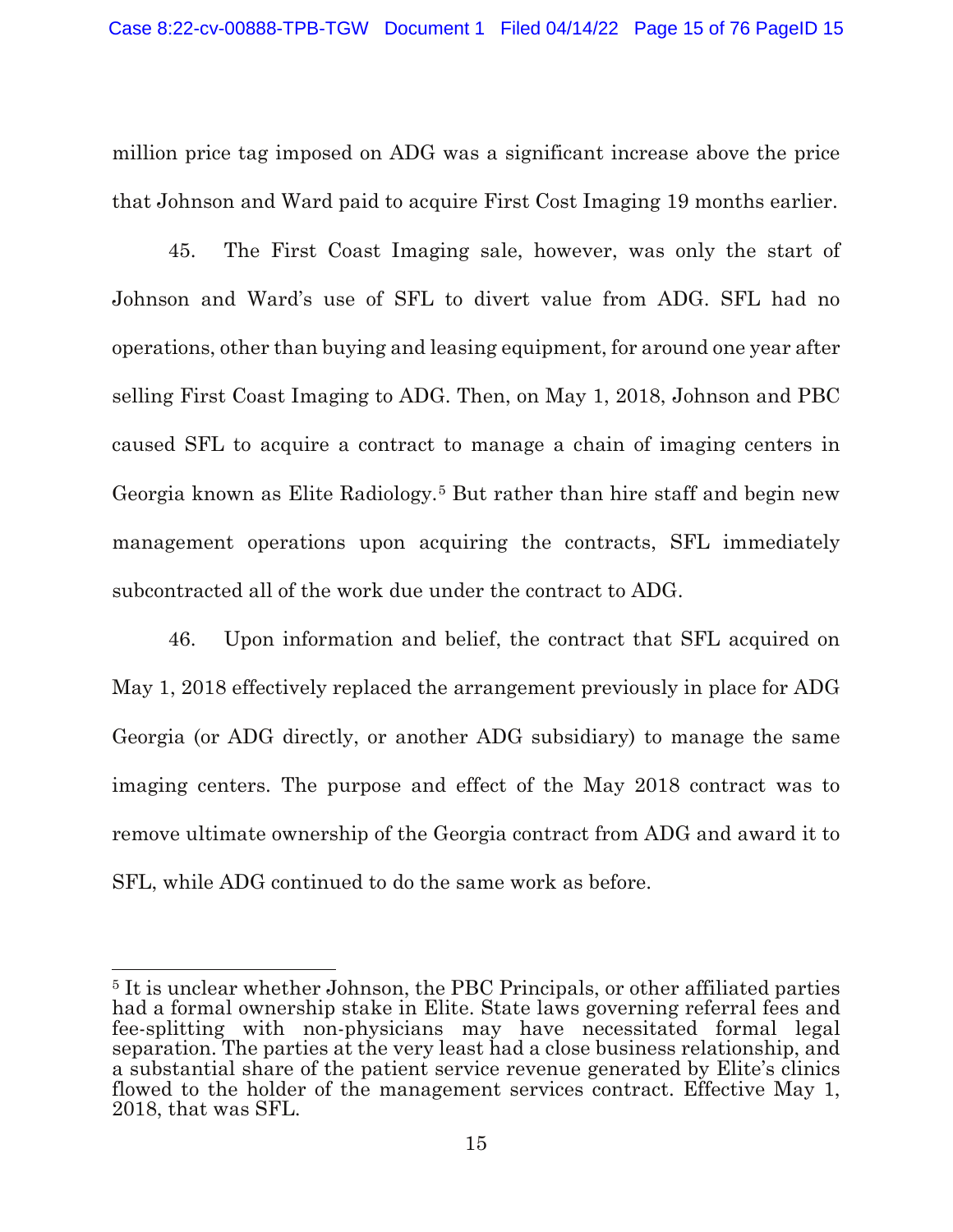million price tag imposed on ADG was a significant increase above the price that Johnson and Ward paid to acquire First Cost Imaging 19 months earlier.

45. The First Coast Imaging sale, however, was only the start of Johnson and Ward's use of SFL to divert value from ADG. SFL had no operations, other than buying and leasing equipment, for around one year after selling First Coast Imaging to ADG. Then, on May 1, 2018, Johnson and PBC caused SFL to acquire a contract to manage a chain of imaging centers in Georgia known as Elite Radiology.[5] But rather than hire staff and begin new management operations upon acquiring the contracts, SFL immediately subcontracted all of the work due under the contract to ADG.

46. Upon information and belief, the contract that SFL acquired on May 1, 2018 effectively replaced the arrangement previously in place for ADG Georgia (or ADG directly, or another ADG subsidiary) to manage the same imaging centers. The purpose and effect of the May 2018 contract was to remove ultimate ownership of the Georgia contract from ADG and award it to SFL, while ADG continued to do the same work as before.

---

[5] It is unclear whether Johnson, the PBC Principals, or other affiliated parties had a formal ownership stake in Elite. State laws governing referral fees and fee-splitting with non-physicians may have necessitated formal legal separation. The parties at the very least had a close business relationship, and a substantial share of the patient service revenue generated by Elite's clinics flowed to the holder of the management services contract. Effective May 1, 2018, that was SFL.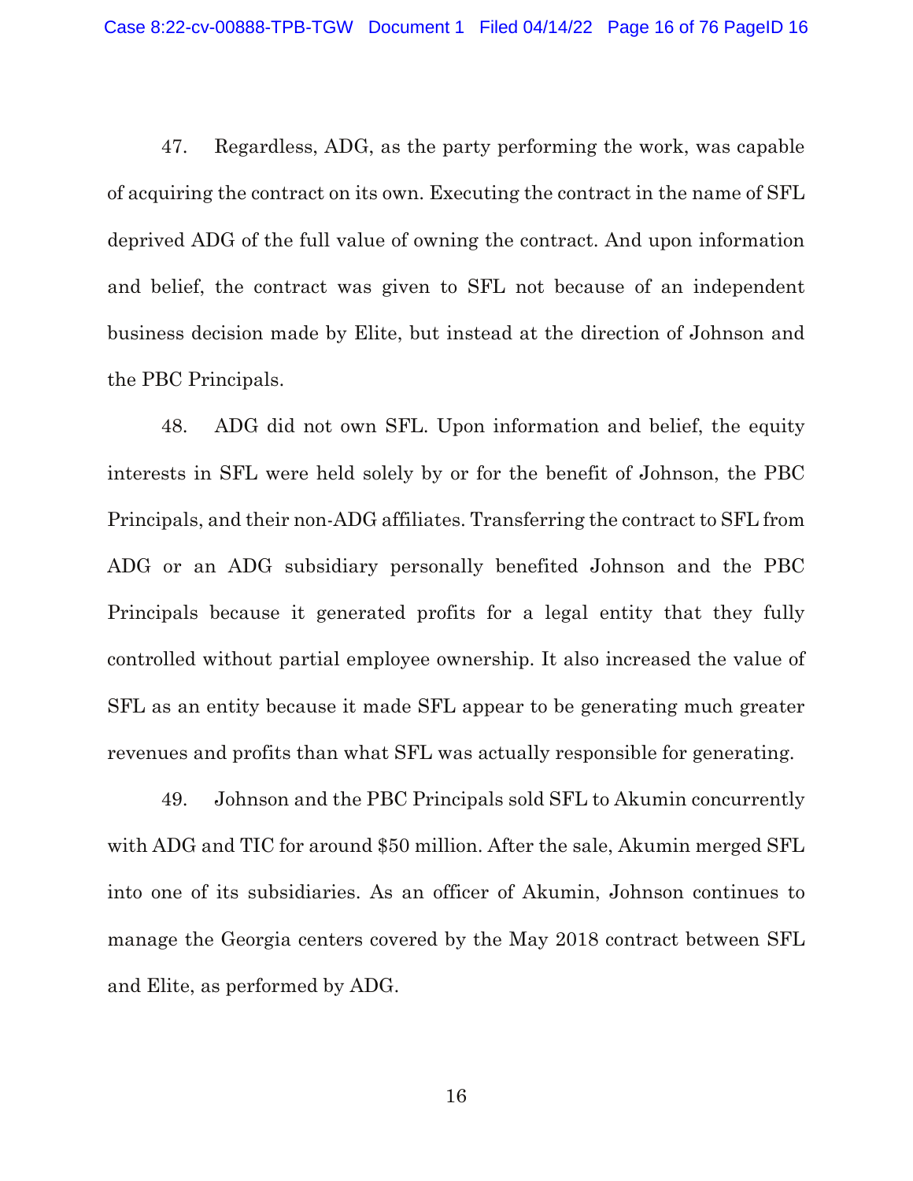47. Regardless, ADG, as the party performing the work, was capable of acquiring the contract on its own. Executing the contract in the name of SFL deprived ADG of the full value of owning the contract. And upon information and belief, the contract was given to SFL not because of an independent business decision made by Elite, but instead at the direction of Johnson and the PBC Principals.

48. ADG did not own SFL. Upon information and belief, the equity interests in SFL were held solely by or for the benefit of Johnson, the PBC Principals, and their non-ADG affiliates. Transferring the contract to SFL from ADG or an ADG subsidiary personally benefited Johnson and the PBC Principals because it generated profits for a legal entity that they fully controlled without partial employee ownership. It also increased the value of SFL as an entity because it made SFL appear to be generating much greater revenues and profits than what SFL was actually responsible for generating.

49. Johnson and the PBC Principals sold SFL to Akumin concurrently with ADG and TIC for around $50 million. After the sale, Akumin merged SFL into one of its subsidiaries. As an officer of Akumin, Johnson continues to manage the Georgia centers covered by the May 2018 contract between SFL and Elite, as performed by ADG.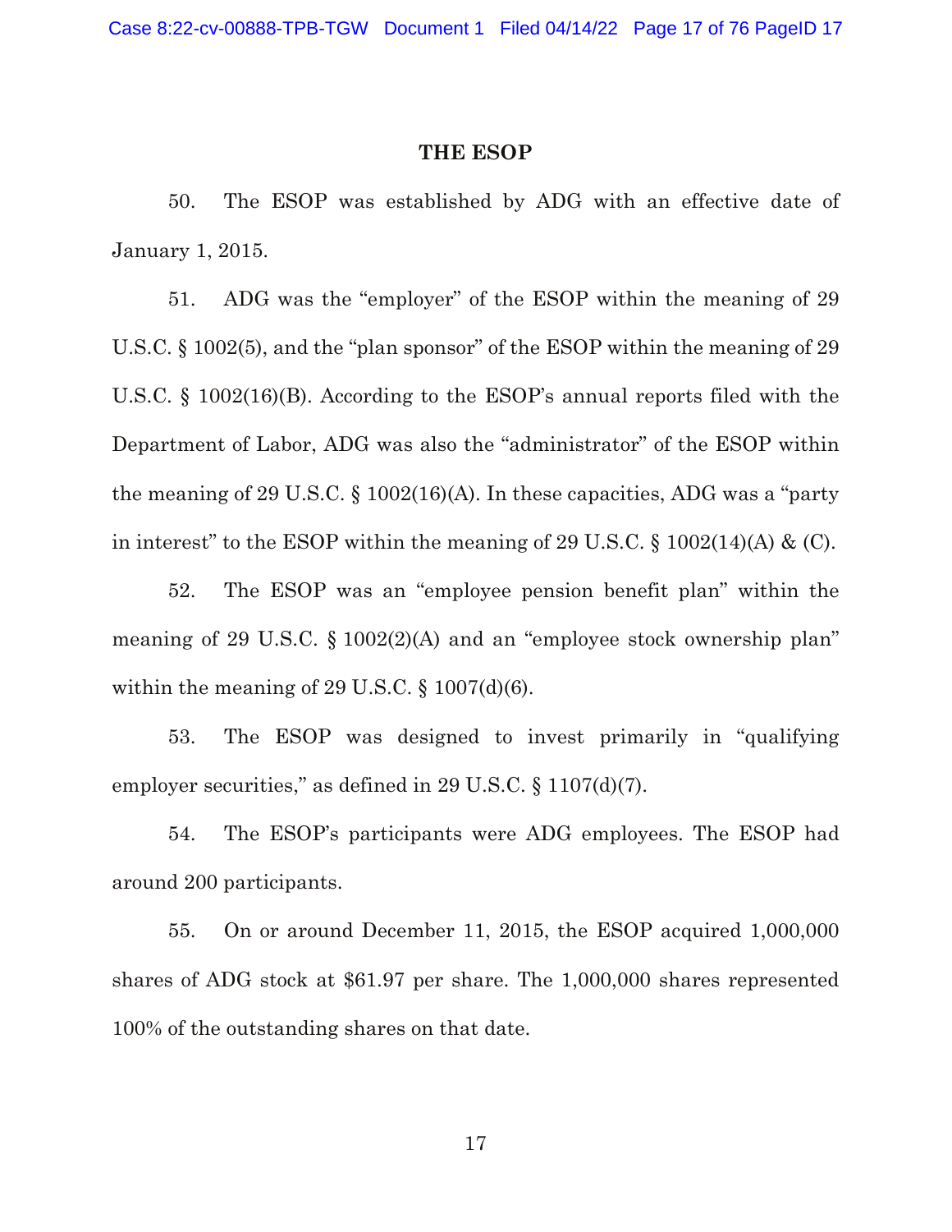## THE ESOP

50. The ESOP was established by ADG with an effective date of January 1, 2015.

51. ADG was the "employer" of the ESOP within the meaning of 29 U.S.C. § 1002(5), and the "plan sponsor" of the ESOP within the meaning of 29 U.S.C. § 1002(16)(B). According to the ESOP's annual reports filed with the Department of Labor, ADG was also the "administrator" of the ESOP within the meaning of 29 U.S.C. § 1002(16)(A). In these capacities, ADG was a "party in interest" to the ESOP within the meaning of 29 U.S.C. § 1002(14)(A) & (C).

52. The ESOP was an "employee pension benefit plan" within the meaning of 29 U.S.C. § 1002(2)(A) and an "employee stock ownership plan" within the meaning of 29 U.S.C. § 1007(d)(6).

53. The ESOP was designed to invest primarily in "qualifying employer securities," as defined in 29 U.S.C. § 1107(d)(7).

54. The ESOP's participants were ADG employees. The ESOP had around 200 participants.

55. On or around December 11, 2015, the ESOP acquired 1,000,000 shares of ADG stock at $61.97 per share. The 1,000,000 shares represented 100% of the outstanding shares on that date.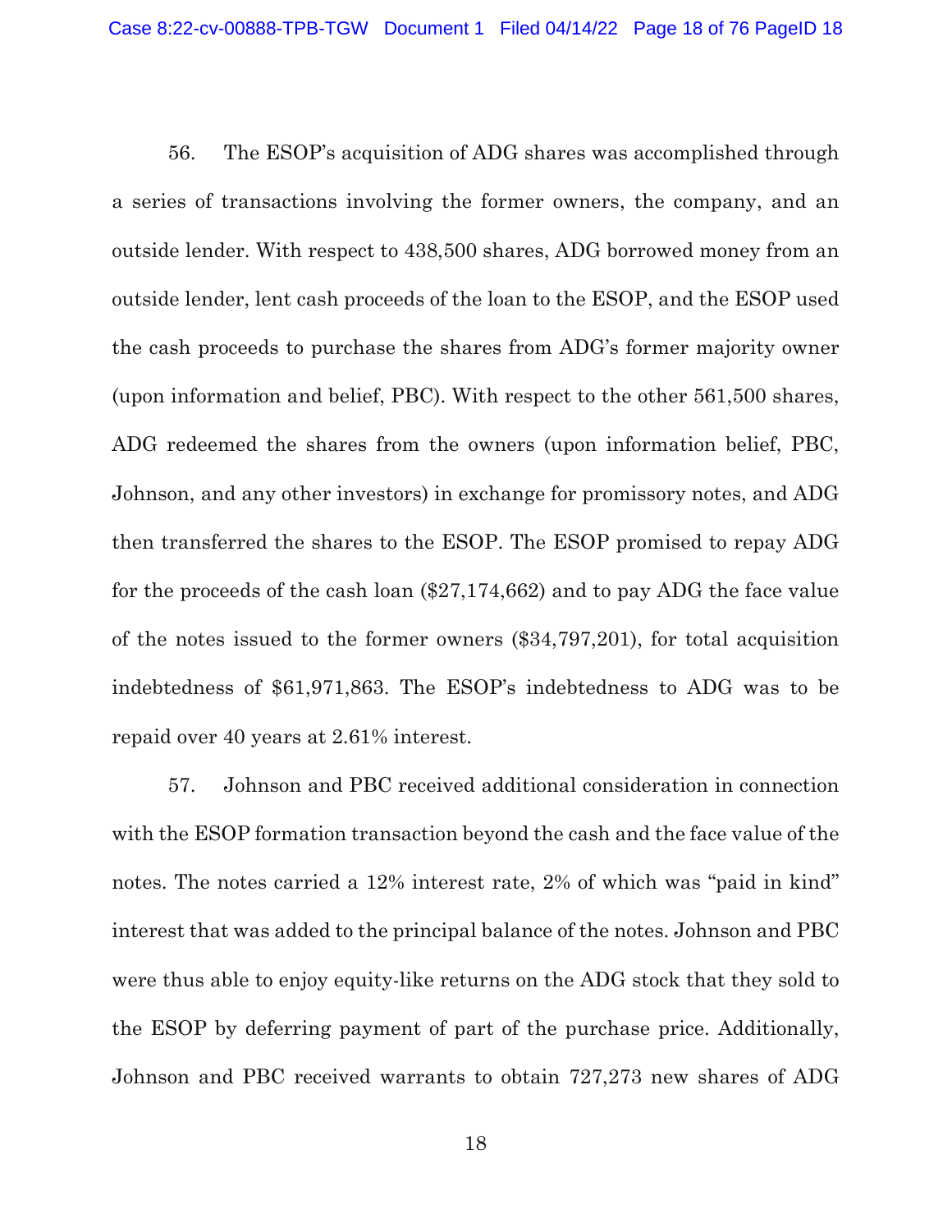56. The ESOP's acquisition of ADG shares was accomplished through a series of transactions involving the former owners, the company, and an outside lender. With respect to 438,500 shares, ADG borrowed money from an outside lender, lent cash proceeds of the loan to the ESOP, and the ESOP used the cash proceeds to purchase the shares from ADG's former majority owner (upon information and belief, PBC). With respect to the other 561,500 shares, ADG redeemed the shares from the owners (upon information belief, PBC, Johnson, and any other investors) in exchange for promissory notes, and ADG then transferred the shares to the ESOP. The ESOP promised to repay ADG for the proceeds of the cash loan ($27,174,662) and to pay ADG the face value of the notes issued to the former owners ($34,797,201), for total acquisition indebtedness of $61,971,863. The ESOP's indebtedness to ADG was to be repaid over 40 years at 2.61% interest.

57. Johnson and PBC received additional consideration in connection with the ESOP formation transaction beyond the cash and the face value of the notes. The notes carried a 12% interest rate, 2% of which was "paid in kind" interest that was added to the principal balance of the notes. Johnson and PBC were thus able to enjoy equity-like returns on the ADG stock that they sold to the ESOP by deferring payment of part of the purchase price. Additionally, Johnson and PBC received warrants to obtain 727,273 new shares of ADG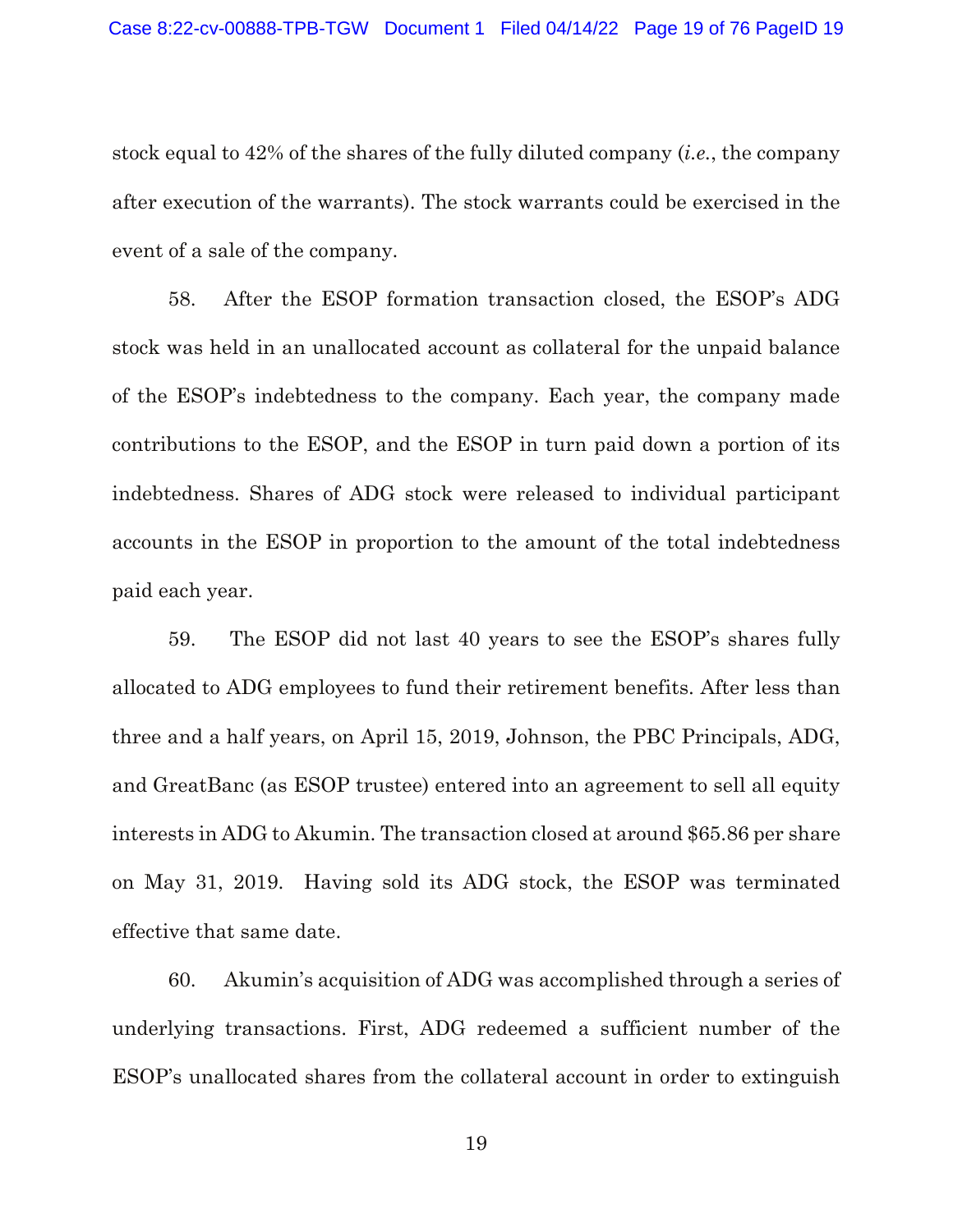stock equal to 42% of the shares of the fully diluted company (*i.e.*, the company after execution of the warrants). The stock warrants could be exercised in the event of a sale of the company.

58. After the ESOP formation transaction closed, the ESOP's ADG stock was held in an unallocated account as collateral for the unpaid balance of the ESOP's indebtedness to the company. Each year, the company made contributions to the ESOP, and the ESOP in turn paid down a portion of its indebtedness. Shares of ADG stock were released to individual participant accounts in the ESOP in proportion to the amount of the total indebtedness paid each year.

59. The ESOP did not last 40 years to see the ESOP's shares fully allocated to ADG employees to fund their retirement benefits. After less than three and a half years, on April 15, 2019, Johnson, the PBC Principals, ADG, and GreatBanc (as ESOP trustee) entered into an agreement to sell all equity interests in ADG to Akumin. The transaction closed at around $65.86 per share on May 31, 2019. Having sold its ADG stock, the ESOP was terminated effective that same date.

60. Akumin's acquisition of ADG was accomplished through a series of underlying transactions. First, ADG redeemed a sufficient number of the ESOP's unallocated shares from the collateral account in order to extinguish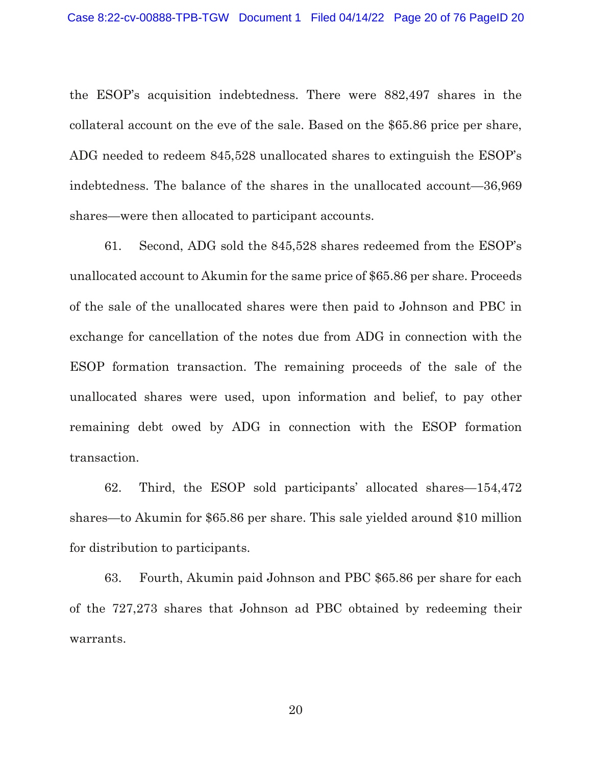the ESOP's acquisition indebtedness. There were 882,497 shares in the collateral account on the eve of the sale. Based on the $65.86 price per share, ADG needed to redeem 845,528 unallocated shares to extinguish the ESOP's indebtedness. The balance of the shares in the unallocated account—36,969 shares—were then allocated to participant accounts.

61. Second, ADG sold the 845,528 shares redeemed from the ESOP's unallocated account to Akumin for the same price of $65.86 per share. Proceeds of the sale of the unallocated shares were then paid to Johnson and PBC in exchange for cancellation of the notes due from ADG in connection with the ESOP formation transaction. The remaining proceeds of the sale of the unallocated shares were used, upon information and belief, to pay other remaining debt owed by ADG in connection with the ESOP formation transaction.

62. Third, the ESOP sold participants' allocated shares—154,472 shares—to Akumin for $65.86 per share. This sale yielded around $10 million for distribution to participants.

63. Fourth, Akumin paid Johnson and PBC $65.86 per share for each of the 727,273 shares that Johnson ad PBC obtained by redeeming their warrants.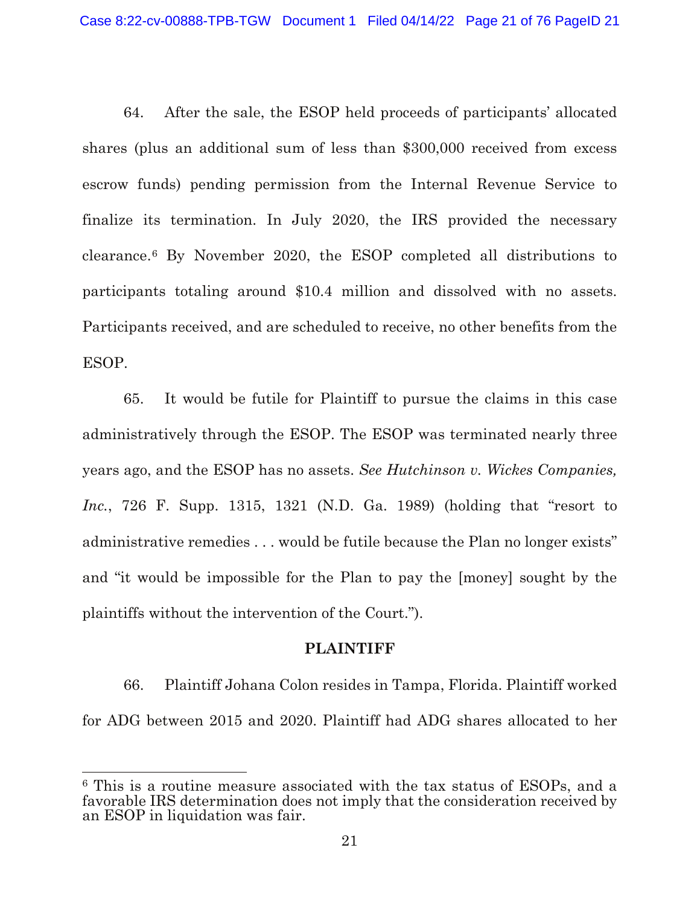64. After the sale, the ESOP held proceeds of participants' allocated shares (plus an additional sum of less than $300,000 received from excess escrow funds) pending permission from the Internal Revenue Service to finalize its termination. In July 2020, the IRS provided the necessary clearance.[6] By November 2020, the ESOP completed all distributions to participants totaling around $10.4 million and dissolved with no assets. Participants received, and are scheduled to receive, no other benefits from the ESOP.

65. It would be futile for Plaintiff to pursue the claims in this case administratively through the ESOP. The ESOP was terminated nearly three years ago, and the ESOP has no assets. *See Hutchinson v. Wickes Companies, Inc.*, 726 F. Supp. 1315, 1321 (N.D. Ga. 1989) (holding that "resort to administrative remedies . . . would be futile because the Plan no longer exists" and "it would be impossible for the Plan to pay the [money] sought by the plaintiffs without the intervention of the Court.").

## PLAINTIFF

66. Plaintiff Johana Colon resides in Tampa, Florida. Plaintiff worked for ADG between 2015 and 2020. Plaintiff had ADG shares allocated to her

---

[6] This is a routine measure associated with the tax status of ESOPs, and a favorable IRS determination does not imply that the consideration received by an ESOP in liquidation was fair.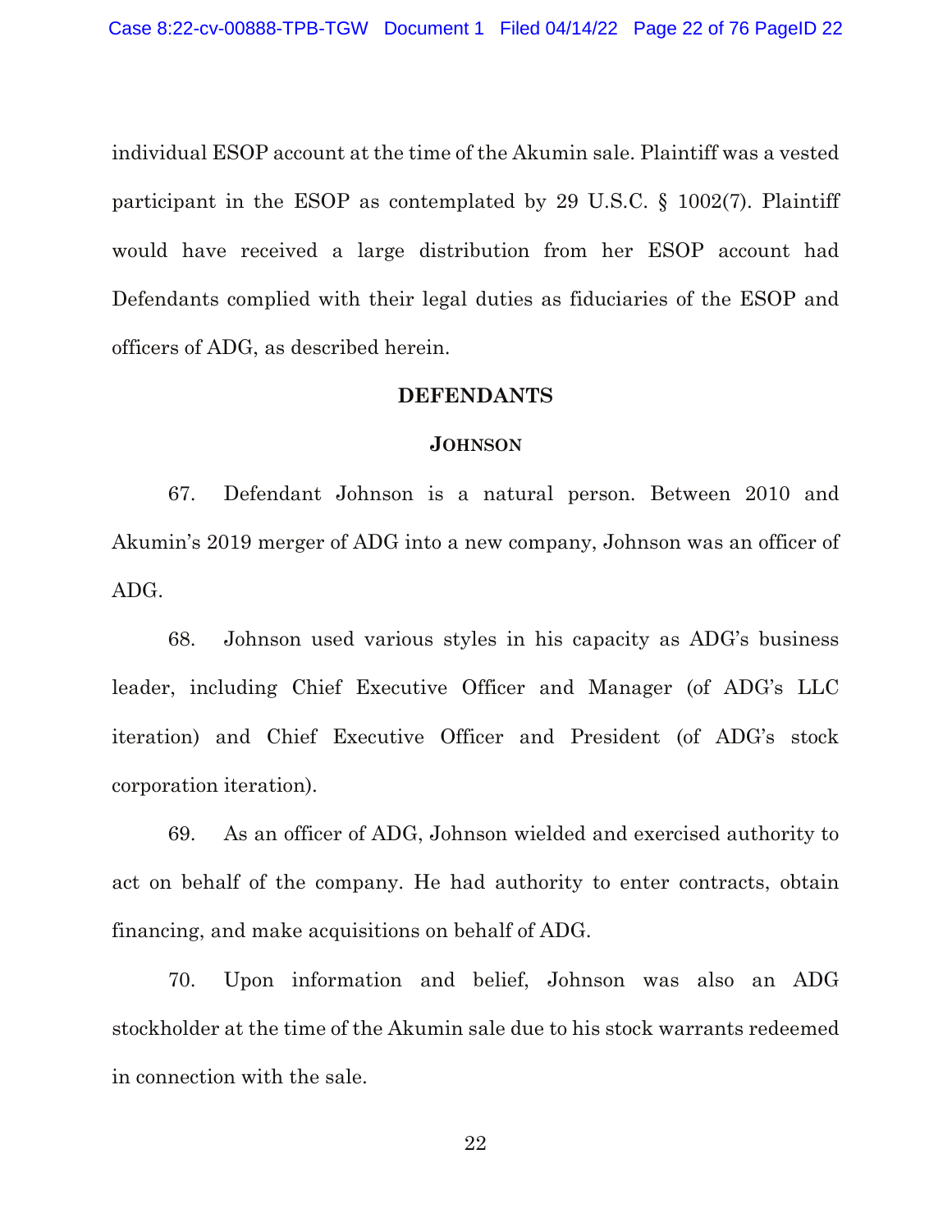individual ESOP account at the time of the Akumin sale. Plaintiff was a vested participant in the ESOP as contemplated by 29 U.S.C. § 1002(7). Plaintiff would have received a large distribution from her ESOP account had Defendants complied with their legal duties as fiduciaries of the ESOP and officers of ADG, as described herein.

## DEFENDANTS

### JOHNSON

67. Defendant Johnson is a natural person. Between 2010 and Akumin's 2019 merger of ADG into a new company, Johnson was an officer of ADG.

68. Johnson used various styles in his capacity as ADG's business leader, including Chief Executive Officer and Manager (of ADG's LLC iteration) and Chief Executive Officer and President (of ADG's stock corporation iteration).

69. As an officer of ADG, Johnson wielded and exercised authority to act on behalf of the company. He had authority to enter contracts, obtain financing, and make acquisitions on behalf of ADG.

70. Upon information and belief, Johnson was also an ADG stockholder at the time of the Akumin sale due to his stock warrants redeemed in connection with the sale.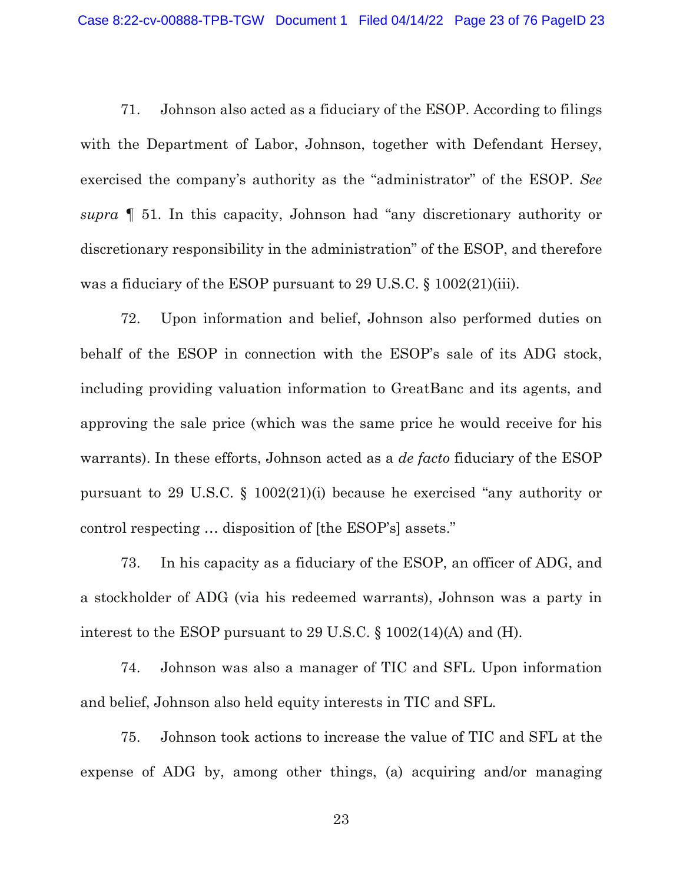71. Johnson also acted as a fiduciary of the ESOP. According to filings with the Department of Labor, Johnson, together with Defendant Hersey, exercised the company's authority as the "administrator" of the ESOP. *See supra* ¶ 51. In this capacity, Johnson had "any discretionary authority or discretionary responsibility in the administration" of the ESOP, and therefore was a fiduciary of the ESOP pursuant to 29 U.S.C. § 1002(21)(iii).

72. Upon information and belief, Johnson also performed duties on behalf of the ESOP in connection with the ESOP's sale of its ADG stock, including providing valuation information to GreatBanc and its agents, and approving the sale price (which was the same price he would receive for his warrants). In these efforts, Johnson acted as a *de facto* fiduciary of the ESOP pursuant to 29 U.S.C. § 1002(21)(i) because he exercised "any authority or control respecting … disposition of [the ESOP's] assets."

73. In his capacity as a fiduciary of the ESOP, an officer of ADG, and a stockholder of ADG (via his redeemed warrants), Johnson was a party in interest to the ESOP pursuant to 29 U.S.C. § 1002(14)(A) and (H).

74. Johnson was also a manager of TIC and SFL. Upon information and belief, Johnson also held equity interests in TIC and SFL.

75. Johnson took actions to increase the value of TIC and SFL at the expense of ADG by, among other things, (a) acquiring and/or managing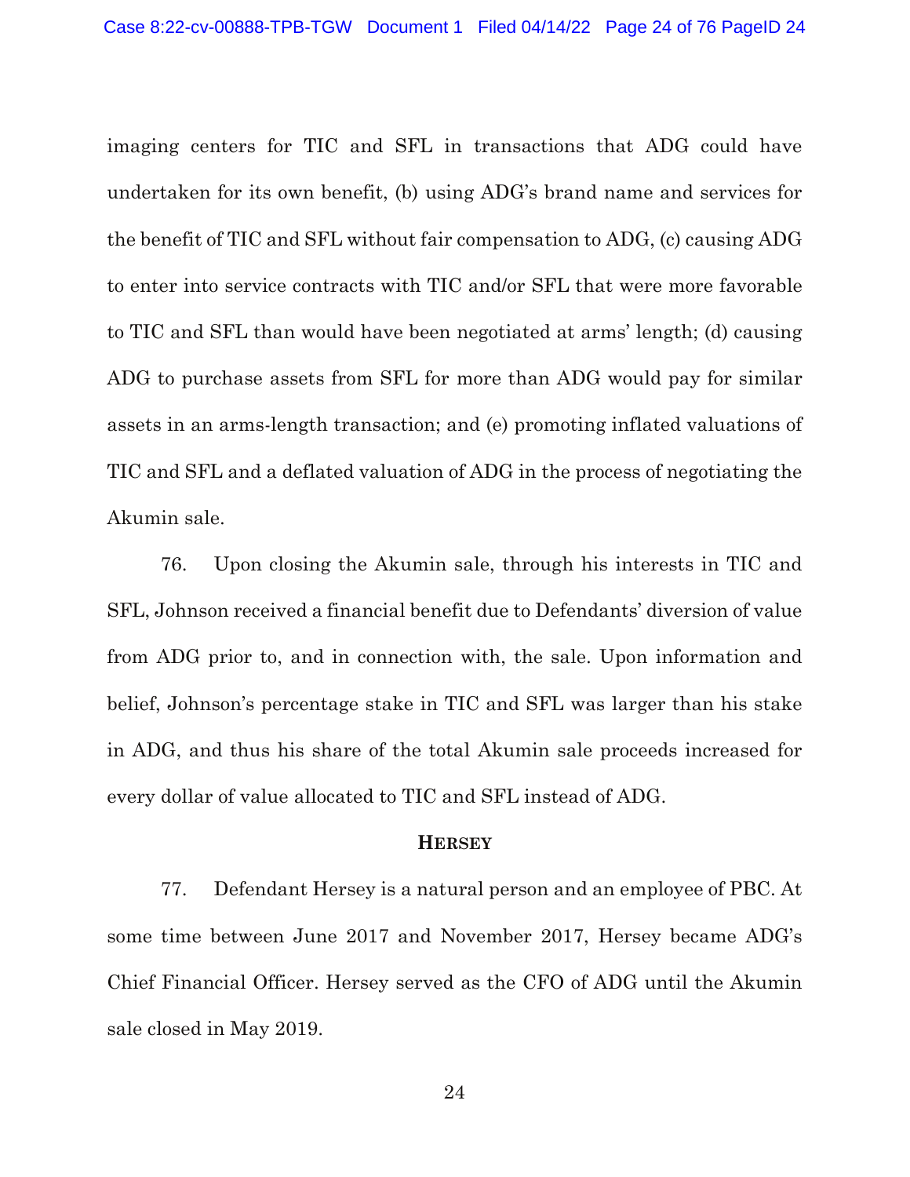imaging centers for TIC and SFL in transactions that ADG could have undertaken for its own benefit, (b) using ADG's brand name and services for the benefit of TIC and SFL without fair compensation to ADG, (c) causing ADG to enter into service contracts with TIC and/or SFL that were more favorable to TIC and SFL than would have been negotiated at arms' length; (d) causing ADG to purchase assets from SFL for more than ADG would pay for similar assets in an arms-length transaction; and (e) promoting inflated valuations of TIC and SFL and a deflated valuation of ADG in the process of negotiating the Akumin sale.

76. Upon closing the Akumin sale, through his interests in TIC and SFL, Johnson received a financial benefit due to Defendants' diversion of value from ADG prior to, and in connection with, the sale. Upon information and belief, Johnson's percentage stake in TIC and SFL was larger than his stake in ADG, and thus his share of the total Akumin sale proceeds increased for every dollar of value allocated to TIC and SFL instead of ADG.

**HERSEY**

77. Defendant Hersey is a natural person and an employee of PBC. At some time between June 2017 and November 2017, Hersey became ADG's Chief Financial Officer. Hersey served as the CFO of ADG until the Akumin sale closed in May 2019.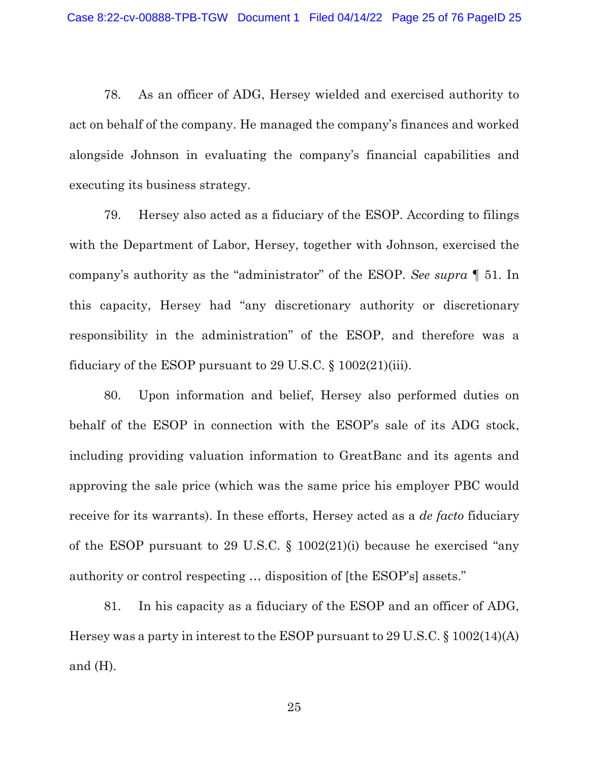78. As an officer of ADG, Hersey wielded and exercised authority to act on behalf of the company. He managed the company's finances and worked alongside Johnson in evaluating the company's financial capabilities and executing its business strategy.

79. Hersey also acted as a fiduciary of the ESOP. According to filings with the Department of Labor, Hersey, together with Johnson, exercised the company's authority as the "administrator" of the ESOP. *See supra* ¶ 51. In this capacity, Hersey had "any discretionary authority or discretionary responsibility in the administration" of the ESOP, and therefore was a fiduciary of the ESOP pursuant to 29 U.S.C. § 1002(21)(iii).

80. Upon information and belief, Hersey also performed duties on behalf of the ESOP in connection with the ESOP's sale of its ADG stock, including providing valuation information to GreatBanc and its agents and approving the sale price (which was the same price his employer PBC would receive for its warrants). In these efforts, Hersey acted as a *de facto* fiduciary of the ESOP pursuant to 29 U.S.C. § 1002(21)(i) because he exercised "any authority or control respecting … disposition of [the ESOP's] assets."

81. In his capacity as a fiduciary of the ESOP and an officer of ADG, Hersey was a party in interest to the ESOP pursuant to 29 U.S.C. § 1002(14)(A) and (H).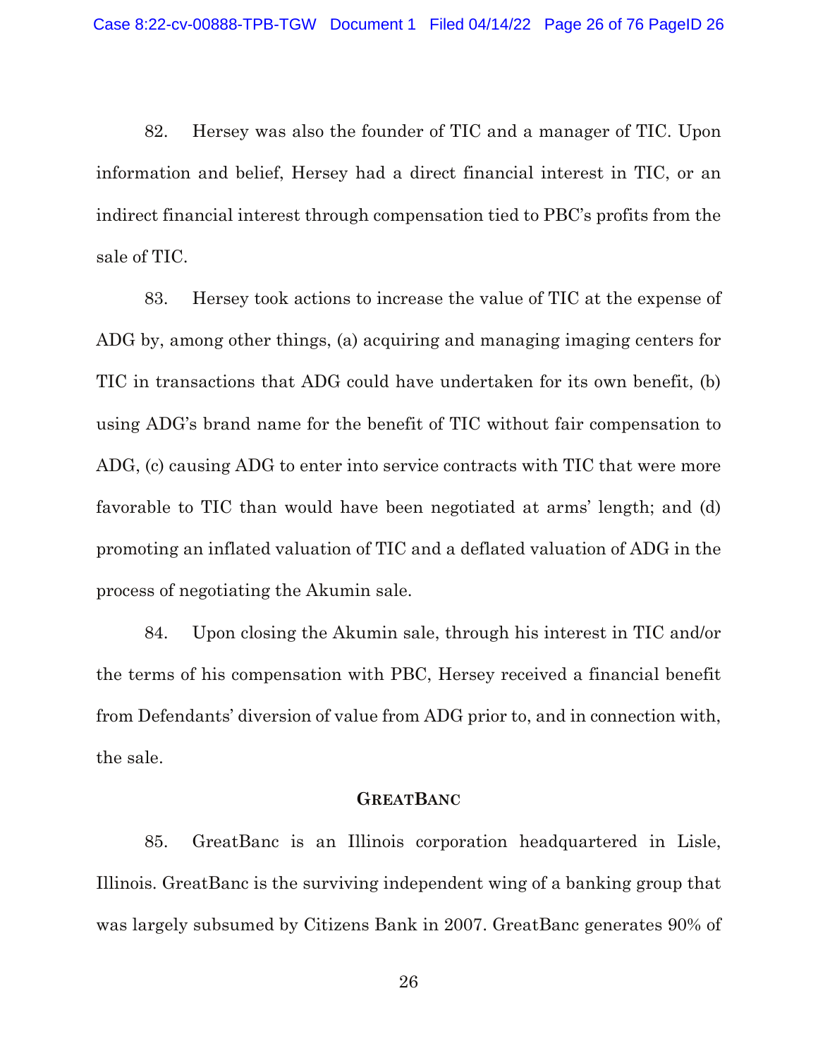82. Hersey was also the founder of TIC and a manager of TIC. Upon information and belief, Hersey had a direct financial interest in TIC, or an indirect financial interest through compensation tied to PBC's profits from the sale of TIC.

83. Hersey took actions to increase the value of TIC at the expense of ADG by, among other things, (a) acquiring and managing imaging centers for TIC in transactions that ADG could have undertaken for its own benefit, (b) using ADG's brand name for the benefit of TIC without fair compensation to ADG, (c) causing ADG to enter into service contracts with TIC that were more favorable to TIC than would have been negotiated at arms' length; and (d) promoting an inflated valuation of TIC and a deflated valuation of ADG in the process of negotiating the Akumin sale.

84. Upon closing the Akumin sale, through his interest in TIC and/or the terms of his compensation with PBC, Hersey received a financial benefit from Defendants' diversion of value from ADG prior to, and in connection with, the sale.

## GreatBanc

85. GreatBanc is an Illinois corporation headquartered in Lisle, Illinois. GreatBanc is the surviving independent wing of a banking group that was largely subsumed by Citizens Bank in 2007. GreatBanc generates 90% of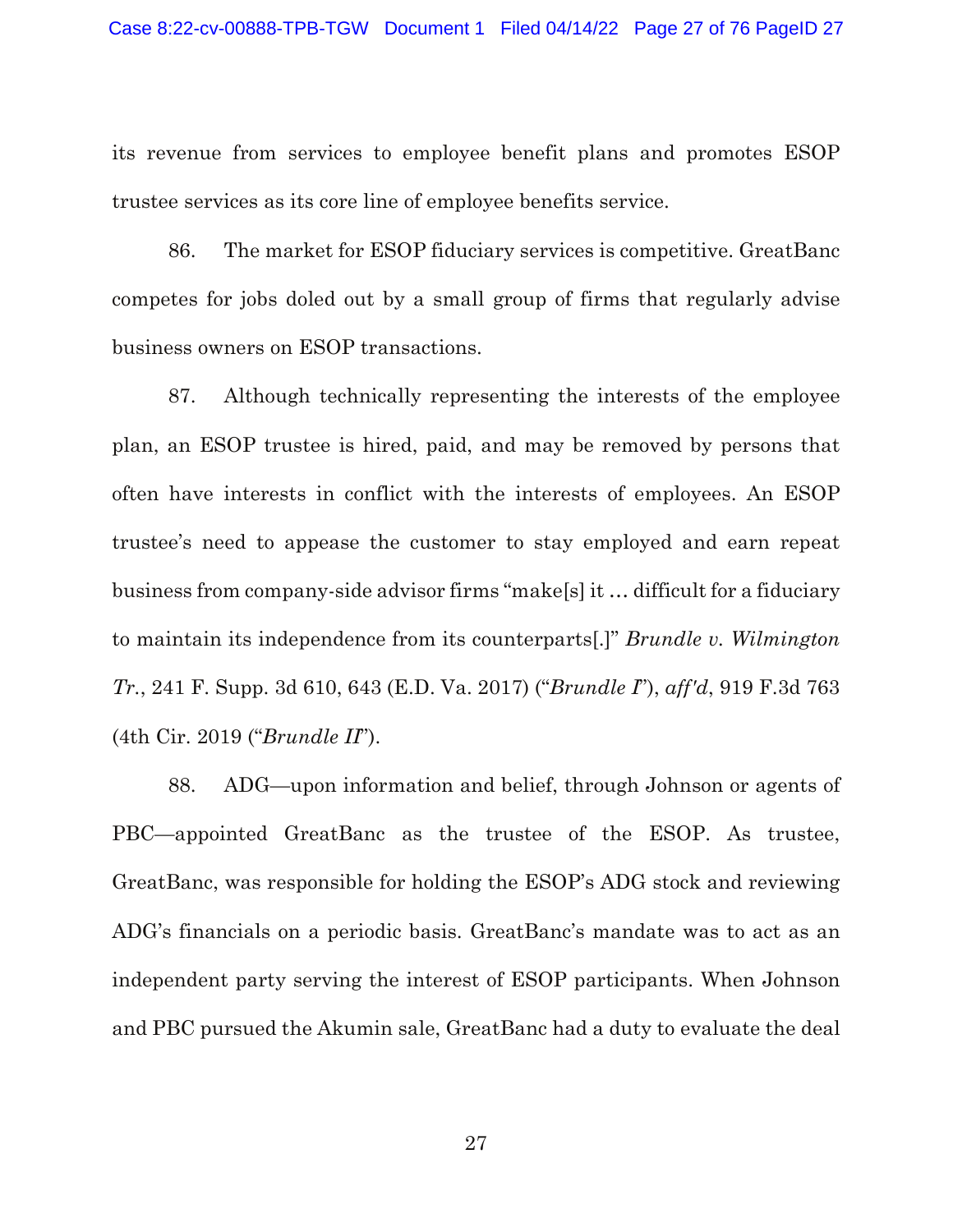its revenue from services to employee benefit plans and promotes ESOP trustee services as its core line of employee benefits service.

86. The market for ESOP fiduciary services is competitive. GreatBanc competes for jobs doled out by a small group of firms that regularly advise business owners on ESOP transactions.

87. Although technically representing the interests of the employee plan, an ESOP trustee is hired, paid, and may be removed by persons that often have interests in conflict with the interests of employees. An ESOP trustee's need to appease the customer to stay employed and earn repeat business from company-side advisor firms "make[s] it … difficult for a fiduciary to maintain its independence from its counterparts[.]" *Brundle v. Wilmington Tr.*, 241 F. Supp. 3d 610, 643 (E.D. Va. 2017) ("*Brundle I*"), *aff'd*, 919 F.3d 763 (4th Cir. 2019 ("*Brundle II*").

88. ADG—upon information and belief, through Johnson or agents of PBC—appointed GreatBanc as the trustee of the ESOP. As trustee, GreatBanc, was responsible for holding the ESOP's ADG stock and reviewing ADG's financials on a periodic basis. GreatBanc's mandate was to act as an independent party serving the interest of ESOP participants. When Johnson and PBC pursued the Akumin sale, GreatBanc had a duty to evaluate the deal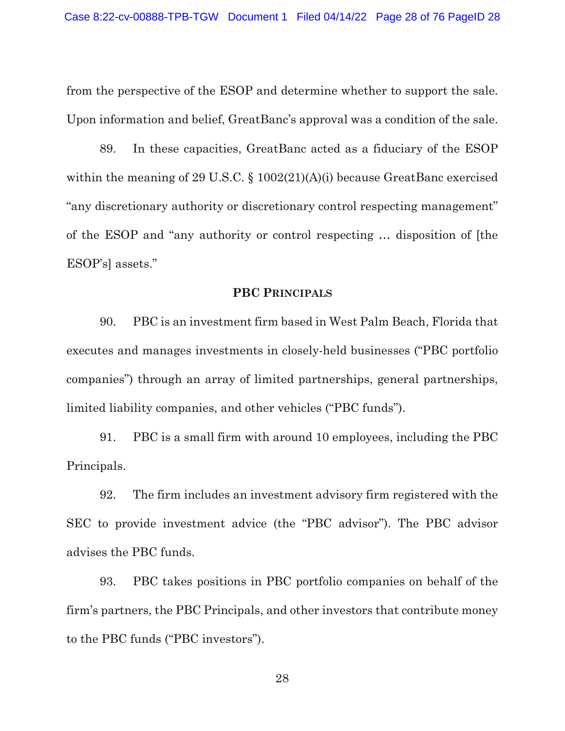from the perspective of the ESOP and determine whether to support the sale. Upon information and belief, GreatBanc's approval was a condition of the sale.

89. In these capacities, GreatBanc acted as a fiduciary of the ESOP within the meaning of 29 U.S.C. § 1002(21)(A)(i) because GreatBanc exercised "any discretionary authority or discretionary control respecting management" of the ESOP and "any authority or control respecting … disposition of [the ESOP's] assets."

### PBC PRINCIPALS

90. PBC is an investment firm based in West Palm Beach, Florida that executes and manages investments in closely-held businesses ("PBC portfolio companies") through an array of limited partnerships, general partnerships, limited liability companies, and other vehicles ("PBC funds").

91. PBC is a small firm with around 10 employees, including the PBC Principals.

92. The firm includes an investment advisory firm registered with the SEC to provide investment advice (the "PBC advisor"). The PBC advisor advises the PBC funds.

93. PBC takes positions in PBC portfolio companies on behalf of the firm's partners, the PBC Principals, and other investors that contribute money to the PBC funds ("PBC investors").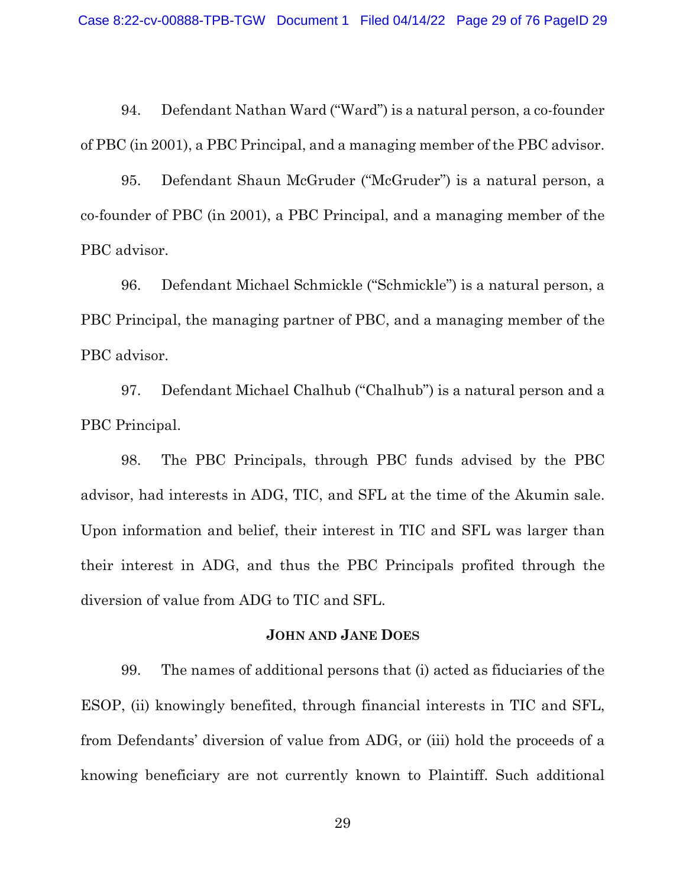94. Defendant Nathan Ward ("Ward") is a natural person, a co-founder of PBC (in 2001), a PBC Principal, and a managing member of the PBC advisor.

95. Defendant Shaun McGruder ("McGruder") is a natural person, a co-founder of PBC (in 2001), a PBC Principal, and a managing member of the PBC advisor.

96. Defendant Michael Schmickle ("Schmickle") is a natural person, a PBC Principal, the managing partner of PBC, and a managing member of the PBC advisor.

97. Defendant Michael Chalhub ("Chalhub") is a natural person and a PBC Principal.

98. The PBC Principals, through PBC funds advised by the PBC advisor, had interests in ADG, TIC, and SFL at the time of the Akumin sale. Upon information and belief, their interest in TIC and SFL was larger than their interest in ADG, and thus the PBC Principals profited through the diversion of value from ADG to TIC and SFL.

**JOHN AND JANE DOES**

99. The names of additional persons that (i) acted as fiduciaries of the ESOP, (ii) knowingly benefited, through financial interests in TIC and SFL, from Defendants' diversion of value from ADG, or (iii) hold the proceeds of a knowing beneficiary are not currently known to Plaintiff. Such additional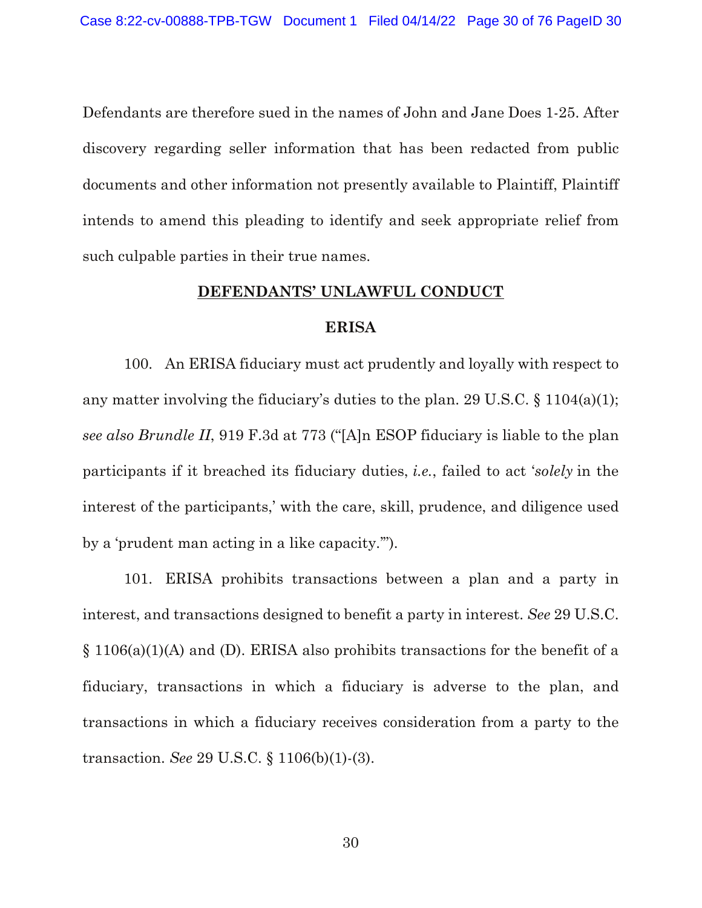Defendants are therefore sued in the names of John and Jane Does 1-25. After discovery regarding seller information that has been redacted from public documents and other information not presently available to Plaintiff, Plaintiff intends to amend this pleading to identify and seek appropriate relief from such culpable parties in their true names.

## DEFENDANTS' UNLAWFUL CONDUCT

### ERISA

100. An ERISA fiduciary must act prudently and loyally with respect to any matter involving the fiduciary's duties to the plan. 29 U.S.C. § 1104(a)(1); *see also Brundle II*, 919 F.3d at 773 ("[A]n ESOP fiduciary is liable to the plan participants if it breached its fiduciary duties, *i.e.*, failed to act '*solely* in the interest of the participants,' with the care, skill, prudence, and diligence used by a 'prudent man acting in a like capacity.'").

101. ERISA prohibits transactions between a plan and a party in interest, and transactions designed to benefit a party in interest. *See* 29 U.S.C. § 1106(a)(1)(A) and (D). ERISA also prohibits transactions for the benefit of a fiduciary, transactions in which a fiduciary is adverse to the plan, and transactions in which a fiduciary receives consideration from a party to the transaction. *See* 29 U.S.C. § 1106(b)(1)-(3).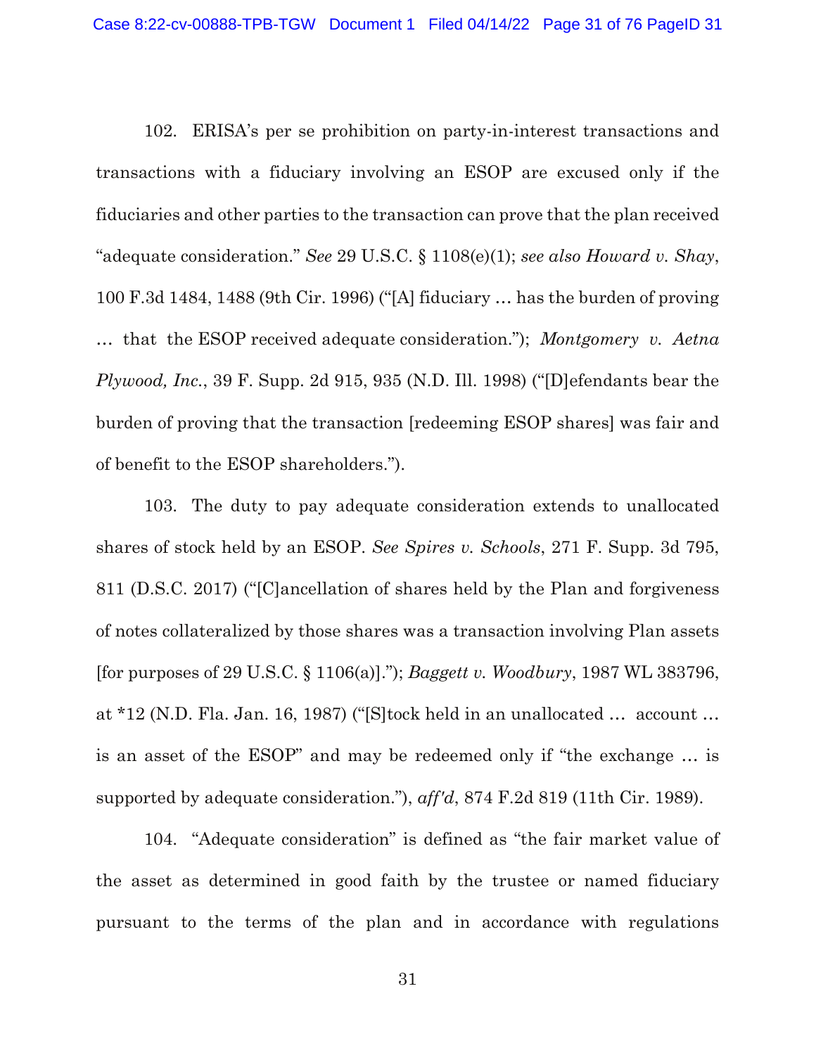102. ERISA's per se prohibition on party-in-interest transactions and transactions with a fiduciary involving an ESOP are excused only if the fiduciaries and other parties to the transaction can prove that the plan received "adequate consideration." *See* 29 U.S.C. § 1108(e)(1); *see also Howard v. Shay*, 100 F.3d 1484, 1488 (9th Cir. 1996) ("[A] fiduciary … has the burden of proving … that the ESOP received adequate consideration."); *Montgomery v. Aetna Plywood, Inc.*, 39 F. Supp. 2d 915, 935 (N.D. Ill. 1998) ("[D]efendants bear the burden of proving that the transaction [redeeming ESOP shares] was fair and of benefit to the ESOP shareholders.").

103. The duty to pay adequate consideration extends to unallocated shares of stock held by an ESOP. *See Spires v. Schools*, 271 F. Supp. 3d 795, 811 (D.S.C. 2017) ("[C]ancellation of shares held by the Plan and forgiveness of notes collateralized by those shares was a transaction involving Plan assets [for purposes of 29 U.S.C. § 1106(a)]."); *Baggett v. Woodbury*, 1987 WL 383796, at *12 (N.D. Fla. Jan. 16, 1987) ("[S]tock held in an unallocated … account … is an asset of the ESOP" and may be redeemed only if "the exchange … is supported by adequate consideration."), *aff'd*, 874 F.2d 819 (11th Cir. 1989).

104. "Adequate consideration" is defined as "the fair market value of the asset as determined in good faith by the trustee or named fiduciary pursuant to the terms of the plan and in accordance with regulations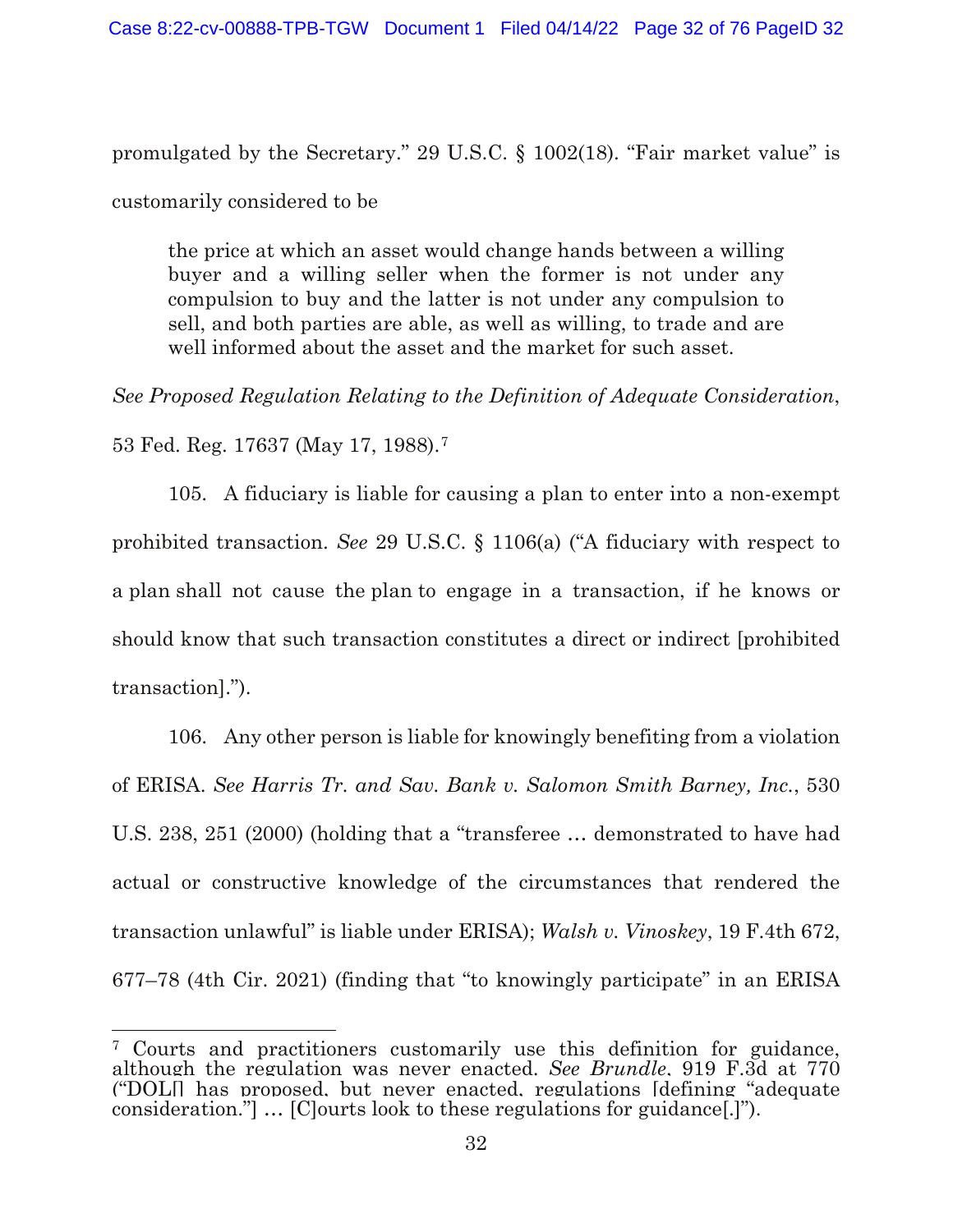promulgated by the Secretary." 29 U.S.C. § 1002(18). "Fair market value" is customarily considered to be

> the price at which an asset would change hands between a willing buyer and a willing seller when the former is not under any compulsion to buy and the latter is not under any compulsion to sell, and both parties are able, as well as willing, to trade and are well informed about the asset and the market for such asset.

*See Proposed Regulation Relating to the Definition of Adequate Consideration*, 53 Fed. Reg. 17637 (May 17, 1988).[7]

105. A fiduciary is liable for causing a plan to enter into a non-exempt prohibited transaction. *See* 29 U.S.C. § 1106(a) ("A fiduciary with respect to a plan shall not cause the plan to engage in a transaction, if he knows or should know that such transaction constitutes a direct or indirect [prohibited transaction].").

106. Any other person is liable for knowingly benefiting from a violation of ERISA. *See Harris Tr. and Sav. Bank v. Salomon Smith Barney, Inc.*, 530 U.S. 238, 251 (2000) (holding that a "transferee … demonstrated to have had actual or constructive knowledge of the circumstances that rendered the transaction unlawful" is liable under ERISA); *Walsh v. Vinoskey*, 19 F.4th 672, 677–78 (4th Cir. 2021) (finding that "to knowingly participate" in an ERISA

---

[7] Courts and practitioners customarily use this definition for guidance, although the regulation was never enacted. *See Brundle*, 919 F.3d at 770 ("DOL[] has proposed, but never enacted, regulations [defining "adequate consideration."] … [C]ourts look to these regulations for guidance[.]").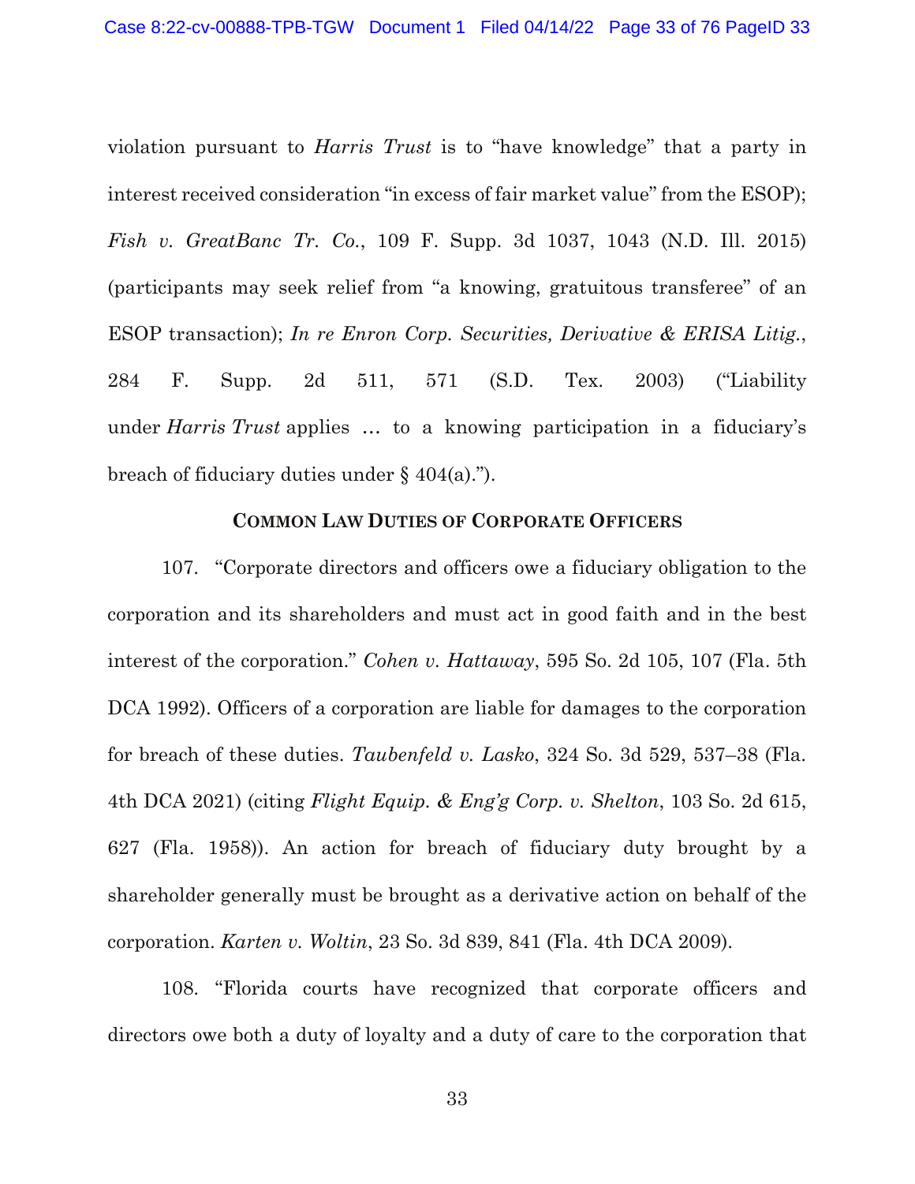violation pursuant to *Harris Trust* is to "have knowledge" that a party in interest received consideration "in excess of fair market value" from the ESOP); *Fish v. GreatBanc Tr. Co.*, 109 F. Supp. 3d 1037, 1043 (N.D. Ill. 2015) (participants may seek relief from "a knowing, gratuitous transferee" of an ESOP transaction); *In re Enron Corp. Securities, Derivative & ERISA Litig.*, 284 F. Supp. 2d 511, 571 (S.D. Tex. 2003) ("Liability under *Harris Trust* applies … to a knowing participation in a fiduciary's breach of fiduciary duties under § 404(a).").

## COMMON LAW DUTIES OF CORPORATE OFFICERS

107. "Corporate directors and officers owe a fiduciary obligation to the corporation and its shareholders and must act in good faith and in the best interest of the corporation." *Cohen v. Hattaway*, 595 So. 2d 105, 107 (Fla. 5th DCA 1992). Officers of a corporation are liable for damages to the corporation for breach of these duties. *Taubenfeld v. Lasko*, 324 So. 3d 529, 537–38 (Fla. 4th DCA 2021) (citing *Flight Equip. & Eng'g Corp. v. Shelton*, 103 So. 2d 615, 627 (Fla. 1958)). An action for breach of fiduciary duty brought by a shareholder generally must be brought as a derivative action on behalf of the corporation. *Karten v. Woltin*, 23 So. 3d 839, 841 (Fla. 4th DCA 2009).

108. "Florida courts have recognized that corporate officers and directors owe both a duty of loyalty and a duty of care to the corporation that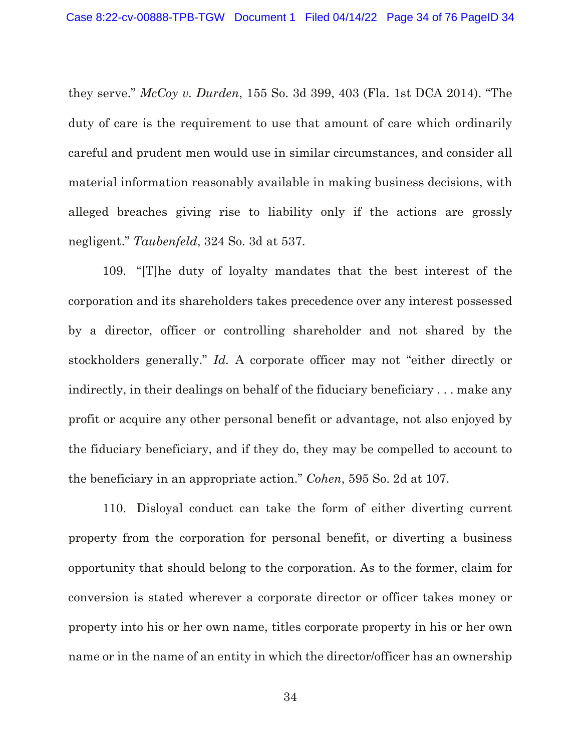they serve." *McCoy v. Durden*, 155 So. 3d 399, 403 (Fla. 1st DCA 2014). "The duty of care is the requirement to use that amount of care which ordinarily careful and prudent men would use in similar circumstances, and consider all material information reasonably available in making business decisions, with alleged breaches giving rise to liability only if the actions are grossly negligent." *Taubenfeld*, 324 So. 3d at 537.

109. "[T]he duty of loyalty mandates that the best interest of the corporation and its shareholders takes precedence over any interest possessed by a director, officer or controlling shareholder and not shared by the stockholders generally." *Id.* A corporate officer may not "either directly or indirectly, in their dealings on behalf of the fiduciary beneficiary . . . make any profit or acquire any other personal benefit or advantage, not also enjoyed by the fiduciary beneficiary, and if they do, they may be compelled to account to the beneficiary in an appropriate action." *Cohen*, 595 So. 2d at 107.

110. Disloyal conduct can take the form of either diverting current property from the corporation for personal benefit, or diverting a business opportunity that should belong to the corporation. As to the former, claim for conversion is stated wherever a corporate director or officer takes money or property into his or her own name, titles corporate property in his or her own name or in the name of an entity in which the director/officer has an ownership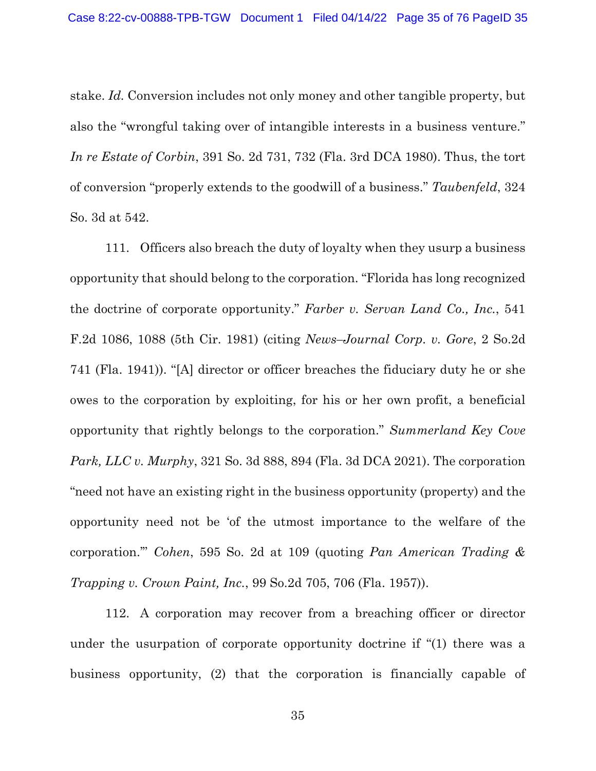stake. *Id.* Conversion includes not only money and other tangible property, but also the "wrongful taking over of intangible interests in a business venture." *In re Estate of Corbin*, 391 So. 2d 731, 732 (Fla. 3rd DCA 1980). Thus, the tort of conversion "properly extends to the goodwill of a business." *Taubenfeld*, 324 So. 3d at 542.

111. Officers also breach the duty of loyalty when they usurp a business opportunity that should belong to the corporation. "Florida has long recognized the doctrine of corporate opportunity." *Farber v. Servan Land Co., Inc.*, 541 F.2d 1086, 1088 (5th Cir. 1981) (citing *News–Journal Corp. v. Gore*, 2 So.2d 741 (Fla. 1941)). "[A] director or officer breaches the fiduciary duty he or she owes to the corporation by exploiting, for his or her own profit, a beneficial opportunity that rightly belongs to the corporation." *Summerland Key Cove Park, LLC v. Murphy*, 321 So. 3d 888, 894 (Fla. 3d DCA 2021). The corporation "need not have an existing right in the business opportunity (property) and the opportunity need not be 'of the utmost importance to the welfare of the corporation.'" *Cohen*, 595 So. 2d at 109 (quoting *Pan American Trading & Trapping v. Crown Paint, Inc.*, 99 So.2d 705, 706 (Fla. 1957)).

112. A corporation may recover from a breaching officer or director under the usurpation of corporate opportunity doctrine if "(1) there was a business opportunity, (2) that the corporation is financially capable of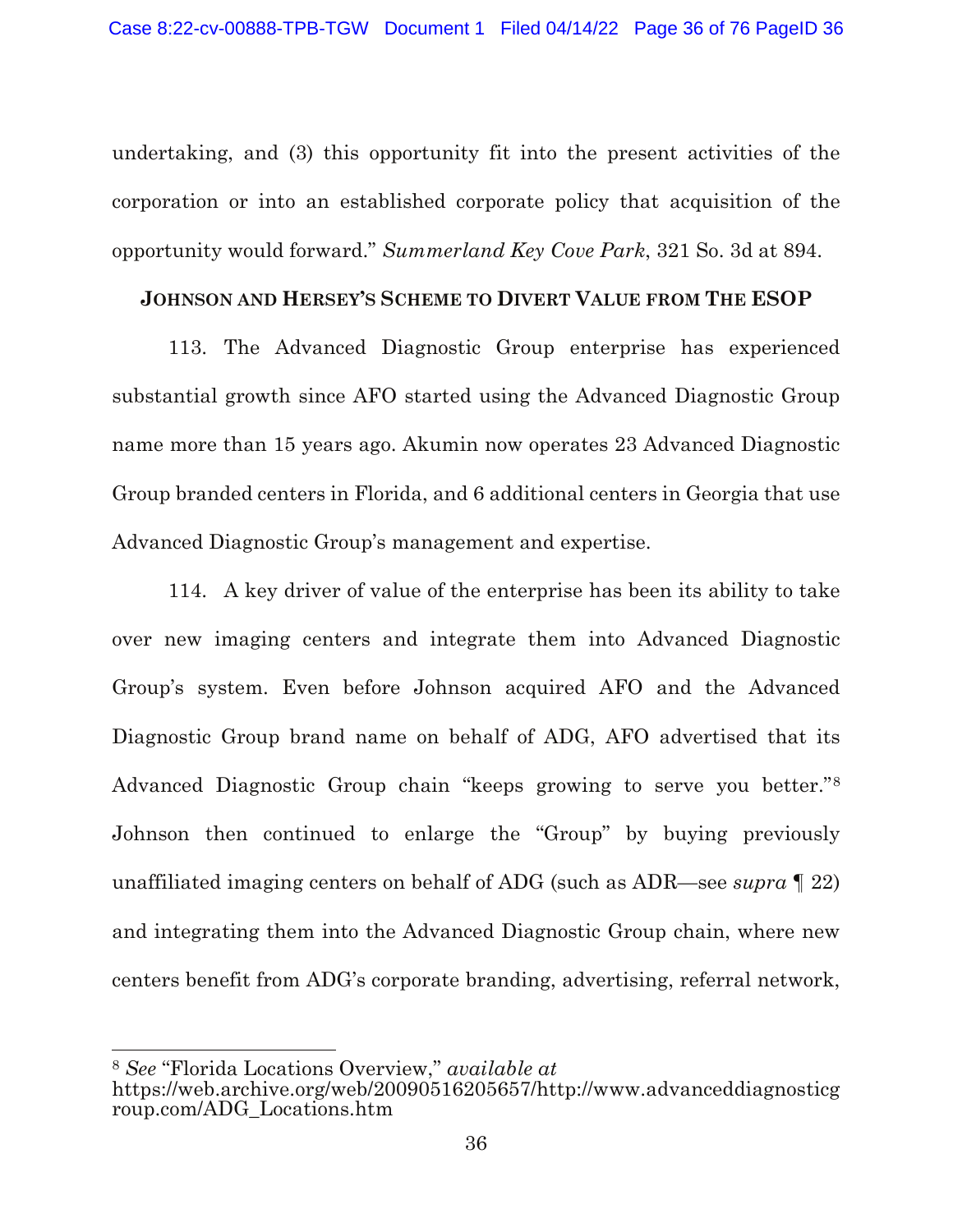undertaking, and (3) this opportunity fit into the present activities of the corporation or into an established corporate policy that acquisition of the opportunity would forward." *Summerland Key Cove Park*, 321 So. 3d at 894.

**JOHNSON AND HERSEY'S SCHEME TO DIVERT VALUE FROM THE ESOP**

113. The Advanced Diagnostic Group enterprise has experienced substantial growth since AFO started using the Advanced Diagnostic Group name more than 15 years ago. Akumin now operates 23 Advanced Diagnostic Group branded centers in Florida, and 6 additional centers in Georgia that use Advanced Diagnostic Group's management and expertise.

114. A key driver of value of the enterprise has been its ability to take over new imaging centers and integrate them into Advanced Diagnostic Group's system. Even before Johnson acquired AFO and the Advanced Diagnostic Group brand name on behalf of ADG, AFO advertised that its Advanced Diagnostic Group chain "keeps growing to serve you better."[8] Johnson then continued to enlarge the "Group" by buying previously unaffiliated imaging centers on behalf of ADG (such as ADR—see *supra* ¶ 22) and integrating them into the Advanced Diagnostic Group chain, where new centers benefit from ADG's corporate branding, advertising, referral network,

---

[8] *See* "Florida Locations Overview," *available at* https://web.archive.org/web/20090516205657/http://www.advanceddiagnosticgroup.com/ADG_Locations.htm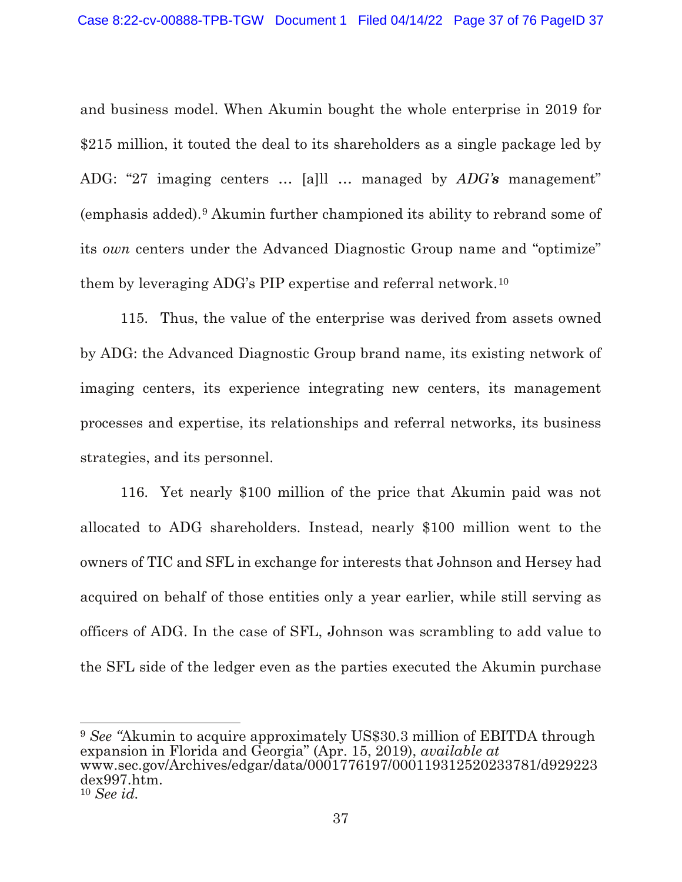and business model. When Akumin bought the whole enterprise in 2019 for $215 million, it touted the deal to its shareholders as a single package led by ADG: "27 imaging centers … [a]ll … managed by ***ADG's*** management" (emphasis added).[9] Akumin further championed its ability to rebrand some of its *own* centers under the Advanced Diagnostic Group name and "optimize" them by leveraging ADG's PIP expertise and referral network.[10]

115. Thus, the value of the enterprise was derived from assets owned by ADG: the Advanced Diagnostic Group brand name, its existing network of imaging centers, its experience integrating new centers, its management processes and expertise, its relationships and referral networks, its business strategies, and its personnel.

116. Yet nearly $100 million of the price that Akumin paid was not allocated to ADG shareholders. Instead, nearly $100 million went to the owners of TIC and SFL in exchange for interests that Johnson and Hersey had acquired on behalf of those entities only a year earlier, while still serving as officers of ADG. In the case of SFL, Johnson was scrambling to add value to the SFL side of the ledger even as the parties executed the Akumin purchase

---

[9] *See* "Akumin to acquire approximately US$30.3 million of EBITDA through expansion in Florida and Georgia" (Apr. 15, 2019), *available at* www.sec.gov/Archives/edgar/data/0001776197/000119312520233781/d929223dex997.htm.

[10] *See id.*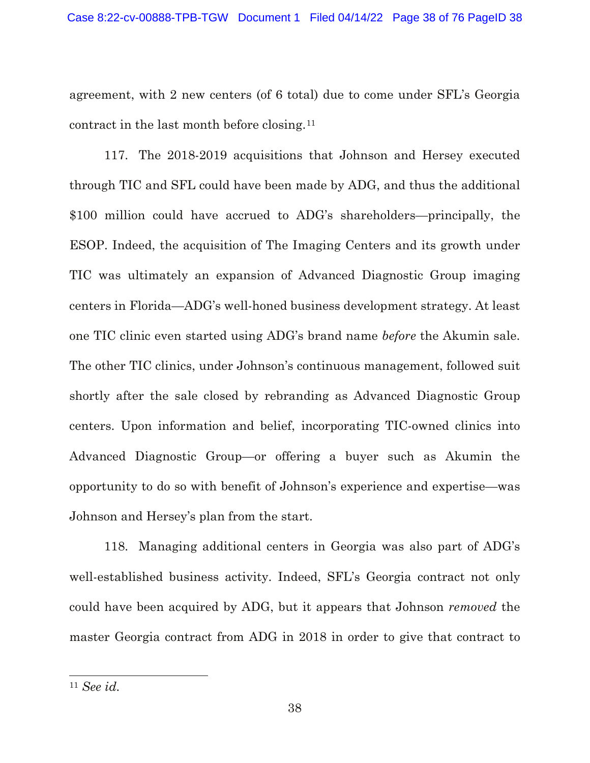agreement, with 2 new centers (of 6 total) due to come under SFL's Georgia contract in the last month before closing.[11]

117. The 2018-2019 acquisitions that Johnson and Hersey executed through TIC and SFL could have been made by ADG, and thus the additional $100 million could have accrued to ADG's shareholders—principally, the ESOP. Indeed, the acquisition of The Imaging Centers and its growth under TIC was ultimately an expansion of Advanced Diagnostic Group imaging centers in Florida—ADG's well-honed business development strategy. At least one TIC clinic even started using ADG's brand name *before* the Akumin sale. The other TIC clinics, under Johnson's continuous management, followed suit shortly after the sale closed by rebranding as Advanced Diagnostic Group centers. Upon information and belief, incorporating TIC-owned clinics into Advanced Diagnostic Group—or offering a buyer such as Akumin the opportunity to do so with benefit of Johnson's experience and expertise—was Johnson and Hersey's plan from the start.

118. Managing additional centers in Georgia was also part of ADG's well-established business activity. Indeed, SFL's Georgia contract not only could have been acquired by ADG, but it appears that Johnson *removed* the master Georgia contract from ADG in 2018 in order to give that contract to

---

[11] *See id.*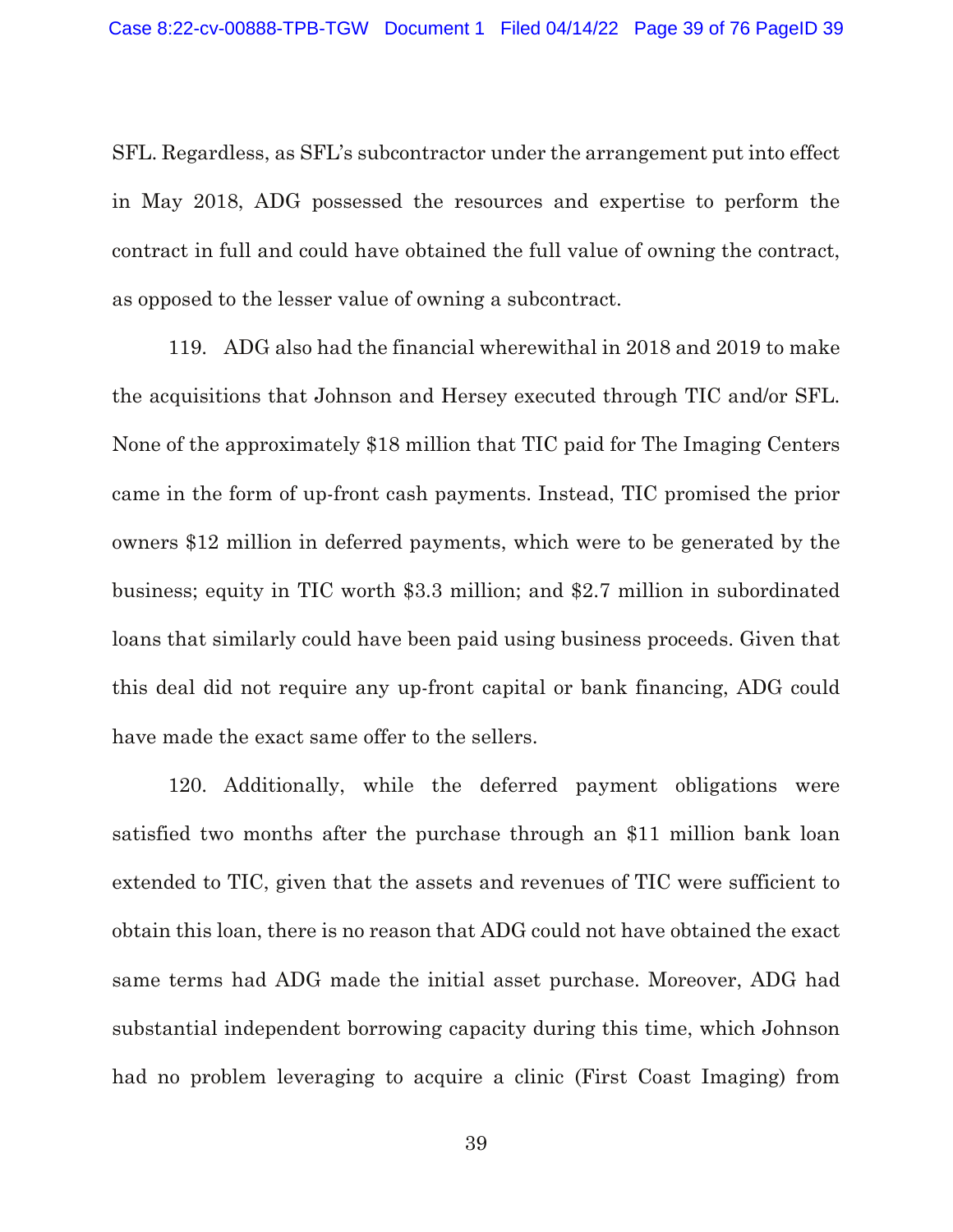SFL. Regardless, as SFL's subcontractor under the arrangement put into effect in May 2018, ADG possessed the resources and expertise to perform the contract in full and could have obtained the full value of owning the contract, as opposed to the lesser value of owning a subcontract.

119. ADG also had the financial wherewithal in 2018 and 2019 to make the acquisitions that Johnson and Hersey executed through TIC and/or SFL. None of the approximately $18 million that TIC paid for The Imaging Centers came in the form of up-front cash payments. Instead, TIC promised the prior owners $12 million in deferred payments, which were to be generated by the business; equity in TIC worth $3.3 million; and $2.7 million in subordinated loans that similarly could have been paid using business proceeds. Given that this deal did not require any up-front capital or bank financing, ADG could have made the exact same offer to the sellers.

120. Additionally, while the deferred payment obligations were satisfied two months after the purchase through an $11 million bank loan extended to TIC, given that the assets and revenues of TIC were sufficient to obtain this loan, there is no reason that ADG could not have obtained the exact same terms had ADG made the initial asset purchase. Moreover, ADG had substantial independent borrowing capacity during this time, which Johnson had no problem leveraging to acquire a clinic (First Coast Imaging) from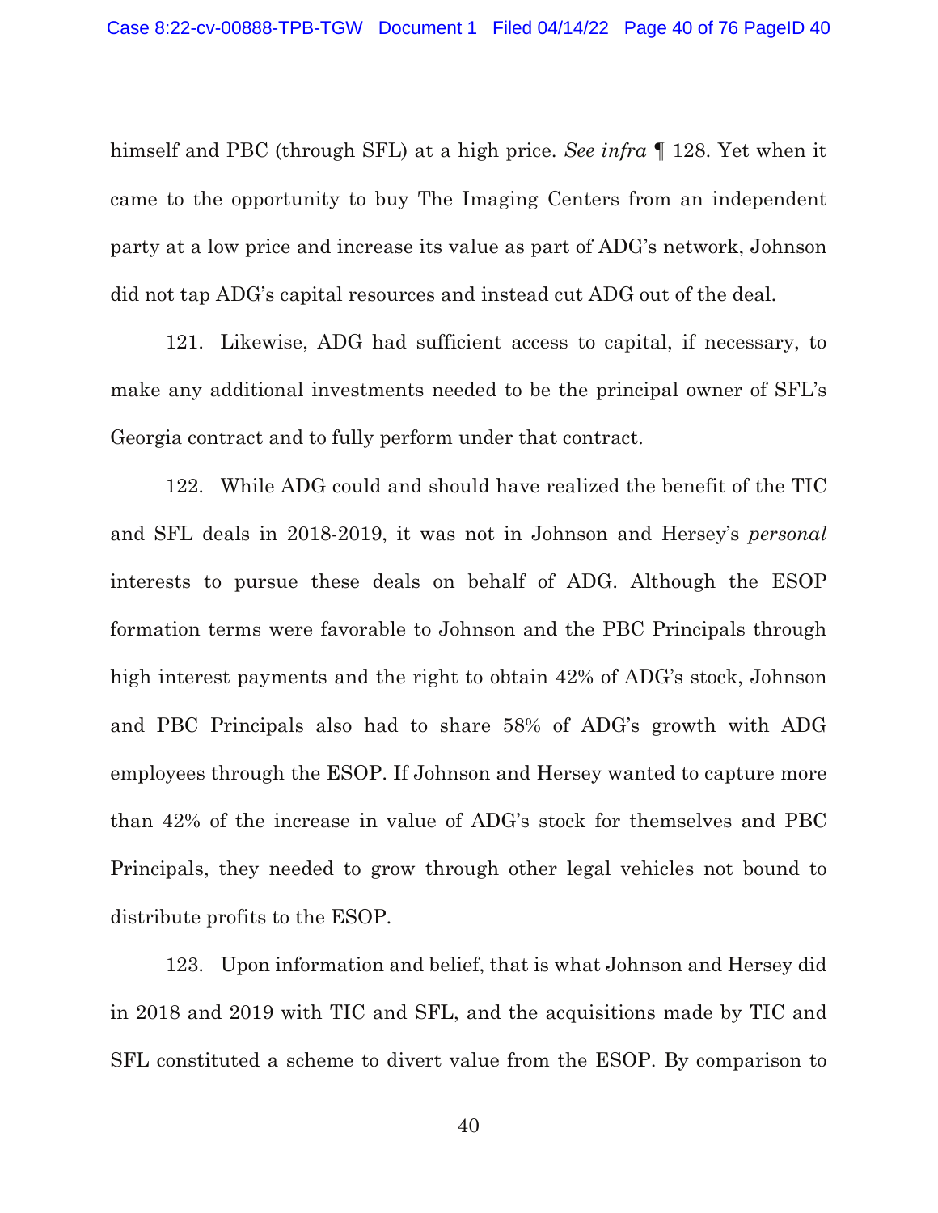himself and PBC (through SFL) at a high price. *See infra* ¶ 128. Yet when it came to the opportunity to buy The Imaging Centers from an independent party at a low price and increase its value as part of ADG's network, Johnson did not tap ADG's capital resources and instead cut ADG out of the deal.

121. Likewise, ADG had sufficient access to capital, if necessary, to make any additional investments needed to be the principal owner of SFL's Georgia contract and to fully perform under that contract.

122. While ADG could and should have realized the benefit of the TIC and SFL deals in 2018-2019, it was not in Johnson and Hersey's *personal* interests to pursue these deals on behalf of ADG. Although the ESOP formation terms were favorable to Johnson and the PBC Principals through high interest payments and the right to obtain 42% of ADG's stock, Johnson and PBC Principals also had to share 58% of ADG's growth with ADG employees through the ESOP. If Johnson and Hersey wanted to capture more than 42% of the increase in value of ADG's stock for themselves and PBC Principals, they needed to grow through other legal vehicles not bound to distribute profits to the ESOP.

123. Upon information and belief, that is what Johnson and Hersey did in 2018 and 2019 with TIC and SFL, and the acquisitions made by TIC and SFL constituted a scheme to divert value from the ESOP. By comparison to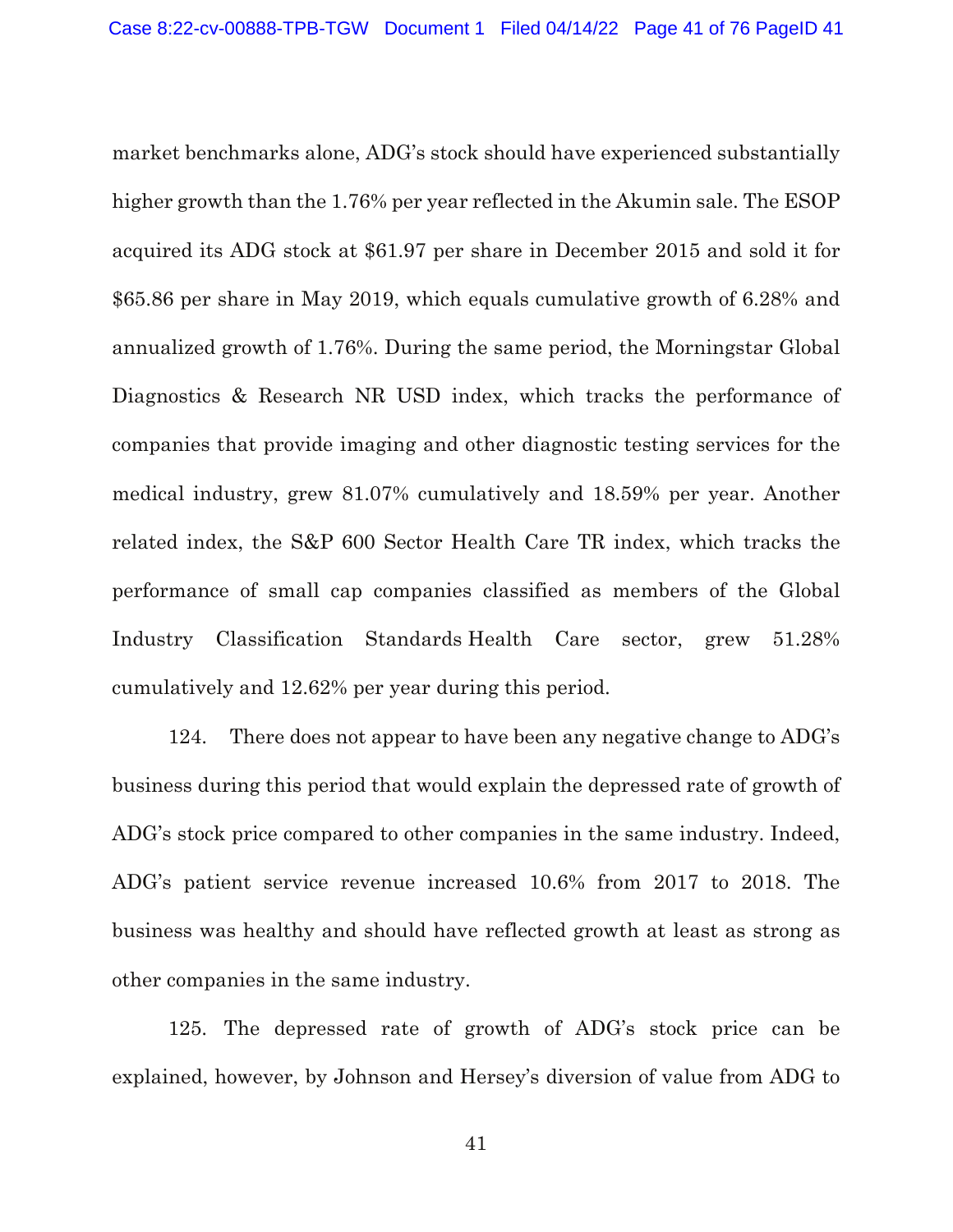market benchmarks alone, ADG's stock should have experienced substantially higher growth than the 1.76% per year reflected in the Akumin sale. The ESOP acquired its ADG stock at $61.97 per share in December 2015 and sold it for $65.86 per share in May 2019, which equals cumulative growth of 6.28% and annualized growth of 1.76%. During the same period, the Morningstar Global Diagnostics & Research NR USD index, which tracks the performance of companies that provide imaging and other diagnostic testing services for the medical industry, grew 81.07% cumulatively and 18.59% per year. Another related index, the S&P 600 Sector Health Care TR index, which tracks the performance of small cap companies classified as members of the Global Industry Classification Standards Health Care sector, grew 51.28% cumulatively and 12.62% per year during this period.

124. There does not appear to have been any negative change to ADG's business during this period that would explain the depressed rate of growth of ADG's stock price compared to other companies in the same industry. Indeed, ADG's patient service revenue increased 10.6% from 2017 to 2018. The business was healthy and should have reflected growth at least as strong as other companies in the same industry.

125. The depressed rate of growth of ADG's stock price can be explained, however, by Johnson and Hersey's diversion of value from ADG to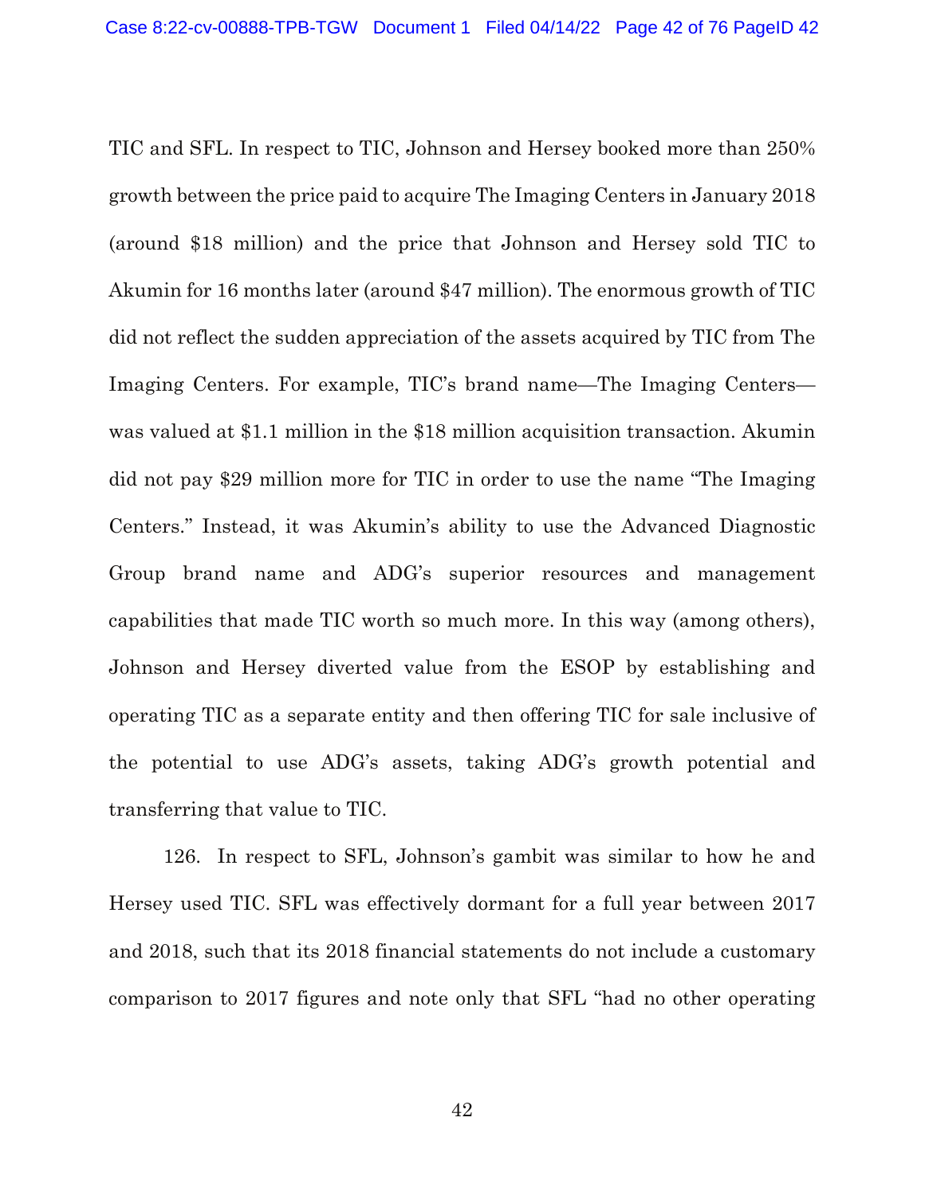TIC and SFL. In respect to TIC, Johnson and Hersey booked more than 250% growth between the price paid to acquire The Imaging Centers in January 2018 (around $18 million) and the price that Johnson and Hersey sold TIC to Akumin for 16 months later (around $47 million). The enormous growth of TIC did not reflect the sudden appreciation of the assets acquired by TIC from The Imaging Centers. For example, TIC's brand name—The Imaging Centers—was valued at $1.1 million in the $18 million acquisition transaction. Akumin did not pay $29 million more for TIC in order to use the name "The Imaging Centers." Instead, it was Akumin's ability to use the Advanced Diagnostic Group brand name and ADG's superior resources and management capabilities that made TIC worth so much more. In this way (among others), Johnson and Hersey diverted value from the ESOP by establishing and operating TIC as a separate entity and then offering TIC for sale inclusive of the potential to use ADG's assets, taking ADG's growth potential and transferring that value to TIC.

126. In respect to SFL, Johnson's gambit was similar to how he and Hersey used TIC. SFL was effectively dormant for a full year between 2017 and 2018, such that its 2018 financial statements do not include a customary comparison to 2017 figures and note only that SFL "had no other operating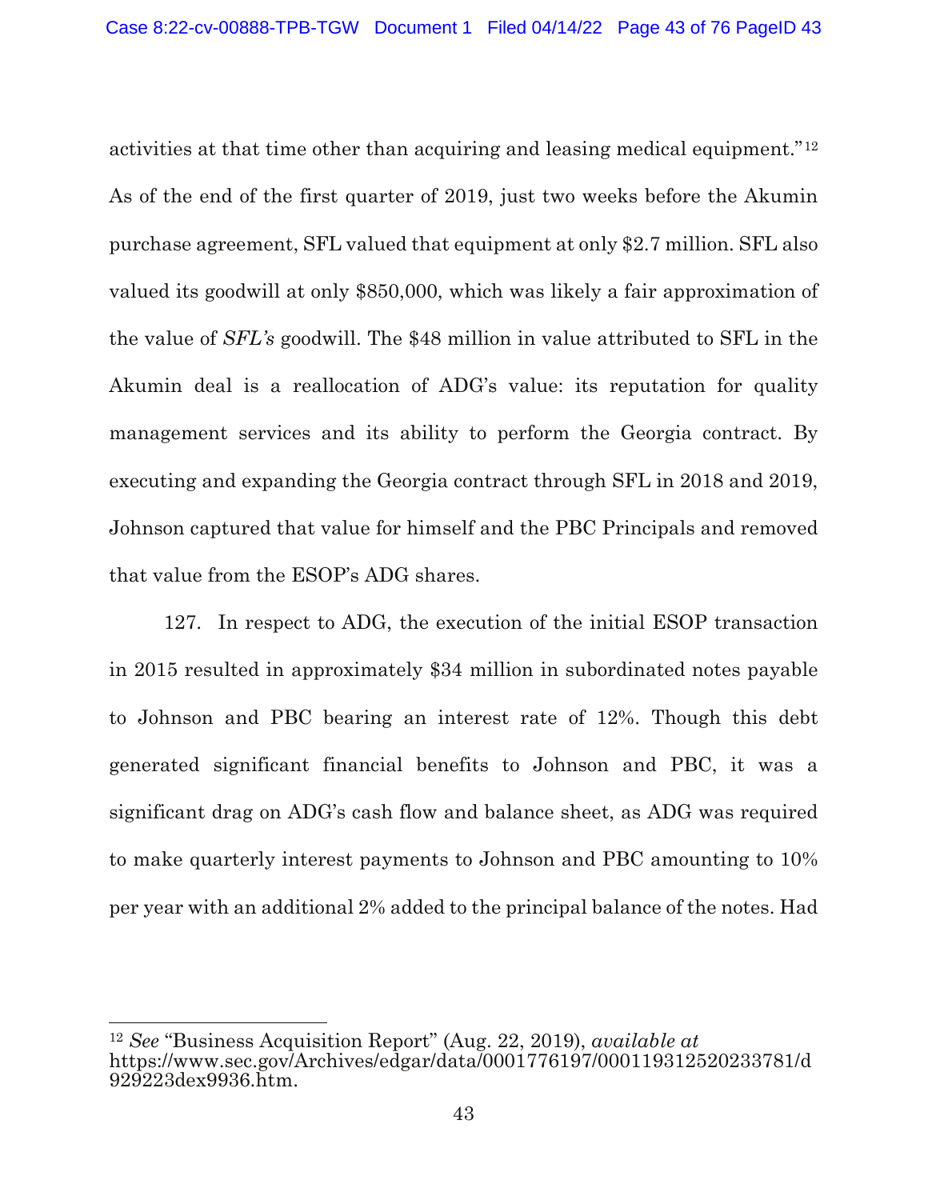activities at that time other than acquiring and leasing medical equipment."[12] As of the end of the first quarter of 2019, just two weeks before the Akumin purchase agreement, SFL valued that equipment at only $2.7 million. SFL also valued its goodwill at only $850,000, which was likely a fair approximation of the value of *SFL's* goodwill. The $48 million in value attributed to SFL in the Akumin deal is a reallocation of ADG's value: its reputation for quality management services and its ability to perform the Georgia contract. By executing and expanding the Georgia contract through SFL in 2018 and 2019, Johnson captured that value for himself and the PBC Principals and removed that value from the ESOP's ADG shares.

127. In respect to ADG, the execution of the initial ESOP transaction in 2015 resulted in approximately $34 million in subordinated notes payable to Johnson and PBC bearing an interest rate of 12%. Though this debt generated significant financial benefits to Johnson and PBC, it was a significant drag on ADG's cash flow and balance sheet, as ADG was required to make quarterly interest payments to Johnson and PBC amounting to 10% per year with an additional 2% added to the principal balance of the notes. Had

---

[12] *See* "Business Acquisition Report" (Aug. 22, 2019), *available at* https://www.sec.gov/Archives/edgar/data/0001776197/000119312520233781/d929223dex9936.htm.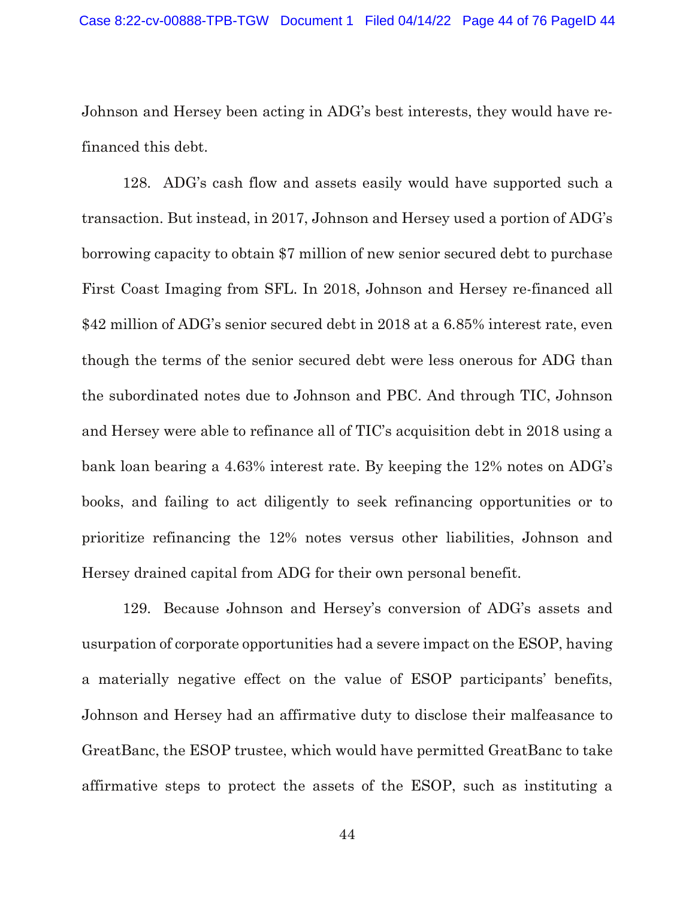Johnson and Hersey been acting in ADG's best interests, they would have re-financed this debt.

128. ADG's cash flow and assets easily would have supported such a transaction. But instead, in 2017, Johnson and Hersey used a portion of ADG's borrowing capacity to obtain $7 million of new senior secured debt to purchase First Coast Imaging from SFL. In 2018, Johnson and Hersey re-financed all $42 million of ADG's senior secured debt in 2018 at a 6.85% interest rate, even though the terms of the senior secured debt were less onerous for ADG than the subordinated notes due to Johnson and PBC. And through TIC, Johnson and Hersey were able to refinance all of TIC's acquisition debt in 2018 using a bank loan bearing a 4.63% interest rate. By keeping the 12% notes on ADG's books, and failing to act diligently to seek refinancing opportunities or to prioritize refinancing the 12% notes versus other liabilities, Johnson and Hersey drained capital from ADG for their own personal benefit.

129. Because Johnson and Hersey's conversion of ADG's assets and usurpation of corporate opportunities had a severe impact on the ESOP, having a materially negative effect on the value of ESOP participants' benefits, Johnson and Hersey had an affirmative duty to disclose their malfeasance to GreatBanc, the ESOP trustee, which would have permitted GreatBanc to take affirmative steps to protect the assets of the ESOP, such as instituting a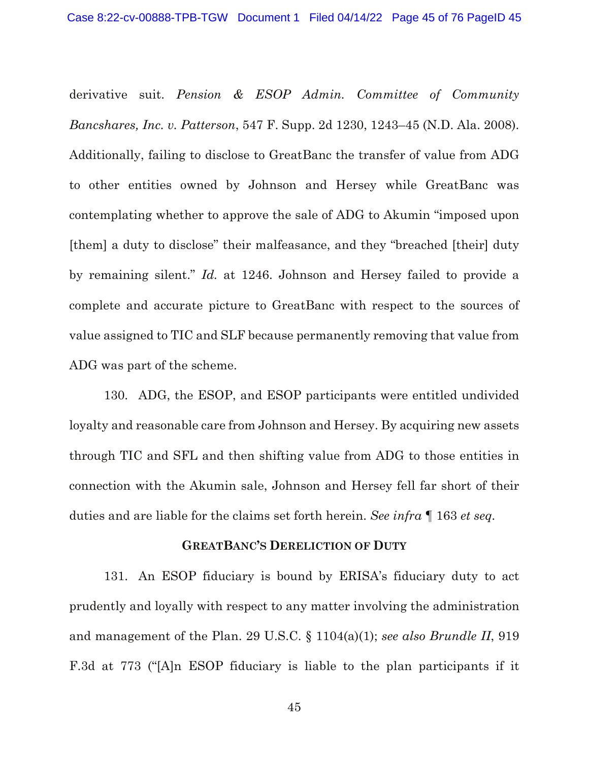derivative suit. *Pension & ESOP Admin. Committee of Community Bancshares, Inc. v. Patterson*, 547 F. Supp. 2d 1230, 1243–45 (N.D. Ala. 2008). Additionally, failing to disclose to GreatBanc the transfer of value from ADG to other entities owned by Johnson and Hersey while GreatBanc was contemplating whether to approve the sale of ADG to Akumin "imposed upon [them] a duty to disclose" their malfeasance, and they "breached [their] duty by remaining silent." *Id.* at 1246. Johnson and Hersey failed to provide a complete and accurate picture to GreatBanc with respect to the sources of value assigned to TIC and SLF because permanently removing that value from ADG was part of the scheme.

130. ADG, the ESOP, and ESOP participants were entitled undivided loyalty and reasonable care from Johnson and Hersey. By acquiring new assets through TIC and SFL and then shifting value from ADG to those entities in connection with the Akumin sale, Johnson and Hersey fell far short of their duties and are liable for the claims set forth herein. *See infra* ¶ 163 *et seq.*

## GreatBanc's Dereliction of Duty

131. An ESOP fiduciary is bound by ERISA's fiduciary duty to act prudently and loyally with respect to any matter involving the administration and management of the Plan. 29 U.S.C. § 1104(a)(1); *see also Brundle II*, 919 F.3d at 773 ("[A]n ESOP fiduciary is liable to the plan participants if it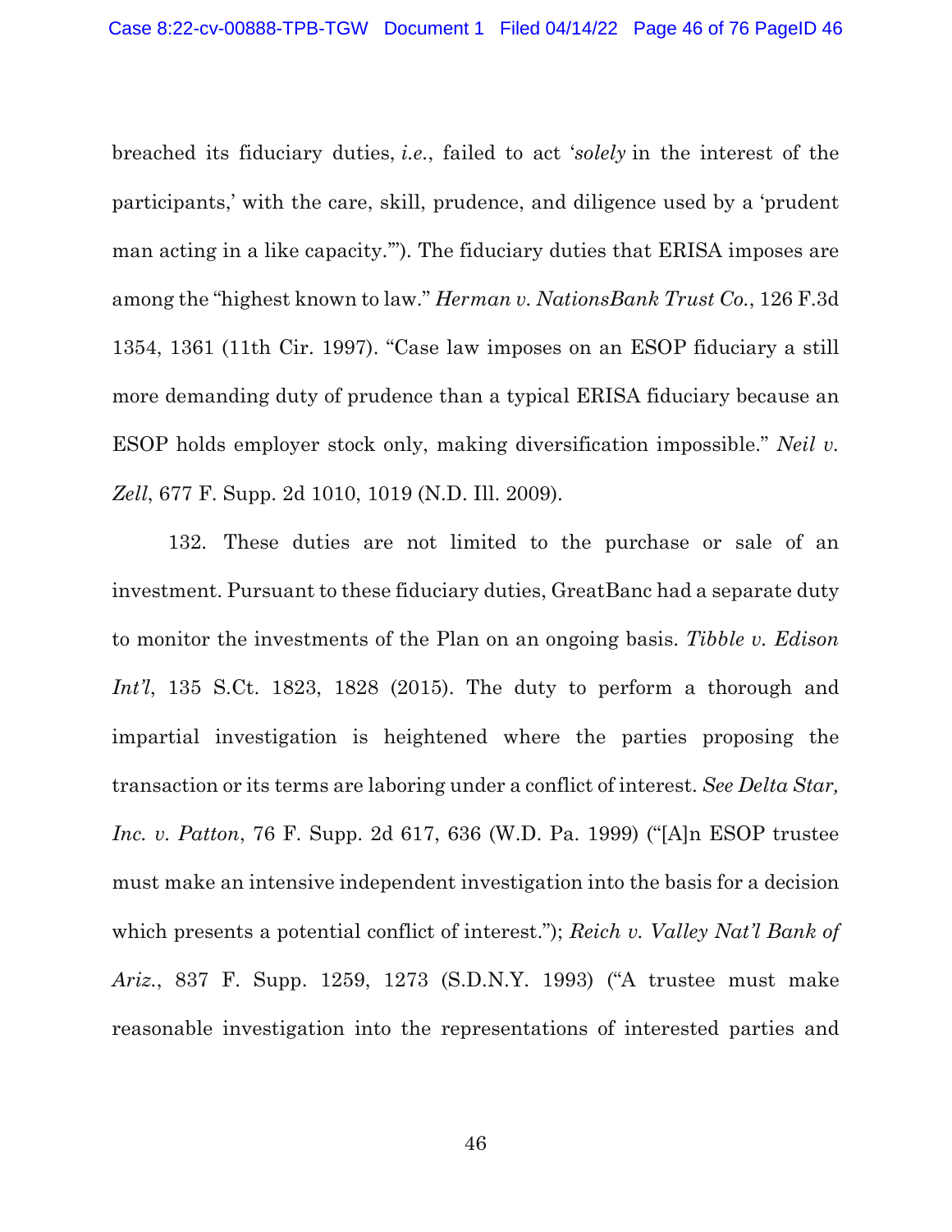breached its fiduciary duties, *i.e.*, failed to act '*solely* in the interest of the participants,' with the care, skill, prudence, and diligence used by a 'prudent man acting in a like capacity.'"). The fiduciary duties that ERISA imposes are among the "highest known to law." *Herman v. NationsBank Trust Co.*, 126 F.3d 1354, 1361 (11th Cir. 1997). "Case law imposes on an ESOP fiduciary a still more demanding duty of prudence than a typical ERISA fiduciary because an ESOP holds employer stock only, making diversification impossible." *Neil v. Zell*, 677 F. Supp. 2d 1010, 1019 (N.D. Ill. 2009).

132. These duties are not limited to the purchase or sale of an investment. Pursuant to these fiduciary duties, GreatBanc had a separate duty to monitor the investments of the Plan on an ongoing basis. *Tibble v. Edison Int'l*, 135 S.Ct. 1823, 1828 (2015). The duty to perform a thorough and impartial investigation is heightened where the parties proposing the transaction or its terms are laboring under a conflict of interest. *See Delta Star, Inc. v. Patton*, 76 F. Supp. 2d 617, 636 (W.D. Pa. 1999) ("[A]n ESOP trustee must make an intensive independent investigation into the basis for a decision which presents a potential conflict of interest."); *Reich v. Valley Nat'l Bank of Ariz.*, 837 F. Supp. 1259, 1273 (S.D.N.Y. 1993) ("A trustee must make reasonable investigation into the representations of interested parties and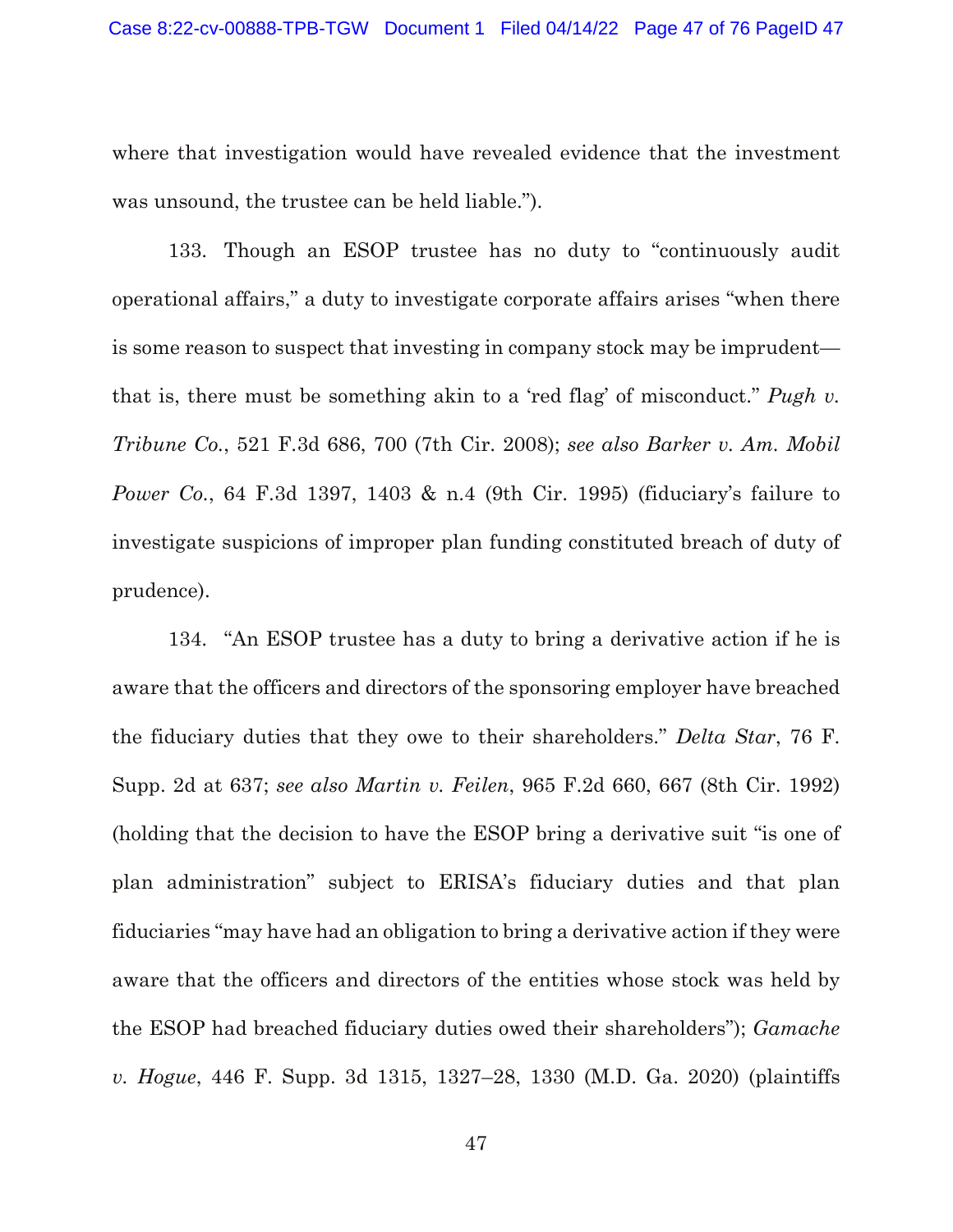where that investigation would have revealed evidence that the investment was unsound, the trustee can be held liable.").

133. Though an ESOP trustee has no duty to "continuously audit operational affairs," a duty to investigate corporate affairs arises "when there is some reason to suspect that investing in company stock may be imprudent—that is, there must be something akin to a 'red flag' of misconduct." *Pugh v. Tribune Co.*, 521 F.3d 686, 700 (7th Cir. 2008); *see also Barker v. Am. Mobil Power Co.*, 64 F.3d 1397, 1403 & n.4 (9th Cir. 1995) (fiduciary's failure to investigate suspicions of improper plan funding constituted breach of duty of prudence).

134. "An ESOP trustee has a duty to bring a derivative action if he is aware that the officers and directors of the sponsoring employer have breached the fiduciary duties that they owe to their shareholders." *Delta Star*, 76 F. Supp. 2d at 637; *see also Martin v. Feilen*, 965 F.2d 660, 667 (8th Cir. 1992) (holding that the decision to have the ESOP bring a derivative suit "is one of plan administration" subject to ERISA's fiduciary duties and that plan fiduciaries "may have had an obligation to bring a derivative action if they were aware that the officers and directors of the entities whose stock was held by the ESOP had breached fiduciary duties owed their shareholders"); *Gamache v. Hogue*, 446 F. Supp. 3d 1315, 1327–28, 1330 (M.D. Ga. 2020) (plaintiffs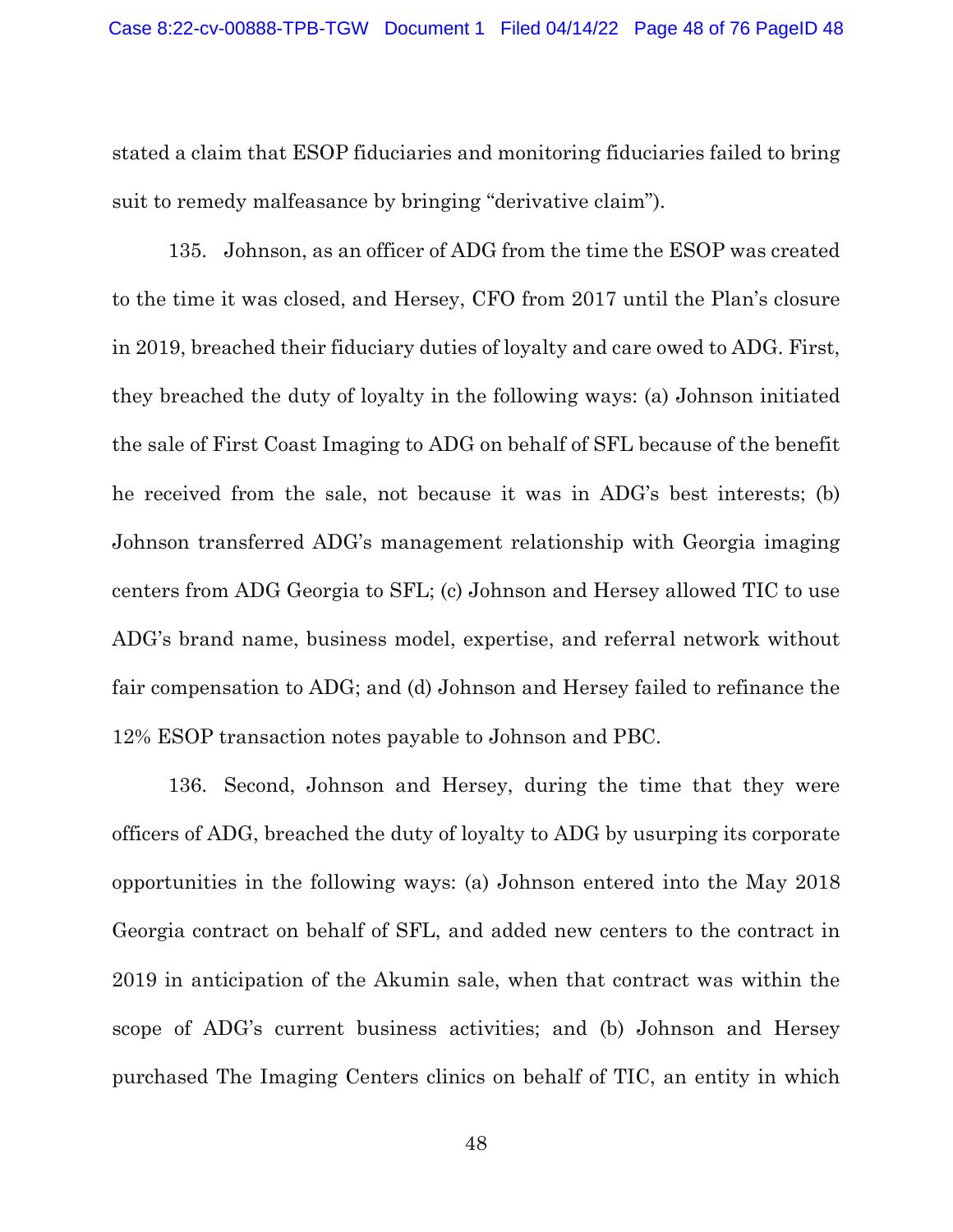stated a claim that ESOP fiduciaries and monitoring fiduciaries failed to bring suit to remedy malfeasance by bringing "derivative claim").

135. Johnson, as an officer of ADG from the time the ESOP was created to the time it was closed, and Hersey, CFO from 2017 until the Plan's closure in 2019, breached their fiduciary duties of loyalty and care owed to ADG. First, they breached the duty of loyalty in the following ways: (a) Johnson initiated the sale of First Coast Imaging to ADG on behalf of SFL because of the benefit he received from the sale, not because it was in ADG's best interests; (b) Johnson transferred ADG's management relationship with Georgia imaging centers from ADG Georgia to SFL; (c) Johnson and Hersey allowed TIC to use ADG's brand name, business model, expertise, and referral network without fair compensation to ADG; and (d) Johnson and Hersey failed to refinance the 12% ESOP transaction notes payable to Johnson and PBC.

136. Second, Johnson and Hersey, during the time that they were officers of ADG, breached the duty of loyalty to ADG by usurping its corporate opportunities in the following ways: (a) Johnson entered into the May 2018 Georgia contract on behalf of SFL, and added new centers to the contract in 2019 in anticipation of the Akumin sale, when that contract was within the scope of ADG's current business activities; and (b) Johnson and Hersey purchased The Imaging Centers clinics on behalf of TIC, an entity in which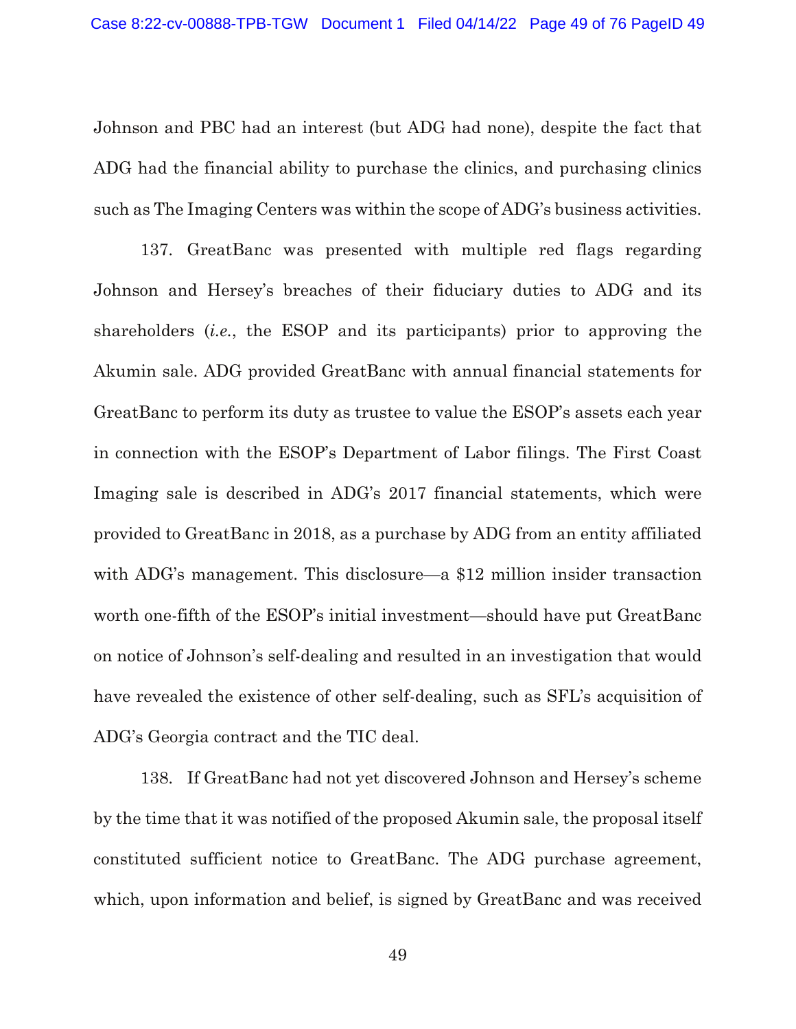Johnson and PBC had an interest (but ADG had none), despite the fact that ADG had the financial ability to purchase the clinics, and purchasing clinics such as The Imaging Centers was within the scope of ADG's business activities.

137. GreatBanc was presented with multiple red flags regarding Johnson and Hersey's breaches of their fiduciary duties to ADG and its shareholders (*i.e.*, the ESOP and its participants) prior to approving the Akumin sale. ADG provided GreatBanc with annual financial statements for GreatBanc to perform its duty as trustee to value the ESOP's assets each year in connection with the ESOP's Department of Labor filings. The First Coast Imaging sale is described in ADG's 2017 financial statements, which were provided to GreatBanc in 2018, as a purchase by ADG from an entity affiliated with ADG's management. This disclosure—a $12 million insider transaction worth one-fifth of the ESOP's initial investment—should have put GreatBanc on notice of Johnson's self-dealing and resulted in an investigation that would have revealed the existence of other self-dealing, such as SFL's acquisition of ADG's Georgia contract and the TIC deal.

138. If GreatBanc had not yet discovered Johnson and Hersey's scheme by the time that it was notified of the proposed Akumin sale, the proposal itself constituted sufficient notice to GreatBanc. The ADG purchase agreement, which, upon information and belief, is signed by GreatBanc and was received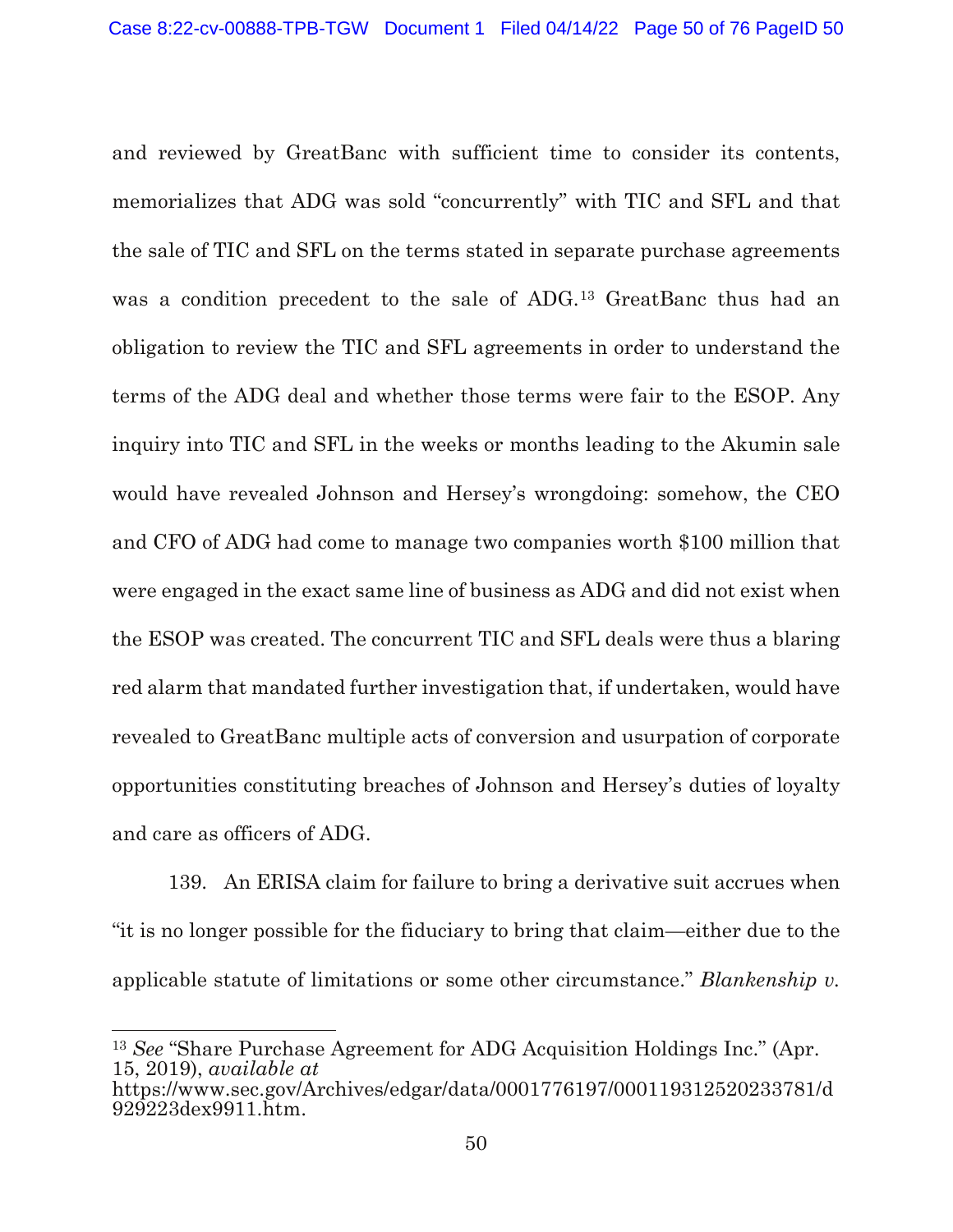and reviewed by GreatBanc with sufficient time to consider its contents, memorializes that ADG was sold "concurrently" with TIC and SFL and that the sale of TIC and SFL on the terms stated in separate purchase agreements was a condition precedent to the sale of ADG.[13] GreatBanc thus had an obligation to review the TIC and SFL agreements in order to understand the terms of the ADG deal and whether those terms were fair to the ESOP. Any inquiry into TIC and SFL in the weeks or months leading to the Akumin sale would have revealed Johnson and Hersey's wrongdoing: somehow, the CEO and CFO of ADG had come to manage two companies worth $100 million that were engaged in the exact same line of business as ADG and did not exist when the ESOP was created. The concurrent TIC and SFL deals were thus a blaring red alarm that mandated further investigation that, if undertaken, would have revealed to GreatBanc multiple acts of conversion and usurpation of corporate opportunities constituting breaches of Johnson and Hersey's duties of loyalty and care as officers of ADG.

139. An ERISA claim for failure to bring a derivative suit accrues when "it is no longer possible for the fiduciary to bring that claim—either due to the applicable statute of limitations or some other circumstance." *Blankenship v.*

---

[13] *See* "Share Purchase Agreement for ADG Acquisition Holdings Inc." (Apr. 15, 2019), *available at* https://www.sec.gov/Archives/edgar/data/0001776197/000119312520233781/d929223dex9911.htm.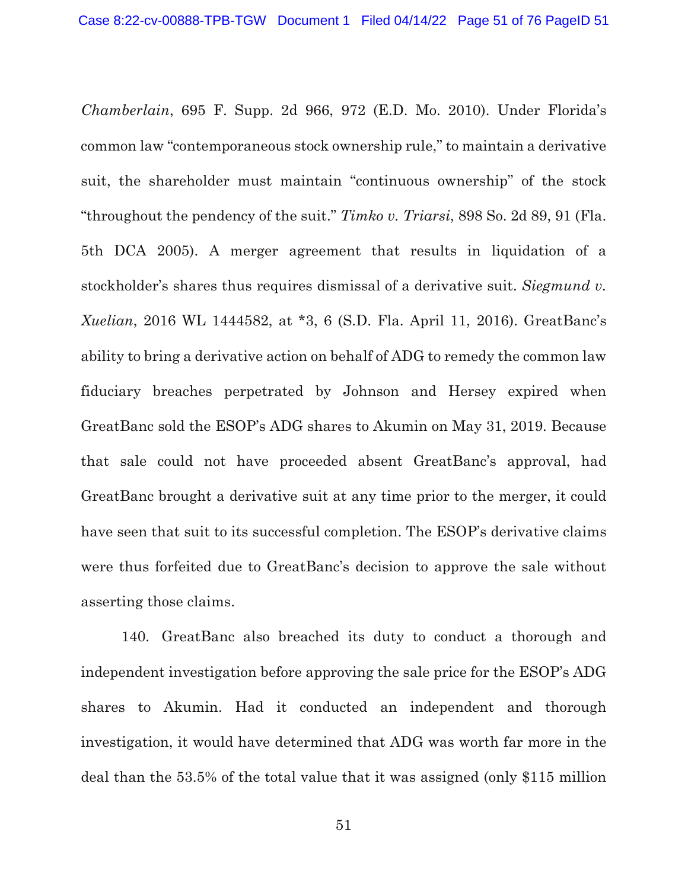*Chamberlain*, 695 F. Supp. 2d 966, 972 (E.D. Mo. 2010). Under Florida's common law "contemporaneous stock ownership rule," to maintain a derivative suit, the shareholder must maintain "continuous ownership" of the stock "throughout the pendency of the suit." *Timko v. Triarsi*, 898 So. 2d 89, 91 (Fla. 5th DCA 2005). A merger agreement that results in liquidation of a stockholder's shares thus requires dismissal of a derivative suit. *Siegmund v. Xuelian*, 2016 WL 1444582, at *3, 6 (S.D. Fla. April 11, 2016). GreatBanc's ability to bring a derivative action on behalf of ADG to remedy the common law fiduciary breaches perpetrated by Johnson and Hersey expired when GreatBanc sold the ESOP's ADG shares to Akumin on May 31, 2019. Because that sale could not have proceeded absent GreatBanc's approval, had GreatBanc brought a derivative suit at any time prior to the merger, it could have seen that suit to its successful completion. The ESOP's derivative claims were thus forfeited due to GreatBanc's decision to approve the sale without asserting those claims.

140. GreatBanc also breached its duty to conduct a thorough and independent investigation before approving the sale price for the ESOP's ADG shares to Akumin. Had it conducted an independent and thorough investigation, it would have determined that ADG was worth far more in the deal than the 53.5% of the total value that it was assigned (only $115 million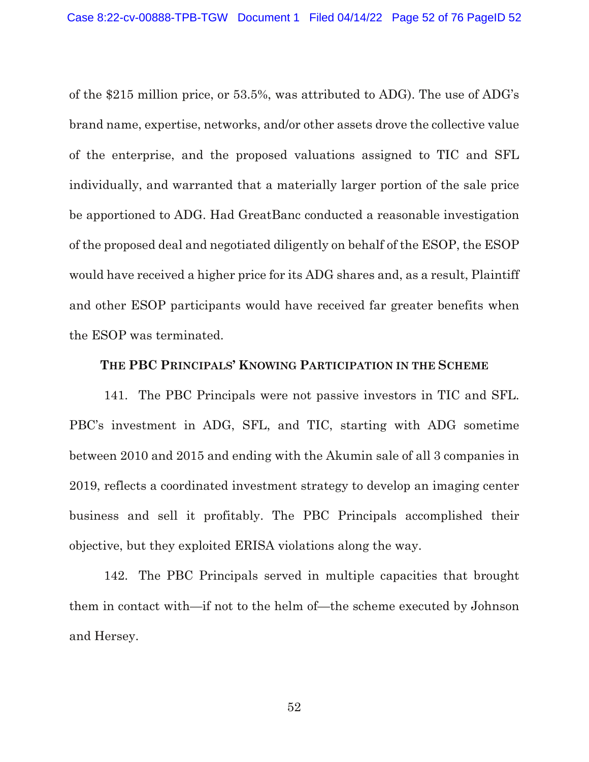of the $215 million price, or 53.5%, was attributed to ADG). The use of ADG's brand name, expertise, networks, and/or other assets drove the collective value of the enterprise, and the proposed valuations assigned to TIC and SFL individually, and warranted that a materially larger portion of the sale price be apportioned to ADG. Had GreatBanc conducted a reasonable investigation of the proposed deal and negotiated diligently on behalf of the ESOP, the ESOP would have received a higher price for its ADG shares and, as a result, Plaintiff and other ESOP participants would have received far greater benefits when the ESOP was terminated.

### THE PBC PRINCIPALS' KNOWING PARTICIPATION IN THE SCHEME

141. The PBC Principals were not passive investors in TIC and SFL. PBC's investment in ADG, SFL, and TIC, starting with ADG sometime between 2010 and 2015 and ending with the Akumin sale of all 3 companies in 2019, reflects a coordinated investment strategy to develop an imaging center business and sell it profitably. The PBC Principals accomplished their objective, but they exploited ERISA violations along the way.

142. The PBC Principals served in multiple capacities that brought them in contact with—if not to the helm of—the scheme executed by Johnson and Hersey.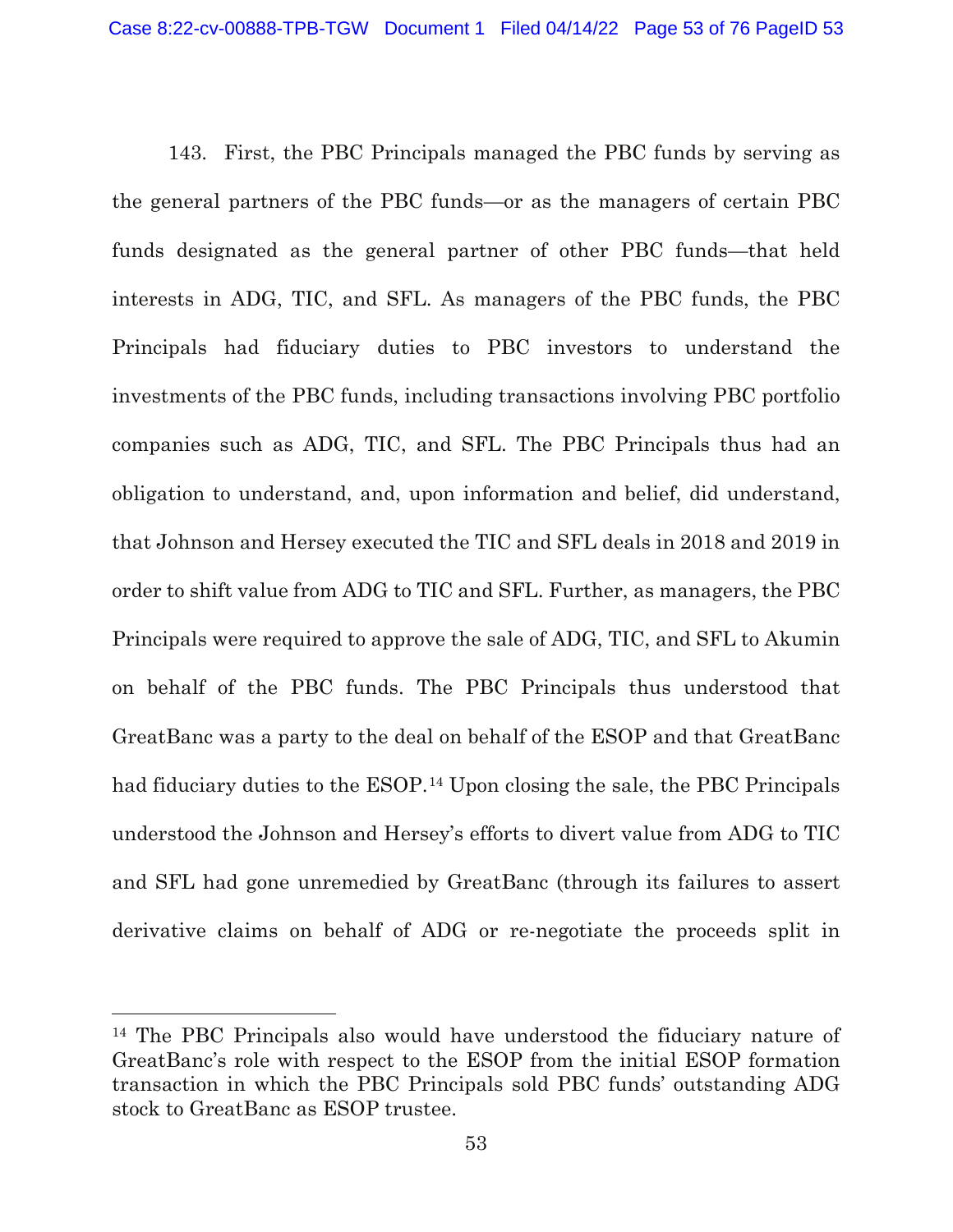143. First, the PBC Principals managed the PBC funds by serving as the general partners of the PBC funds—or as the managers of certain PBC funds designated as the general partner of other PBC funds—that held interests in ADG, TIC, and SFL. As managers of the PBC funds, the PBC Principals had fiduciary duties to PBC investors to understand the investments of the PBC funds, including transactions involving PBC portfolio companies such as ADG, TIC, and SFL. The PBC Principals thus had an obligation to understand, and, upon information and belief, did understand, that Johnson and Hersey executed the TIC and SFL deals in 2018 and 2019 in order to shift value from ADG to TIC and SFL. Further, as managers, the PBC Principals were required to approve the sale of ADG, TIC, and SFL to Akumin on behalf of the PBC funds. The PBC Principals thus understood that GreatBanc was a party to the deal on behalf of the ESOP and that GreatBanc had fiduciary duties to the ESOP.[14] Upon closing the sale, the PBC Principals understood the Johnson and Hersey's efforts to divert value from ADG to TIC and SFL had gone unremedied by GreatBanc (through its failures to assert derivative claims on behalf of ADG or re-negotiate the proceeds split in

---

[14] The PBC Principals also would have understood the fiduciary nature of GreatBanc's role with respect to the ESOP from the initial ESOP formation transaction in which the PBC Principals sold PBC funds' outstanding ADG stock to GreatBanc as ESOP trustee.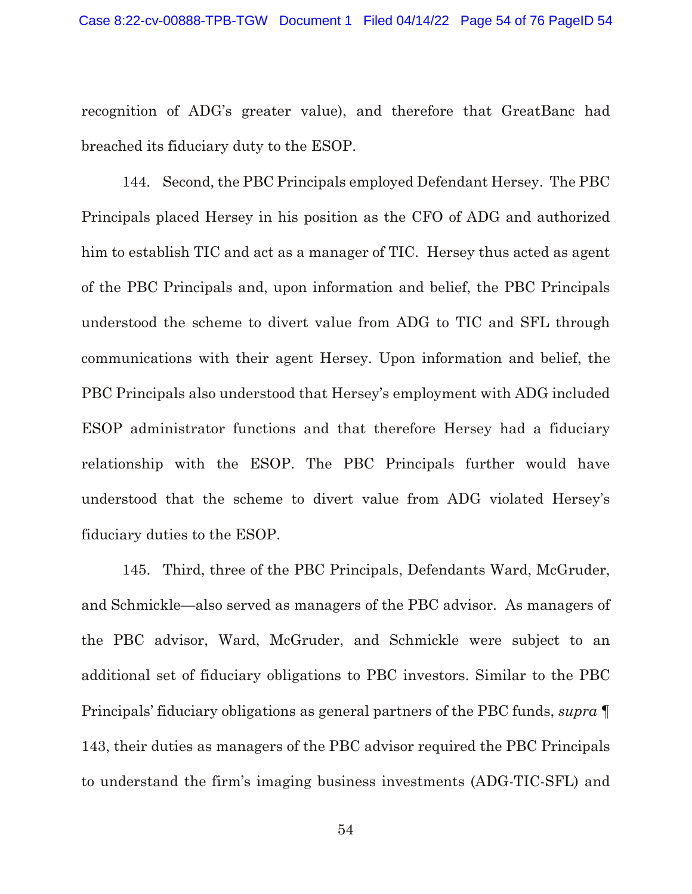recognition of ADG's greater value), and therefore that GreatBanc had breached its fiduciary duty to the ESOP.

144. Second, the PBC Principals employed Defendant Hersey. The PBC Principals placed Hersey in his position as the CFO of ADG and authorized him to establish TIC and act as a manager of TIC. Hersey thus acted as agent of the PBC Principals and, upon information and belief, the PBC Principals understood the scheme to divert value from ADG to TIC and SFL through communications with their agent Hersey. Upon information and belief, the PBC Principals also understood that Hersey's employment with ADG included ESOP administrator functions and that therefore Hersey had a fiduciary relationship with the ESOP. The PBC Principals further would have understood that the scheme to divert value from ADG violated Hersey's fiduciary duties to the ESOP.

145. Third, three of the PBC Principals, Defendants Ward, McGruder, and Schmickle—also served as managers of the PBC advisor. As managers of the PBC advisor, Ward, McGruder, and Schmickle were subject to an additional set of fiduciary obligations to PBC investors. Similar to the PBC Principals' fiduciary obligations as general partners of the PBC funds, *supra* ¶ 143, their duties as managers of the PBC advisor required the PBC Principals to understand the firm's imaging business investments (ADG-TIC-SFL) and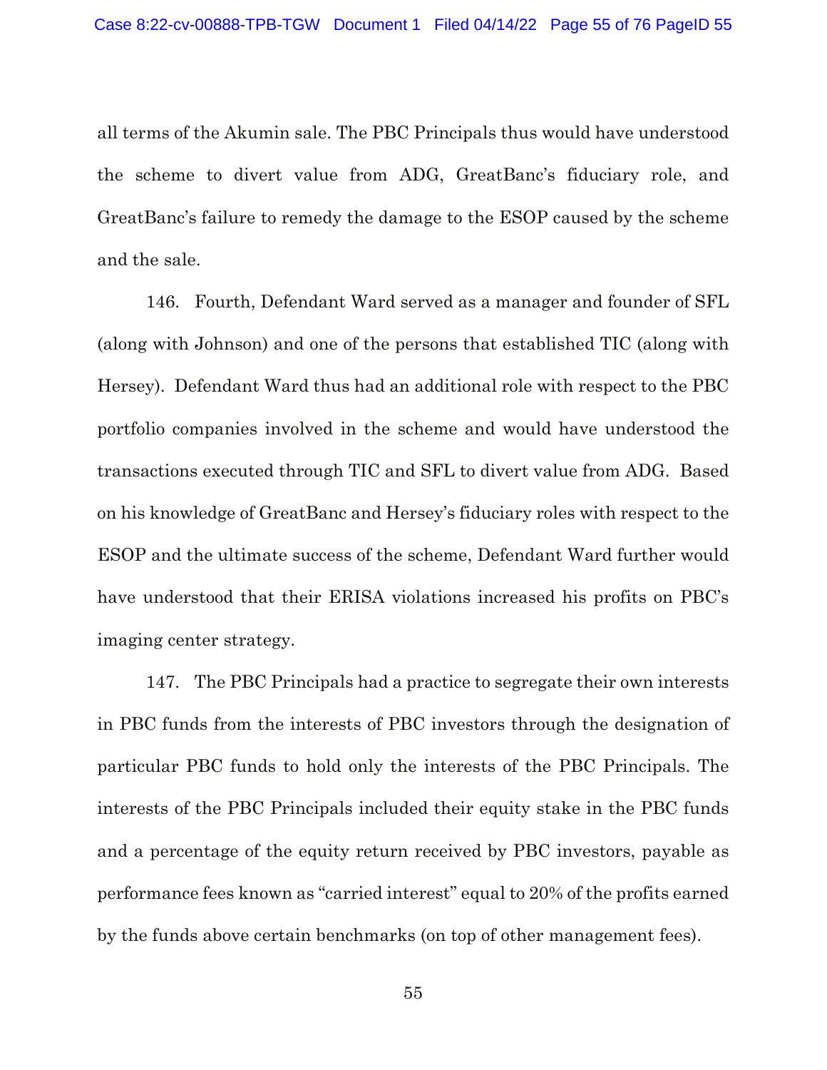all terms of the Akumin sale. The PBC Principals thus would have understood the scheme to divert value from ADG, GreatBanc's fiduciary role, and GreatBanc's failure to remedy the damage to the ESOP caused by the scheme and the sale.

146. Fourth, Defendant Ward served as a manager and founder of SFL (along with Johnson) and one of the persons that established TIC (along with Hersey). Defendant Ward thus had an additional role with respect to the PBC portfolio companies involved in the scheme and would have understood the transactions executed through TIC and SFL to divert value from ADG. Based on his knowledge of GreatBanc and Hersey's fiduciary roles with respect to the ESOP and the ultimate success of the scheme, Defendant Ward further would have understood that their ERISA violations increased his profits on PBC's imaging center strategy.

147. The PBC Principals had a practice to segregate their own interests in PBC funds from the interests of PBC investors through the designation of particular PBC funds to hold only the interests of the PBC Principals. The interests of the PBC Principals included their equity stake in the PBC funds and a percentage of the equity return received by PBC investors, payable as performance fees known as "carried interest" equal to 20% of the profits earned by the funds above certain benchmarks (on top of other management fees).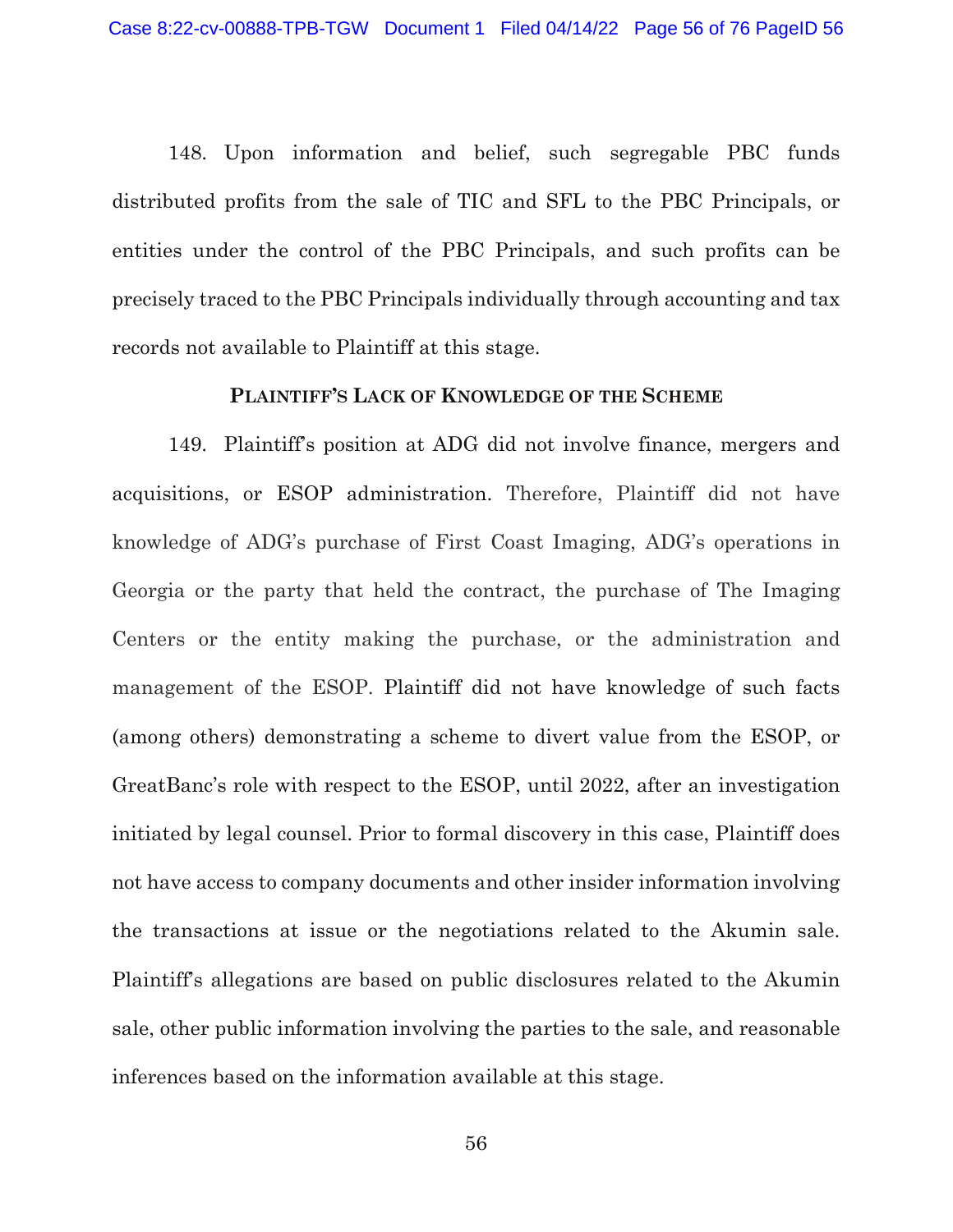148. Upon information and belief, such segregable PBC funds distributed profits from the sale of TIC and SFL to the PBC Principals, or entities under the control of the PBC Principals, and such profits can be precisely traced to the PBC Principals individually through accounting and tax records not available to Plaintiff at this stage.

## PLAINTIFF'S LACK OF KNOWLEDGE OF THE SCHEME

149. Plaintiff's position at ADG did not involve finance, mergers and acquisitions, or ESOP administration. Therefore, Plaintiff did not have knowledge of ADG's purchase of First Coast Imaging, ADG's operations in Georgia or the party that held the contract, the purchase of The Imaging Centers or the entity making the purchase, or the administration and management of the ESOP. Plaintiff did not have knowledge of such facts (among others) demonstrating a scheme to divert value from the ESOP, or GreatBanc's role with respect to the ESOP, until 2022, after an investigation initiated by legal counsel. Prior to formal discovery in this case, Plaintiff does not have access to company documents and other insider information involving the transactions at issue or the negotiations related to the Akumin sale. Plaintiff's allegations are based on public disclosures related to the Akumin sale, other public information involving the parties to the sale, and reasonable inferences based on the information available at this stage.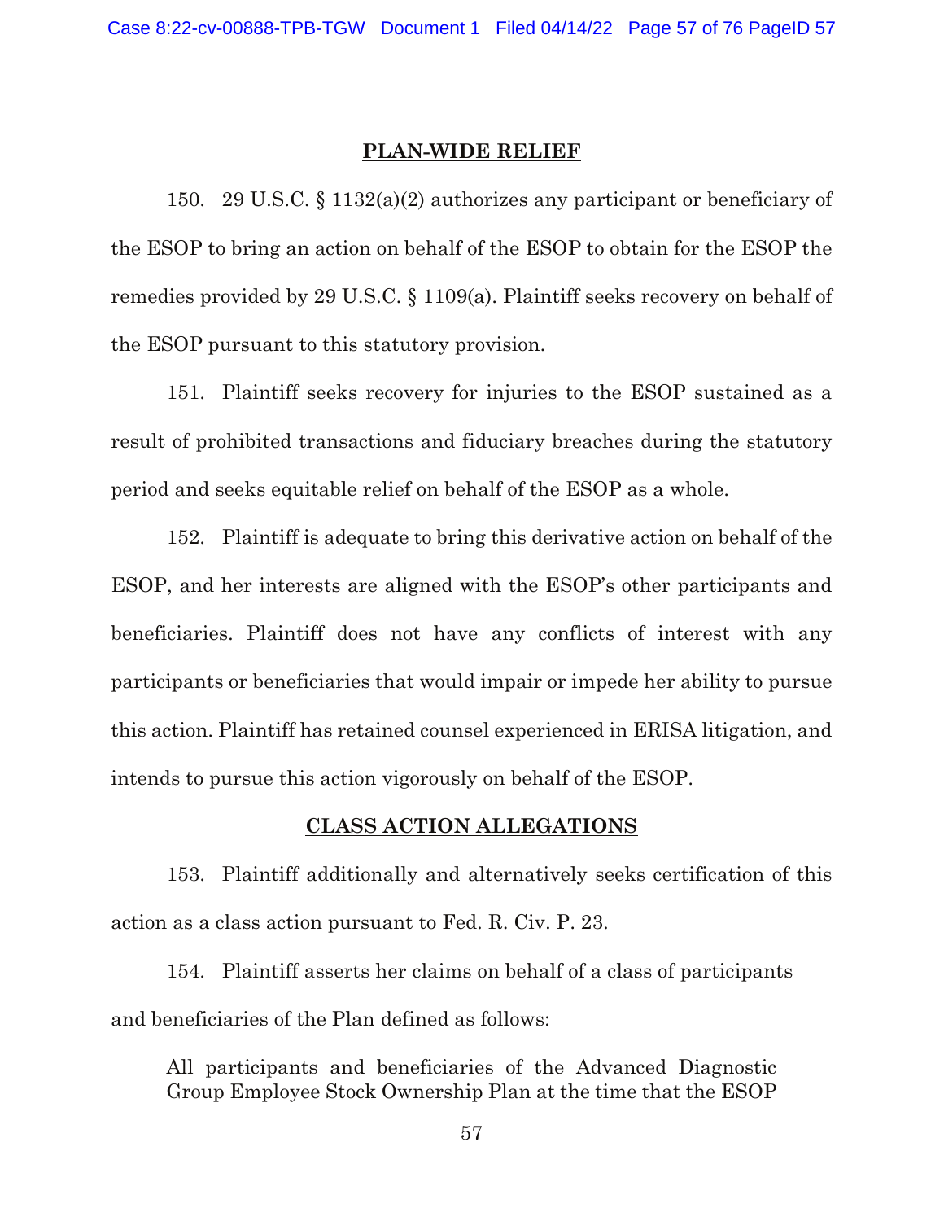## PLAN-WIDE RELIEF

150. 29 U.S.C. § 1132(a)(2) authorizes any participant or beneficiary of the ESOP to bring an action on behalf of the ESOP to obtain for the ESOP the remedies provided by 29 U.S.C. § 1109(a). Plaintiff seeks recovery on behalf of the ESOP pursuant to this statutory provision.

151. Plaintiff seeks recovery for injuries to the ESOP sustained as a result of prohibited transactions and fiduciary breaches during the statutory period and seeks equitable relief on behalf of the ESOP as a whole.

152. Plaintiff is adequate to bring this derivative action on behalf of the ESOP, and her interests are aligned with the ESOP's other participants and beneficiaries. Plaintiff does not have any conflicts of interest with any participants or beneficiaries that would impair or impede her ability to pursue this action. Plaintiff has retained counsel experienced in ERISA litigation, and intends to pursue this action vigorously on behalf of the ESOP.

## CLASS ACTION ALLEGATIONS

153. Plaintiff additionally and alternatively seeks certification of this action as a class action pursuant to Fed. R. Civ. P. 23.

154. Plaintiff asserts her claims on behalf of a class of participants and beneficiaries of the Plan defined as follows:

> All participants and beneficiaries of the Advanced Diagnostic Group Employee Stock Ownership Plan at the time that the ESOP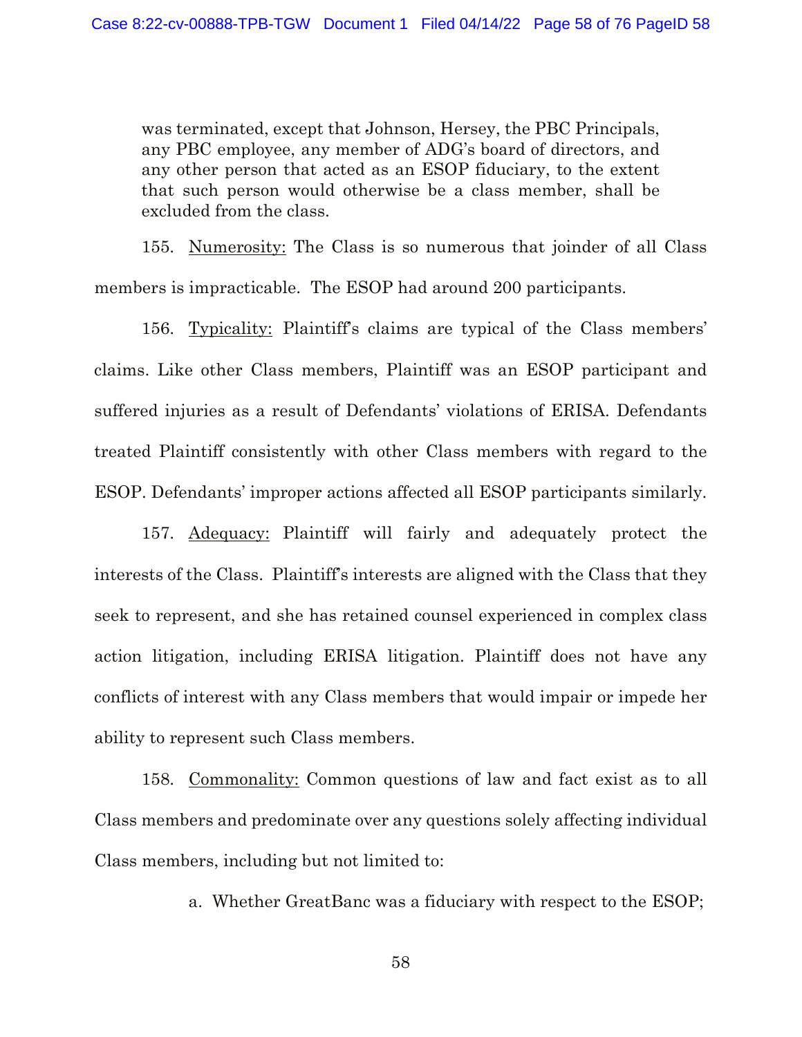was terminated, except that Johnson, Hersey, the PBC Principals, any PBC employee, any member of ADG's board of directors, and any other person that acted as an ESOP fiduciary, to the extent that such person would otherwise be a class member, shall be excluded from the class.

155. Numerosity: The Class is so numerous that joinder of all Class members is impracticable. The ESOP had around 200 participants.

156. Typicality: Plaintiff's claims are typical of the Class members' claims. Like other Class members, Plaintiff was an ESOP participant and suffered injuries as a result of Defendants' violations of ERISA. Defendants treated Plaintiff consistently with other Class members with regard to the ESOP. Defendants' improper actions affected all ESOP participants similarly.

157. Adequacy: Plaintiff will fairly and adequately protect the interests of the Class. Plaintiff's interests are aligned with the Class that they seek to represent, and she has retained counsel experienced in complex class action litigation, including ERISA litigation. Plaintiff does not have any conflicts of interest with any Class members that would impair or impede her ability to represent such Class members.

158. Commonality: Common questions of law and fact exist as to all Class members and predominate over any questions solely affecting individual Class members, including but not limited to:

a. Whether GreatBanc was a fiduciary with respect to the ESOP;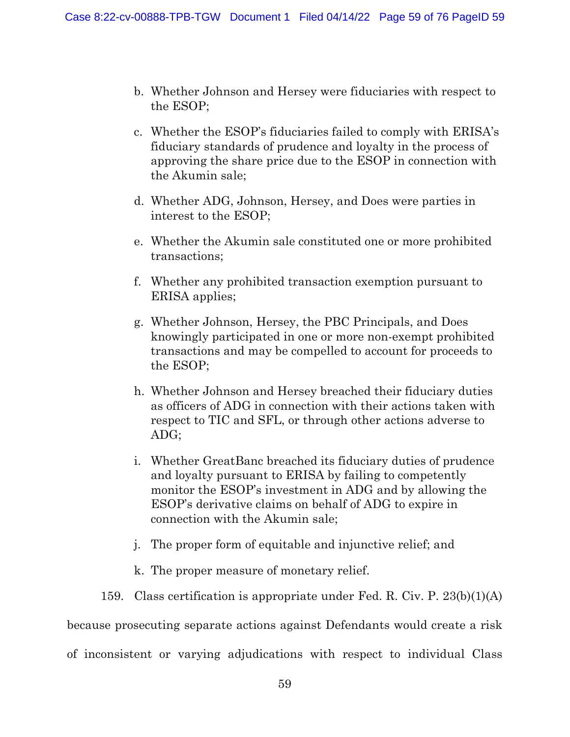b. Whether Johnson and Hersey were fiduciaries with respect to the ESOP;

c. Whether the ESOP's fiduciaries failed to comply with ERISA's fiduciary standards of prudence and loyalty in the process of approving the share price due to the ESOP in connection with the Akumin sale;

d. Whether ADG, Johnson, Hersey, and Does were parties in interest to the ESOP;

e. Whether the Akumin sale constituted one or more prohibited transactions;

f. Whether any prohibited transaction exemption pursuant to ERISA applies;

g. Whether Johnson, Hersey, the PBC Principals, and Does knowingly participated in one or more non-exempt prohibited transactions and may be compelled to account for proceeds to the ESOP;

h. Whether Johnson and Hersey breached their fiduciary duties as officers of ADG in connection with their actions taken with respect to TIC and SFL, or through other actions adverse to ADG;

i. Whether GreatBanc breached its fiduciary duties of prudence and loyalty pursuant to ERISA by failing to competently monitor the ESOP's investment in ADG and by allowing the ESOP's derivative claims on behalf of ADG to expire in connection with the Akumin sale;

j. The proper form of equitable and injunctive relief; and

k. The proper measure of monetary relief.

159. Class certification is appropriate under Fed. R. Civ. P. 23(b)(1)(A) because prosecuting separate actions against Defendants would create a risk of inconsistent or varying adjudications with respect to individual Class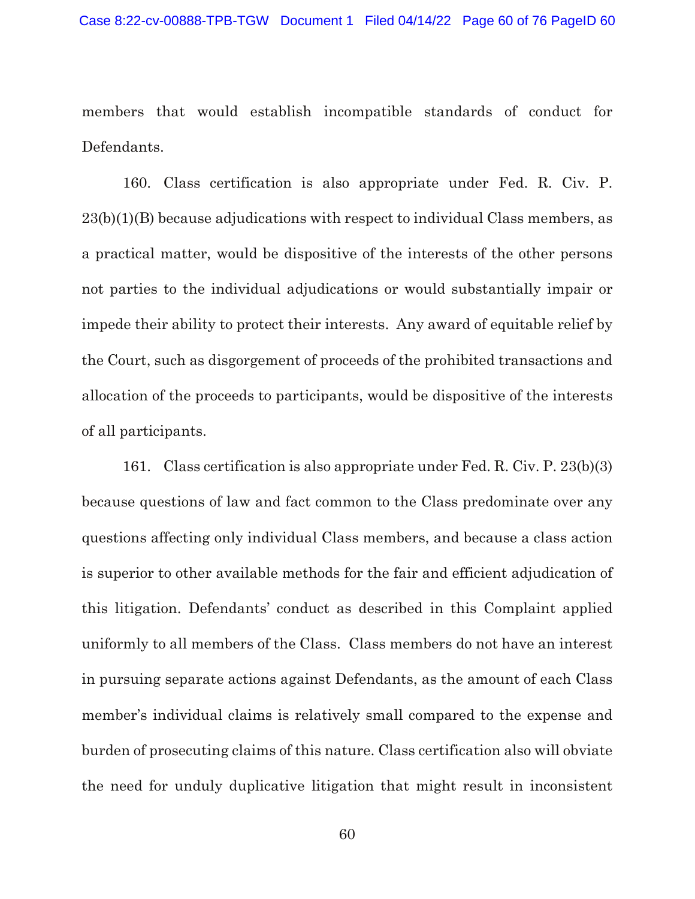members that would establish incompatible standards of conduct for Defendants.

160. Class certification is also appropriate under Fed. R. Civ. P. 23(b)(1)(B) because adjudications with respect to individual Class members, as a practical matter, would be dispositive of the interests of the other persons not parties to the individual adjudications or would substantially impair or impede their ability to protect their interests. Any award of equitable relief by the Court, such as disgorgement of proceeds of the prohibited transactions and allocation of the proceeds to participants, would be dispositive of the interests of all participants.

161. Class certification is also appropriate under Fed. R. Civ. P. 23(b)(3) because questions of law and fact common to the Class predominate over any questions affecting only individual Class members, and because a class action is superior to other available methods for the fair and efficient adjudication of this litigation. Defendants' conduct as described in this Complaint applied uniformly to all members of the Class. Class members do not have an interest in pursuing separate actions against Defendants, as the amount of each Class member's individual claims is relatively small compared to the expense and burden of prosecuting claims of this nature. Class certification also will obviate the need for unduly duplicative litigation that might result in inconsistent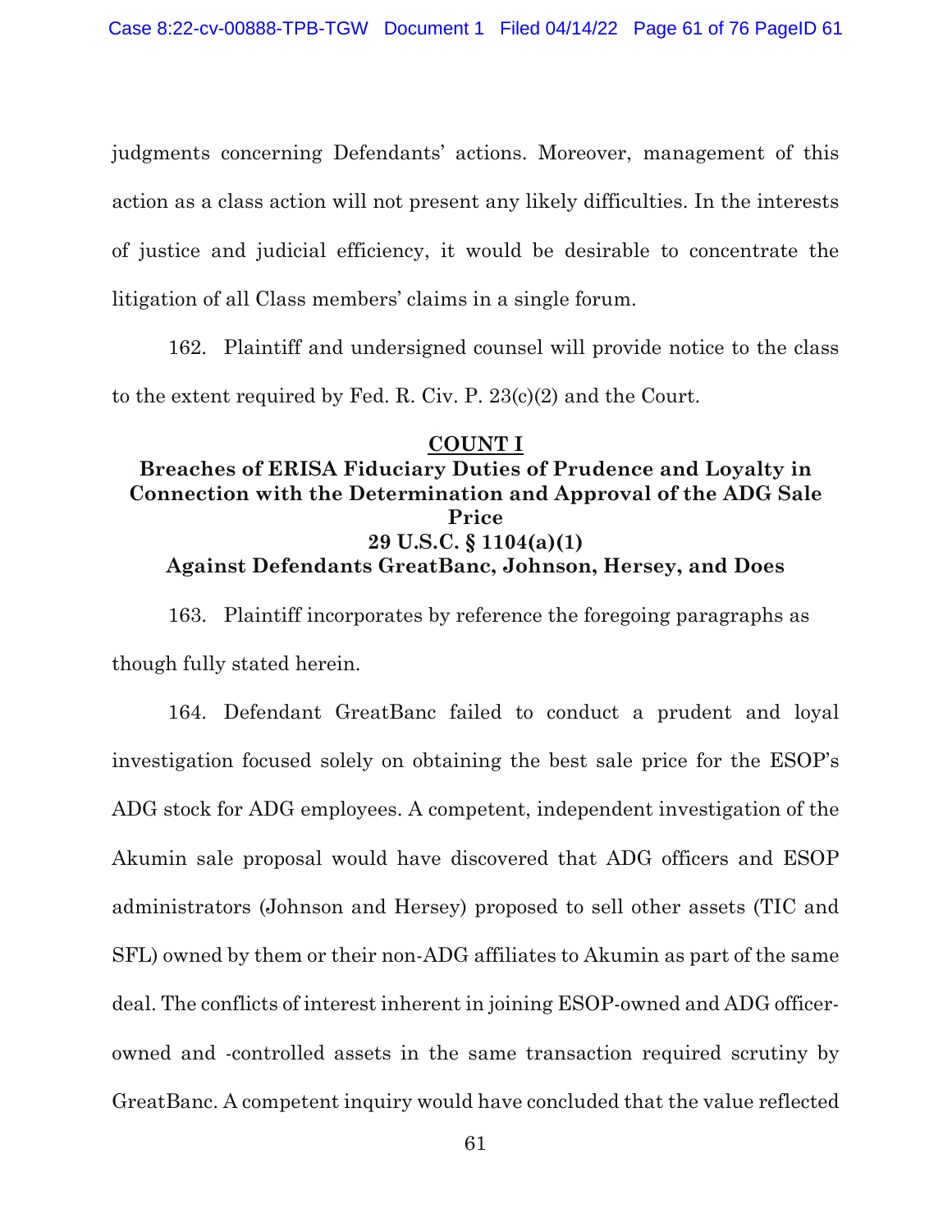judgments concerning Defendants' actions. Moreover, management of this action as a class action will not present any likely difficulties. In the interests of justice and judicial efficiency, it would be desirable to concentrate the litigation of all Class members' claims in a single forum.

162. Plaintiff and undersigned counsel will provide notice to the class to the extent required by Fed. R. Civ. P. 23(c)(2) and the Court.

## COUNT I
### Breaches of ERISA Fiduciary Duties of Prudence and Loyalty in Connection with the Determination and Approval of the ADG Sale Price
### 29 U.S.C. § 1104(a)(1)
### Against Defendants GreatBanc, Johnson, Hersey, and Does

163. Plaintiff incorporates by reference the foregoing paragraphs as though fully stated herein.

164. Defendant GreatBanc failed to conduct a prudent and loyal investigation focused solely on obtaining the best sale price for the ESOP's ADG stock for ADG employees. A competent, independent investigation of the Akumin sale proposal would have discovered that ADG officers and ESOP administrators (Johnson and Hersey) proposed to sell other assets (TIC and SFL) owned by them or their non-ADG affiliates to Akumin as part of the same deal. The conflicts of interest inherent in joining ESOP-owned and ADG officer-owned and -controlled assets in the same transaction required scrutiny by GreatBanc. A competent inquiry would have concluded that the value reflected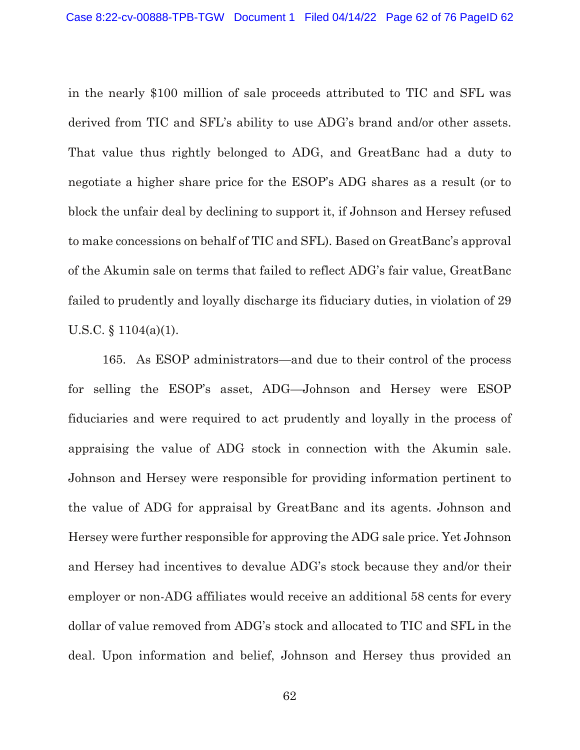in the nearly $100 million of sale proceeds attributed to TIC and SFL was derived from TIC and SFL's ability to use ADG's brand and/or other assets. That value thus rightly belonged to ADG, and GreatBanc had a duty to negotiate a higher share price for the ESOP's ADG shares as a result (or to block the unfair deal by declining to support it, if Johnson and Hersey refused to make concessions on behalf of TIC and SFL). Based on GreatBanc's approval of the Akumin sale on terms that failed to reflect ADG's fair value, GreatBanc failed to prudently and loyally discharge its fiduciary duties, in violation of 29 U.S.C. § 1104(a)(1).

165. As ESOP administrators—and due to their control of the process for selling the ESOP's asset, ADG—Johnson and Hersey were ESOP fiduciaries and were required to act prudently and loyally in the process of appraising the value of ADG stock in connection with the Akumin sale. Johnson and Hersey were responsible for providing information pertinent to the value of ADG for appraisal by GreatBanc and its agents. Johnson and Hersey were further responsible for approving the ADG sale price. Yet Johnson and Hersey had incentives to devalue ADG's stock because they and/or their employer or non-ADG affiliates would receive an additional 58 cents for every dollar of value removed from ADG's stock and allocated to TIC and SFL in the deal. Upon information and belief, Johnson and Hersey thus provided an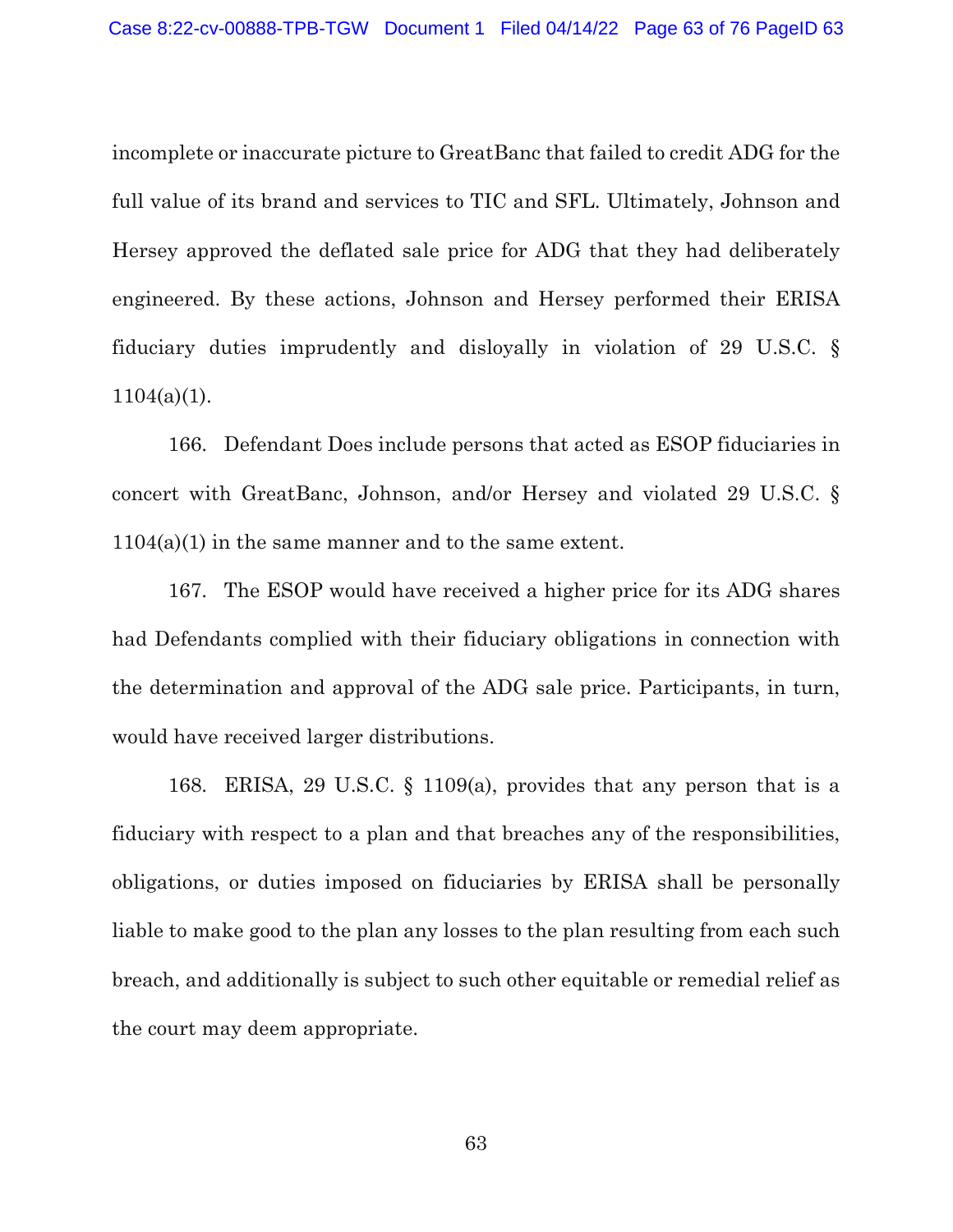incomplete or inaccurate picture to GreatBanc that failed to credit ADG for the full value of its brand and services to TIC and SFL. Ultimately, Johnson and Hersey approved the deflated sale price for ADG that they had deliberately engineered. By these actions, Johnson and Hersey performed their ERISA fiduciary duties imprudently and disloyally in violation of 29 U.S.C. § 1104(a)(1).

166. Defendant Does include persons that acted as ESOP fiduciaries in concert with GreatBanc, Johnson, and/or Hersey and violated 29 U.S.C. § 1104(a)(1) in the same manner and to the same extent.

167. The ESOP would have received a higher price for its ADG shares had Defendants complied with their fiduciary obligations in connection with the determination and approval of the ADG sale price. Participants, in turn, would have received larger distributions.

168. ERISA, 29 U.S.C. § 1109(a), provides that any person that is a fiduciary with respect to a plan and that breaches any of the responsibilities, obligations, or duties imposed on fiduciaries by ERISA shall be personally liable to make good to the plan any losses to the plan resulting from each such breach, and additionally is subject to such other equitable or remedial relief as the court may deem appropriate.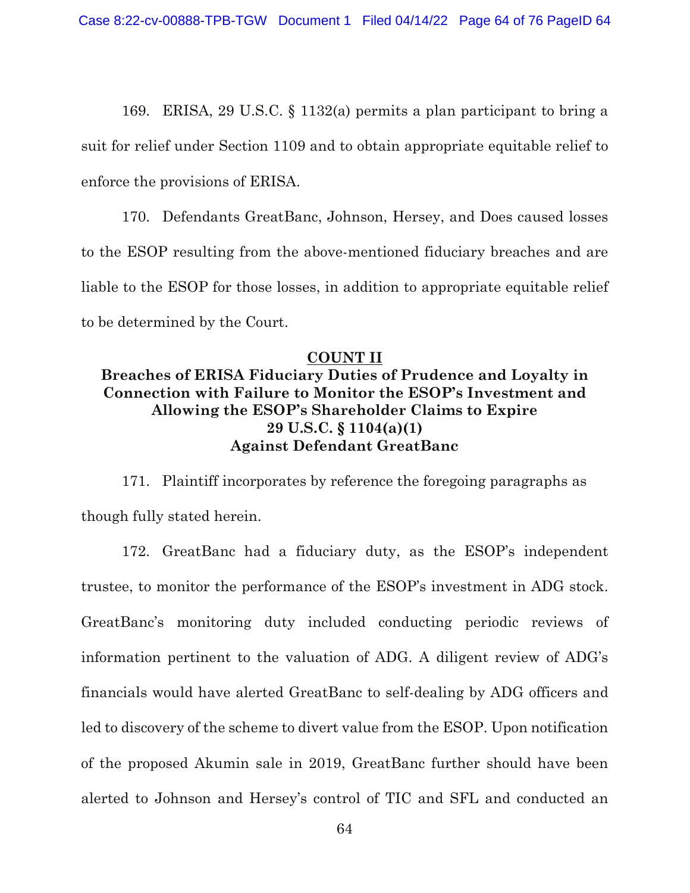169. ERISA, 29 U.S.C. § 1132(a) permits a plan participant to bring a suit for relief under Section 1109 and to obtain appropriate equitable relief to enforce the provisions of ERISA.

170. Defendants GreatBanc, Johnson, Hersey, and Does caused losses to the ESOP resulting from the above-mentioned fiduciary breaches and are liable to the ESOP for those losses, in addition to appropriate equitable relief to be determined by the Court.

**COUNT II**

**Breaches of ERISA Fiduciary Duties of Prudence and Loyalty in Connection with Failure to Monitor the ESOP's Investment and Allowing the ESOP's Shareholder Claims to Expire**
**29 U.S.C. § 1104(a)(1)**
**Against Defendant GreatBanc**

171. Plaintiff incorporates by reference the foregoing paragraphs as though fully stated herein.

172. GreatBanc had a fiduciary duty, as the ESOP's independent trustee, to monitor the performance of the ESOP's investment in ADG stock. GreatBanc's monitoring duty included conducting periodic reviews of information pertinent to the valuation of ADG. A diligent review of ADG's financials would have alerted GreatBanc to self-dealing by ADG officers and led to discovery of the scheme to divert value from the ESOP. Upon notification of the proposed Akumin sale in 2019, GreatBanc further should have been alerted to Johnson and Hersey's control of TIC and SFL and conducted an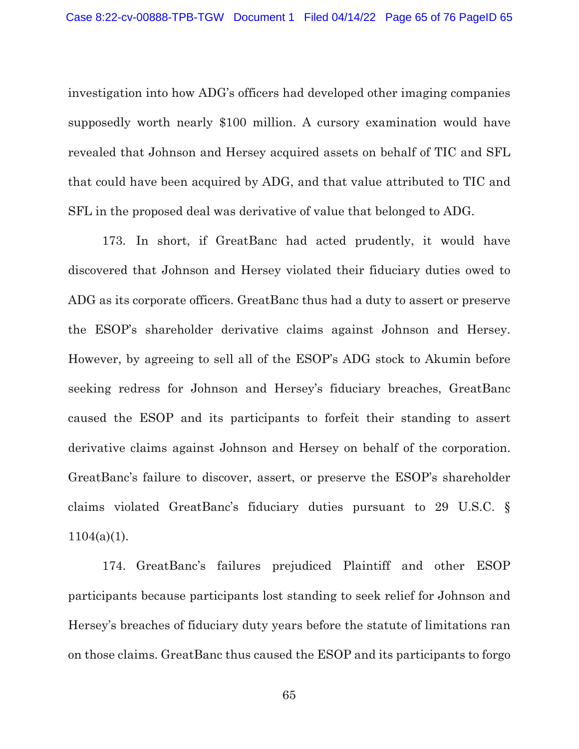investigation into how ADG's officers had developed other imaging companies supposedly worth nearly $100 million. A cursory examination would have revealed that Johnson and Hersey acquired assets on behalf of TIC and SFL that could have been acquired by ADG, and that value attributed to TIC and SFL in the proposed deal was derivative of value that belonged to ADG.

173. In short, if GreatBanc had acted prudently, it would have discovered that Johnson and Hersey violated their fiduciary duties owed to ADG as its corporate officers. GreatBanc thus had a duty to assert or preserve the ESOP's shareholder derivative claims against Johnson and Hersey. However, by agreeing to sell all of the ESOP's ADG stock to Akumin before seeking redress for Johnson and Hersey's fiduciary breaches, GreatBanc caused the ESOP and its participants to forfeit their standing to assert derivative claims against Johnson and Hersey on behalf of the corporation. GreatBanc's failure to discover, assert, or preserve the ESOP's shareholder claims violated GreatBanc's fiduciary duties pursuant to 29 U.S.C. § 1104(a)(1).

174. GreatBanc's failures prejudiced Plaintiff and other ESOP participants because participants lost standing to seek relief for Johnson and Hersey's breaches of fiduciary duty years before the statute of limitations ran on those claims. GreatBanc thus caused the ESOP and its participants to forgo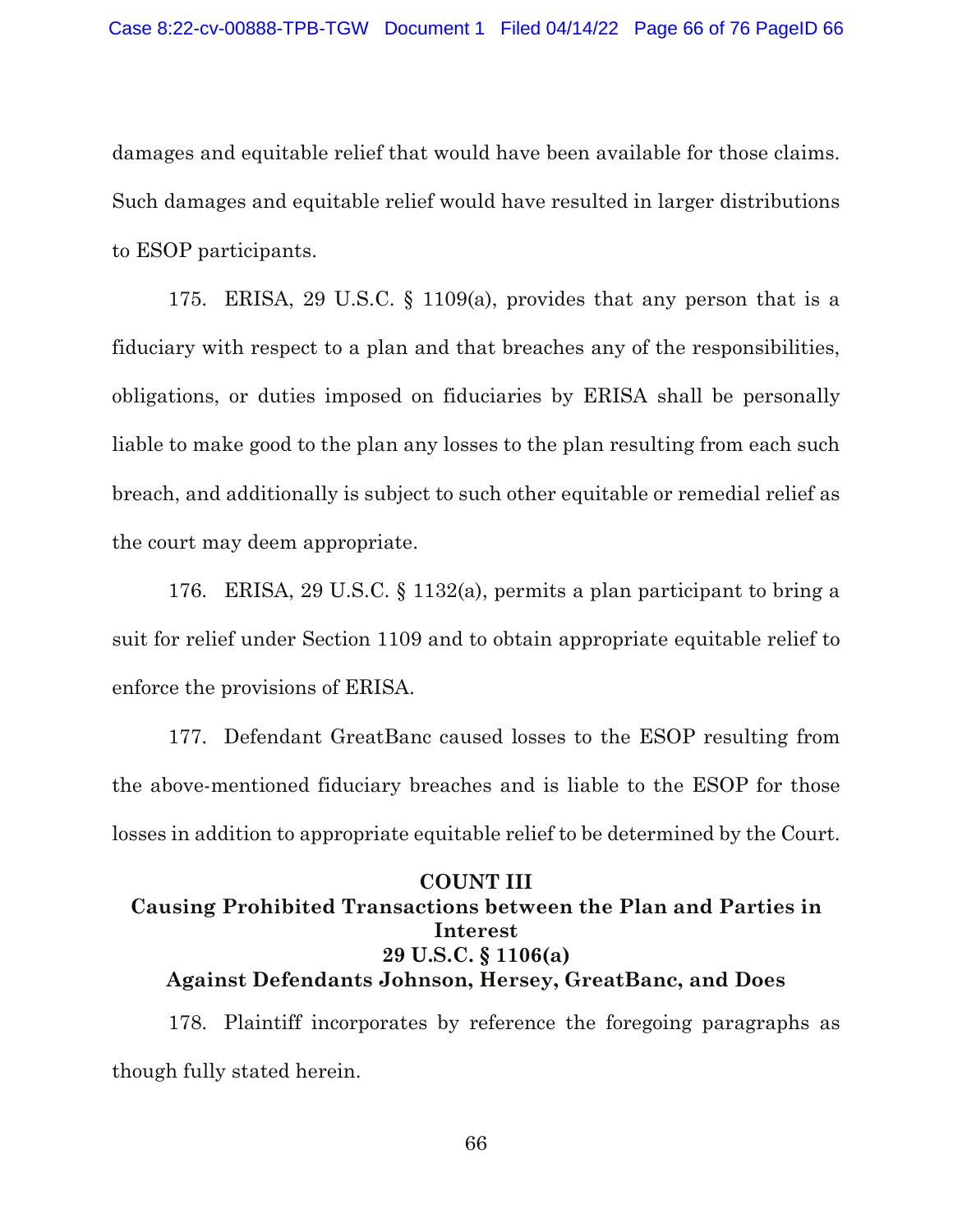damages and equitable relief that would have been available for those claims. Such damages and equitable relief would have resulted in larger distributions to ESOP participants.

175. ERISA, 29 U.S.C. § 1109(a), provides that any person that is a fiduciary with respect to a plan and that breaches any of the responsibilities, obligations, or duties imposed on fiduciaries by ERISA shall be personally liable to make good to the plan any losses to the plan resulting from each such breach, and additionally is subject to such other equitable or remedial relief as the court may deem appropriate.

176. ERISA, 29 U.S.C. § 1132(a), permits a plan participant to bring a suit for relief under Section 1109 and to obtain appropriate equitable relief to enforce the provisions of ERISA.

177. Defendant GreatBanc caused losses to the ESOP resulting from the above-mentioned fiduciary breaches and is liable to the ESOP for those losses in addition to appropriate equitable relief to be determined by the Court.

**COUNT III**
**Causing Prohibited Transactions between the Plan and Parties in Interest**
**29 U.S.C. § 1106(a)**
**Against Defendants Johnson, Hersey, GreatBanc, and Does**

178. Plaintiff incorporates by reference the foregoing paragraphs as though fully stated herein.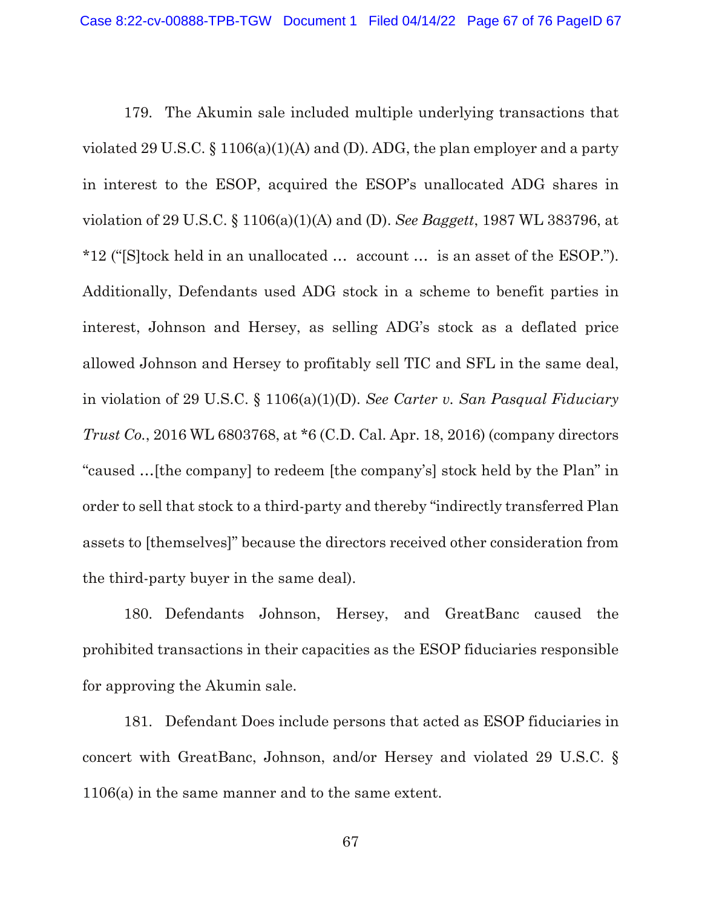179. The Akumin sale included multiple underlying transactions that violated 29 U.S.C. § 1106(a)(1)(A) and (D). ADG, the plan employer and a party in interest to the ESOP, acquired the ESOP's unallocated ADG shares in violation of 29 U.S.C. § 1106(a)(1)(A) and (D). *See Baggett*, 1987 WL 383796, at *12 ("[S]tock held in an unallocated … account … is an asset of the ESOP."). Additionally, Defendants used ADG stock in a scheme to benefit parties in interest, Johnson and Hersey, as selling ADG's stock as a deflated price allowed Johnson and Hersey to profitably sell TIC and SFL in the same deal, in violation of 29 U.S.C. § 1106(a)(1)(D). *See Carter v. San Pasqual Fiduciary Trust Co.*, 2016 WL 6803768, at *6 (C.D. Cal. Apr. 18, 2016) (company directors "caused …[the company] to redeem [the company's] stock held by the Plan" in order to sell that stock to a third-party and thereby "indirectly transferred Plan assets to [themselves]" because the directors received other consideration from the third-party buyer in the same deal).

180. Defendants Johnson, Hersey, and GreatBanc caused the prohibited transactions in their capacities as the ESOP fiduciaries responsible for approving the Akumin sale.

181. Defendant Does include persons that acted as ESOP fiduciaries in concert with GreatBanc, Johnson, and/or Hersey and violated 29 U.S.C. § 1106(a) in the same manner and to the same extent.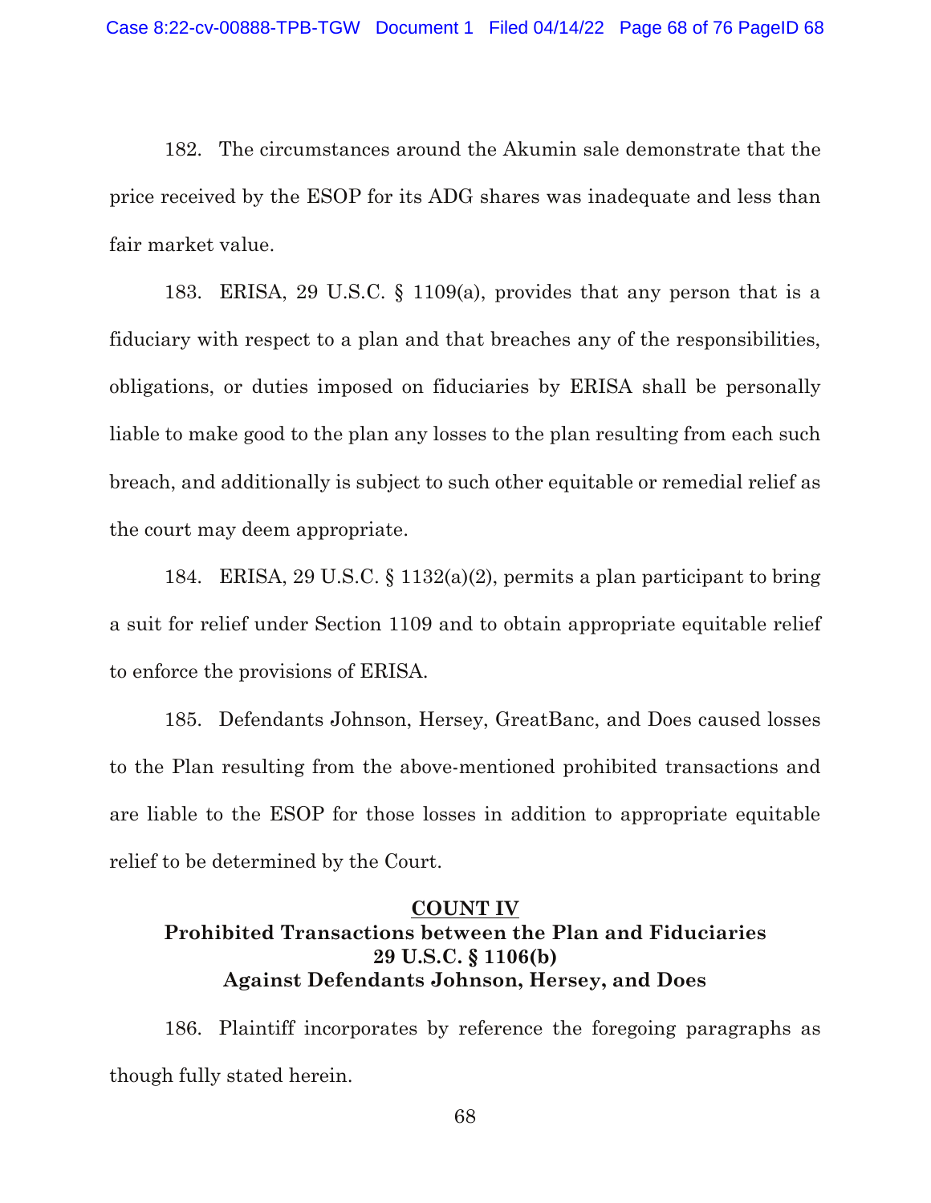182. The circumstances around the Akumin sale demonstrate that the price received by the ESOP for its ADG shares was inadequate and less than fair market value.

183. ERISA, 29 U.S.C. § 1109(a), provides that any person that is a fiduciary with respect to a plan and that breaches any of the responsibilities, obligations, or duties imposed on fiduciaries by ERISA shall be personally liable to make good to the plan any losses to the plan resulting from each such breach, and additionally is subject to such other equitable or remedial relief as the court may deem appropriate.

184. ERISA, 29 U.S.C. § 1132(a)(2), permits a plan participant to bring a suit for relief under Section 1109 and to obtain appropriate equitable relief to enforce the provisions of ERISA.

185. Defendants Johnson, Hersey, GreatBanc, and Does caused losses to the Plan resulting from the above-mentioned prohibited transactions and are liable to the ESOP for those losses in addition to appropriate equitable relief to be determined by the Court.

## COUNT IV
## Prohibited Transactions between the Plan and Fiduciaries 29 U.S.C. § 1106(b) Against Defendants Johnson, Hersey, and Does

186. Plaintiff incorporates by reference the foregoing paragraphs as though fully stated herein.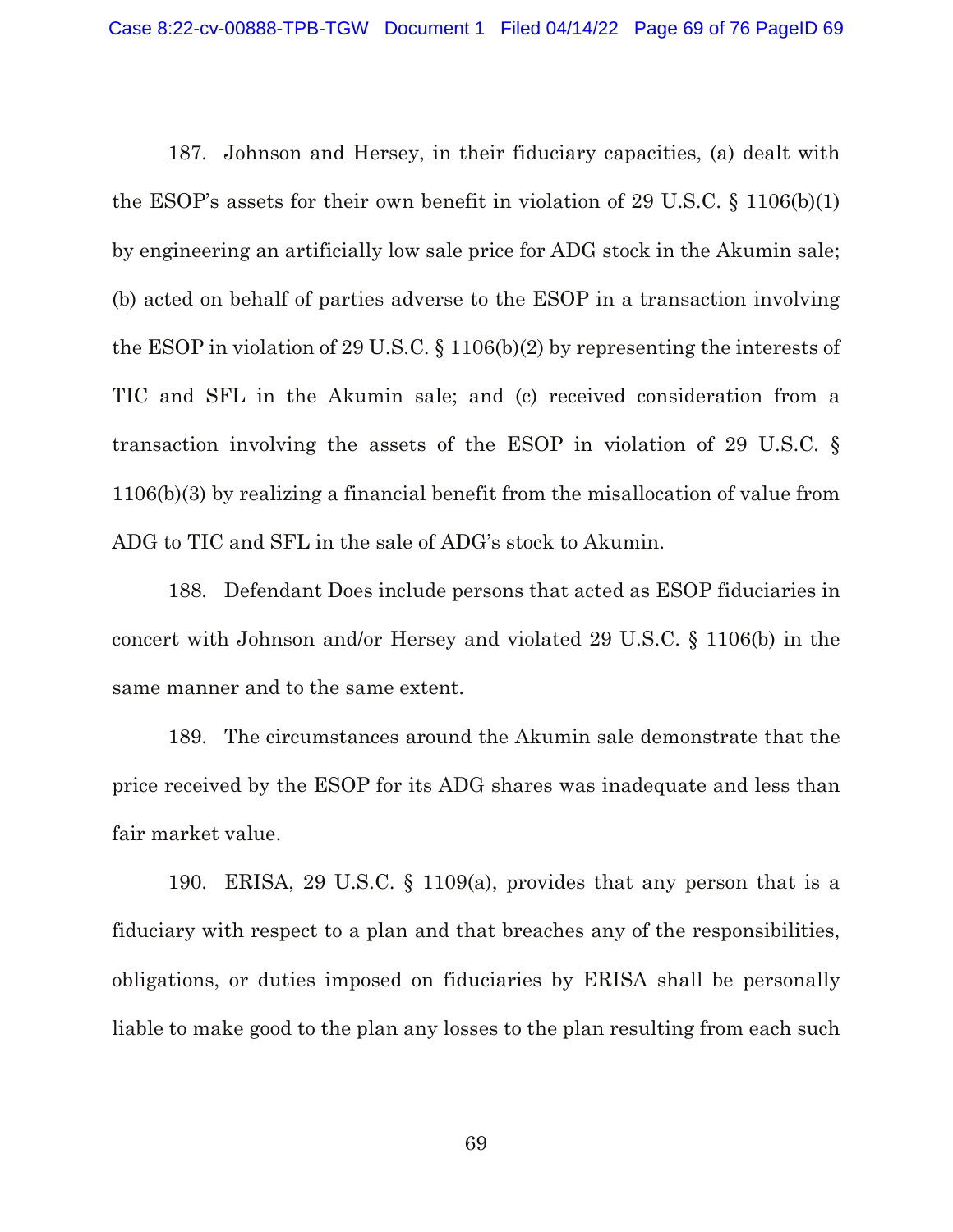187. Johnson and Hersey, in their fiduciary capacities, (a) dealt with the ESOP's assets for their own benefit in violation of 29 U.S.C. § 1106(b)(1) by engineering an artificially low sale price for ADG stock in the Akumin sale; (b) acted on behalf of parties adverse to the ESOP in a transaction involving the ESOP in violation of 29 U.S.C. § 1106(b)(2) by representing the interests of TIC and SFL in the Akumin sale; and (c) received consideration from a transaction involving the assets of the ESOP in violation of 29 U.S.C. § 1106(b)(3) by realizing a financial benefit from the misallocation of value from ADG to TIC and SFL in the sale of ADG's stock to Akumin.

188. Defendant Does include persons that acted as ESOP fiduciaries in concert with Johnson and/or Hersey and violated 29 U.S.C. § 1106(b) in the same manner and to the same extent.

189. The circumstances around the Akumin sale demonstrate that the price received by the ESOP for its ADG shares was inadequate and less than fair market value.

190. ERISA, 29 U.S.C. § 1109(a), provides that any person that is a fiduciary with respect to a plan and that breaches any of the responsibilities, obligations, or duties imposed on fiduciaries by ERISA shall be personally liable to make good to the plan any losses to the plan resulting from each such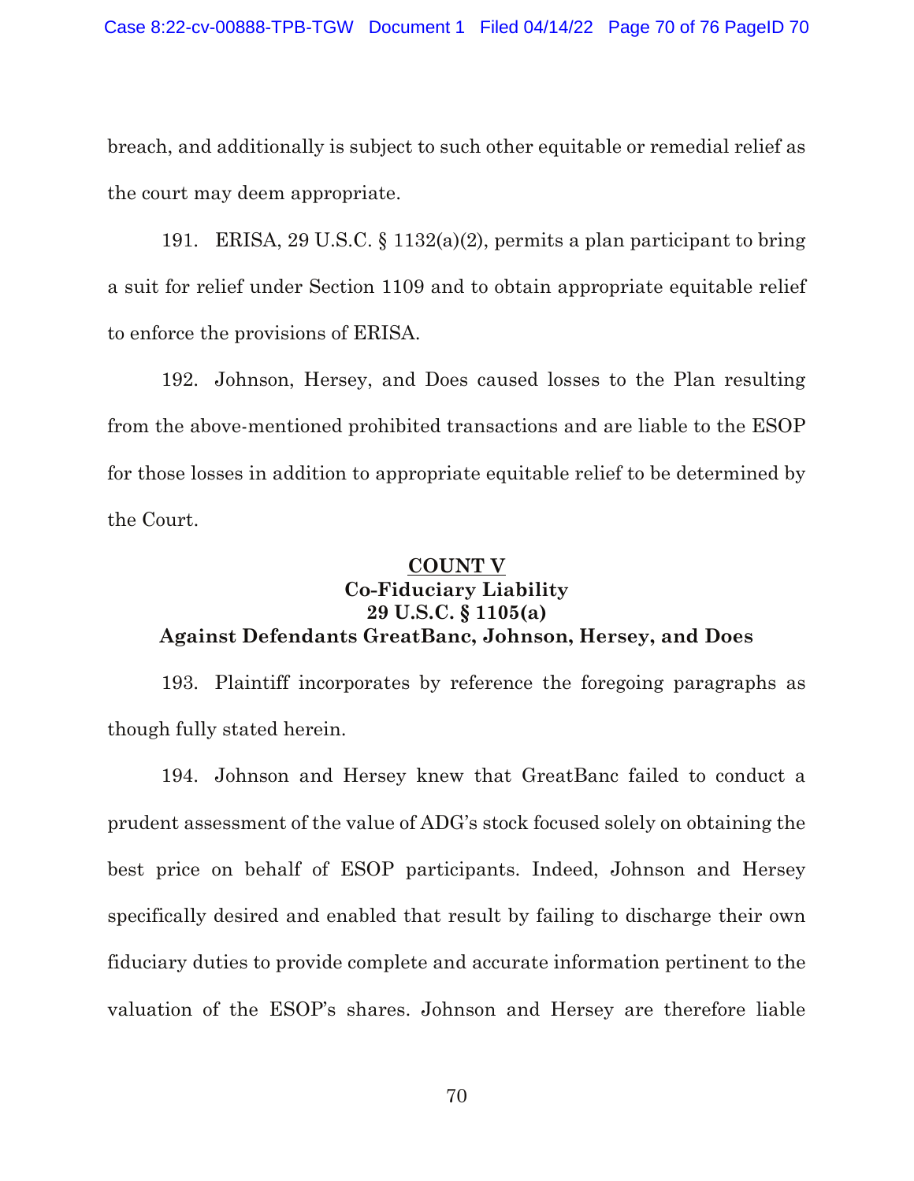breach, and additionally is subject to such other equitable or remedial relief as the court may deem appropriate.

191. ERISA, 29 U.S.C. § 1132(a)(2), permits a plan participant to bring a suit for relief under Section 1109 and to obtain appropriate equitable relief to enforce the provisions of ERISA.

192. Johnson, Hersey, and Does caused losses to the Plan resulting from the above-mentioned prohibited transactions and are liable to the ESOP for those losses in addition to appropriate equitable relief to be determined by the Court.

**COUNT V**
**Co-Fiduciary Liability**
**29 U.S.C. § 1105(a)**
**Against Defendants GreatBanc, Johnson, Hersey, and Does**

193. Plaintiff incorporates by reference the foregoing paragraphs as though fully stated herein.

194. Johnson and Hersey knew that GreatBanc failed to conduct a prudent assessment of the value of ADG's stock focused solely on obtaining the best price on behalf of ESOP participants. Indeed, Johnson and Hersey specifically desired and enabled that result by failing to discharge their own fiduciary duties to provide complete and accurate information pertinent to the valuation of the ESOP's shares. Johnson and Hersey are therefore liable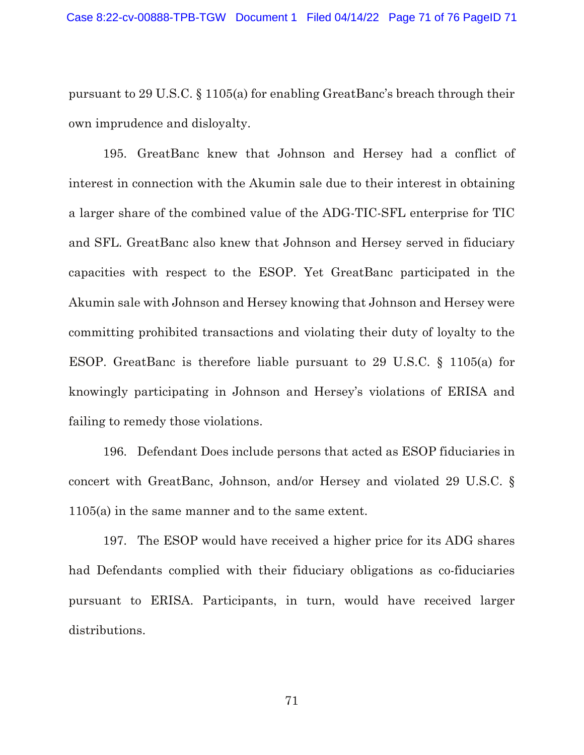pursuant to 29 U.S.C. § 1105(a) for enabling GreatBanc's breach through their own imprudence and disloyalty.

195. GreatBanc knew that Johnson and Hersey had a conflict of interest in connection with the Akumin sale due to their interest in obtaining a larger share of the combined value of the ADG-TIC-SFL enterprise for TIC and SFL. GreatBanc also knew that Johnson and Hersey served in fiduciary capacities with respect to the ESOP. Yet GreatBanc participated in the Akumin sale with Johnson and Hersey knowing that Johnson and Hersey were committing prohibited transactions and violating their duty of loyalty to the ESOP. GreatBanc is therefore liable pursuant to 29 U.S.C. § 1105(a) for knowingly participating in Johnson and Hersey's violations of ERISA and failing to remedy those violations.

196. Defendant Does include persons that acted as ESOP fiduciaries in concert with GreatBanc, Johnson, and/or Hersey and violated 29 U.S.C. § 1105(a) in the same manner and to the same extent.

197. The ESOP would have received a higher price for its ADG shares had Defendants complied with their fiduciary obligations as co-fiduciaries pursuant to ERISA. Participants, in turn, would have received larger distributions.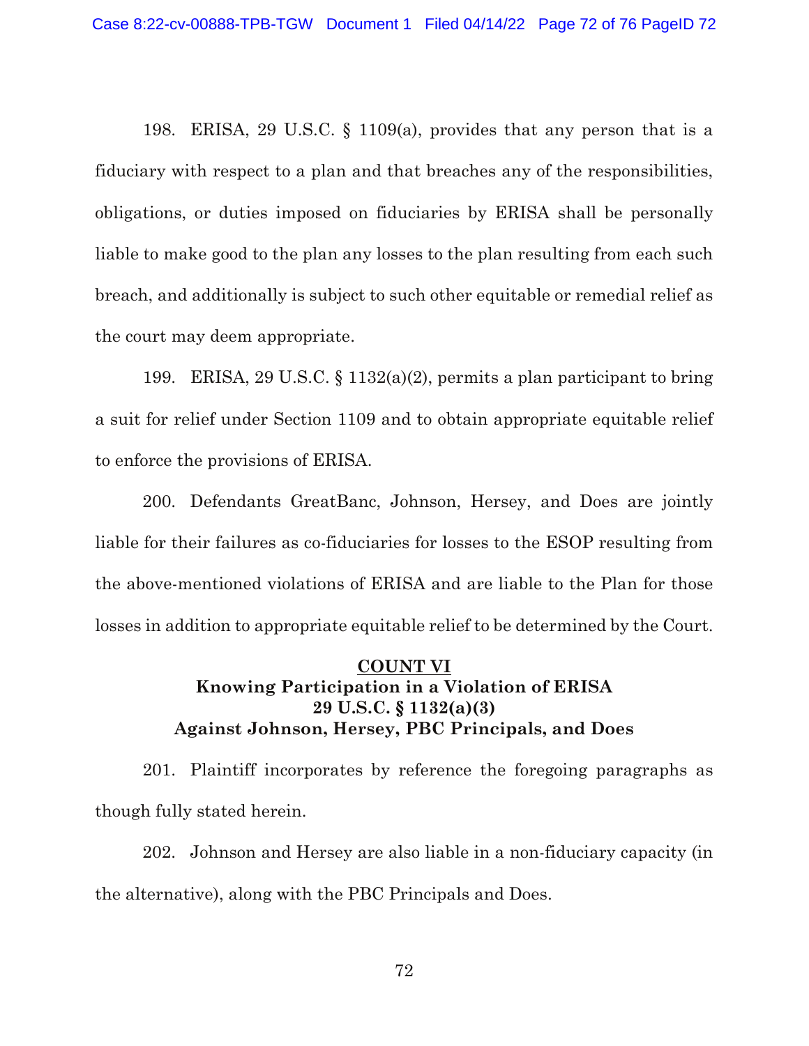198. ERISA, 29 U.S.C. § 1109(a), provides that any person that is a fiduciary with respect to a plan and that breaches any of the responsibilities, obligations, or duties imposed on fiduciaries by ERISA shall be personally liable to make good to the plan any losses to the plan resulting from each such breach, and additionally is subject to such other equitable or remedial relief as the court may deem appropriate.

199. ERISA, 29 U.S.C. § 1132(a)(2), permits a plan participant to bring a suit for relief under Section 1109 and to obtain appropriate equitable relief to enforce the provisions of ERISA.

200. Defendants GreatBanc, Johnson, Hersey, and Does are jointly liable for their failures as co-fiduciaries for losses to the ESOP resulting from the above-mentioned violations of ERISA and are liable to the Plan for those losses in addition to appropriate equitable relief to be determined by the Court.

## COUNT VI
**Knowing Participation in a Violation of ERISA**
**29 U.S.C. § 1132(a)(3)**
**Against Johnson, Hersey, PBC Principals, and Does**

201. Plaintiff incorporates by reference the foregoing paragraphs as though fully stated herein.

202. Johnson and Hersey are also liable in a non-fiduciary capacity (in the alternative), along with the PBC Principals and Does.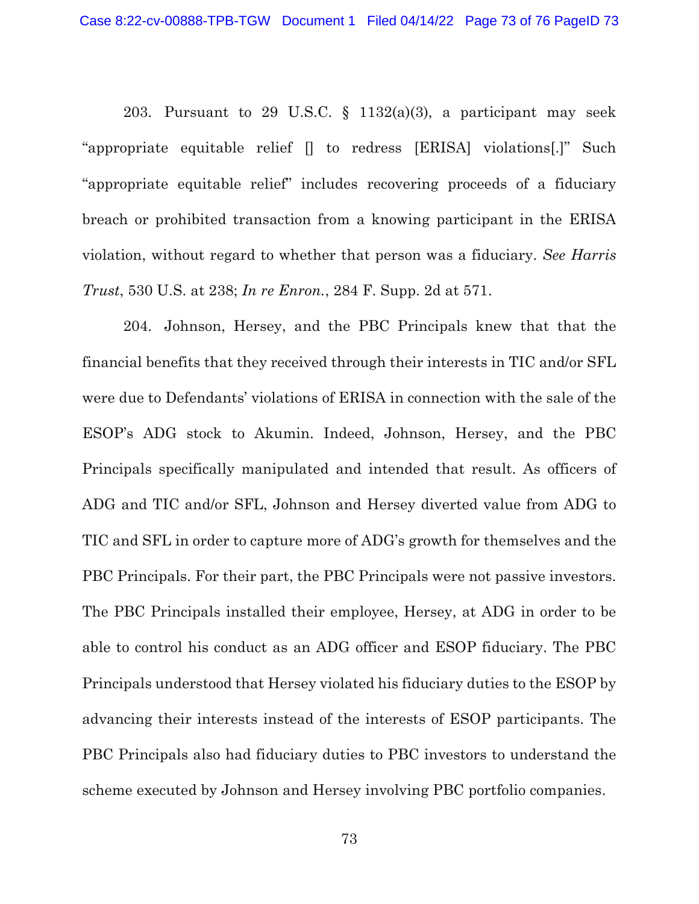203. Pursuant to 29 U.S.C. § 1132(a)(3), a participant may seek "appropriate equitable relief [] to redress [ERISA] violations[.]" Such "appropriate equitable relief" includes recovering proceeds of a fiduciary breach or prohibited transaction from a knowing participant in the ERISA violation, without regard to whether that person was a fiduciary. *See Harris Trust*, 530 U.S. at 238; *In re Enron.*, 284 F. Supp. 2d at 571.

204. Johnson, Hersey, and the PBC Principals knew that that the financial benefits that they received through their interests in TIC and/or SFL were due to Defendants' violations of ERISA in connection with the sale of the ESOP's ADG stock to Akumin. Indeed, Johnson, Hersey, and the PBC Principals specifically manipulated and intended that result. As officers of ADG and TIC and/or SFL, Johnson and Hersey diverted value from ADG to TIC and SFL in order to capture more of ADG's growth for themselves and the PBC Principals. For their part, the PBC Principals were not passive investors. The PBC Principals installed their employee, Hersey, at ADG in order to be able to control his conduct as an ADG officer and ESOP fiduciary. The PBC Principals understood that Hersey violated his fiduciary duties to the ESOP by advancing their interests instead of the interests of ESOP participants. The PBC Principals also had fiduciary duties to PBC investors to understand the scheme executed by Johnson and Hersey involving PBC portfolio companies.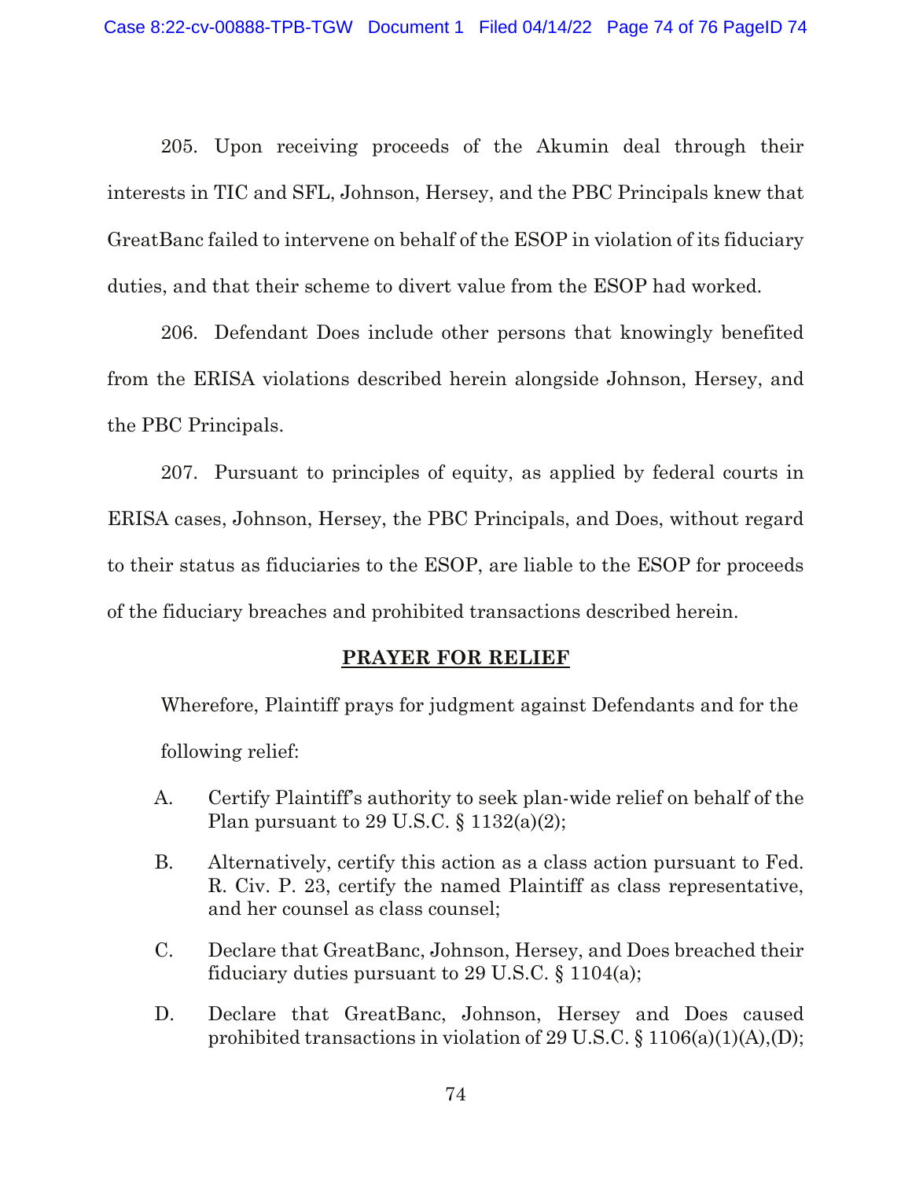205. Upon receiving proceeds of the Akumin deal through their interests in TIC and SFL, Johnson, Hersey, and the PBC Principals knew that GreatBanc failed to intervene on behalf of the ESOP in violation of its fiduciary duties, and that their scheme to divert value from the ESOP had worked.

206. Defendant Does include other persons that knowingly benefited from the ERISA violations described herein alongside Johnson, Hersey, and the PBC Principals.

207. Pursuant to principles of equity, as applied by federal courts in ERISA cases, Johnson, Hersey, the PBC Principals, and Does, without regard to their status as fiduciaries to the ESOP, are liable to the ESOP for proceeds of the fiduciary breaches and prohibited transactions described herein.

## PRAYER FOR RELIEF

Wherefore, Plaintiff prays for judgment against Defendants and for the following relief:

A. Certify Plaintiff's authority to seek plan-wide relief on behalf of the Plan pursuant to 29 U.S.C. § 1132(a)(2);

B. Alternatively, certify this action as a class action pursuant to Fed. R. Civ. P. 23, certify the named Plaintiff as class representative, and her counsel as class counsel;

C. Declare that GreatBanc, Johnson, Hersey, and Does breached their fiduciary duties pursuant to 29 U.S.C. § 1104(a);

D. Declare that GreatBanc, Johnson, Hersey and Does caused prohibited transactions in violation of 29 U.S.C. § 1106(a)(1)(A),(D);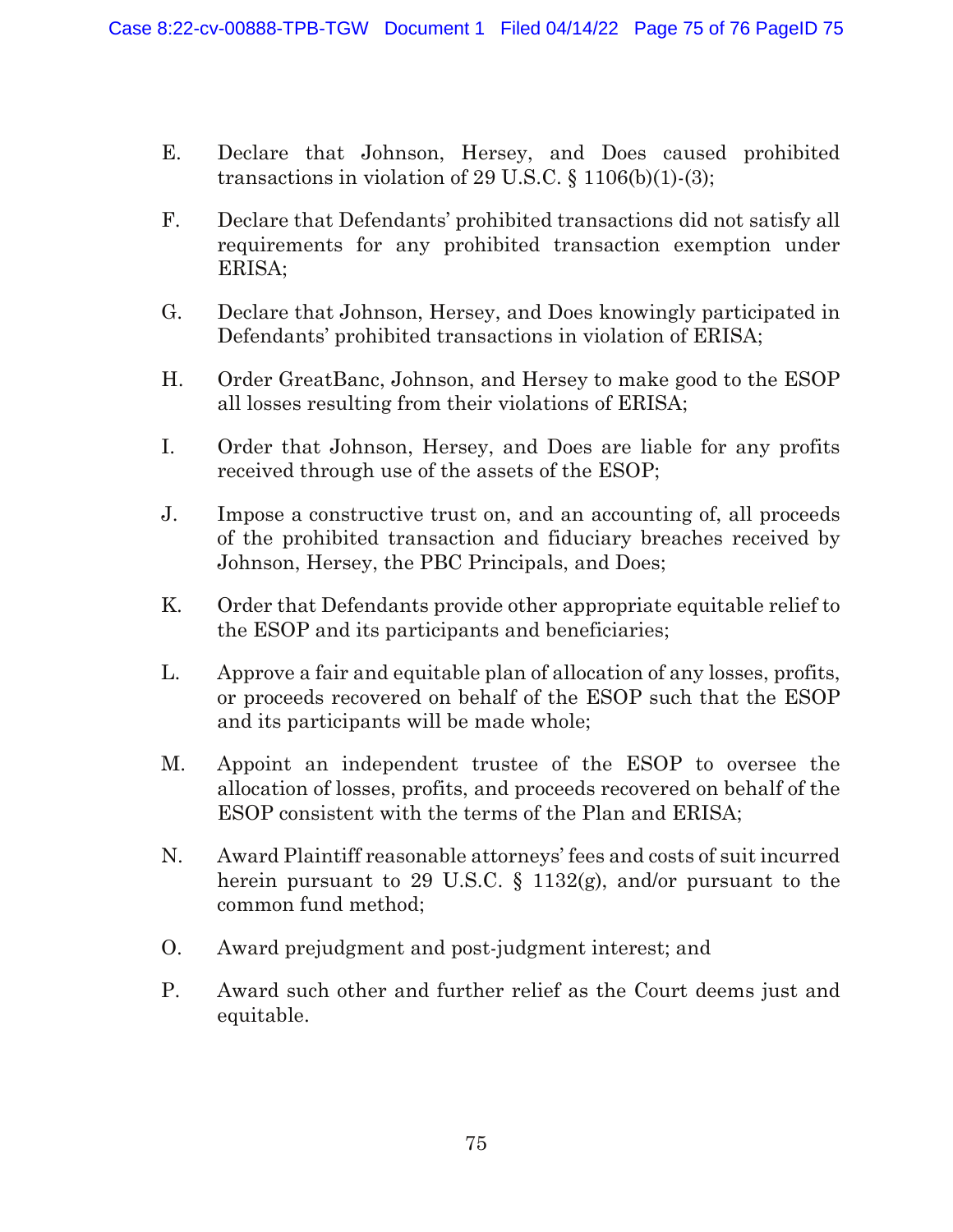E. Declare that Johnson, Hersey, and Does caused prohibited transactions in violation of 29 U.S.C. § 1106(b)(1)-(3);

F. Declare that Defendants' prohibited transactions did not satisfy all requirements for any prohibited transaction exemption under ERISA;

G. Declare that Johnson, Hersey, and Does knowingly participated in Defendants' prohibited transactions in violation of ERISA;

H. Order GreatBanc, Johnson, and Hersey to make good to the ESOP all losses resulting from their violations of ERISA;

I. Order that Johnson, Hersey, and Does are liable for any profits received through use of the assets of the ESOP;

J. Impose a constructive trust on, and an accounting of, all proceeds of the prohibited transaction and fiduciary breaches received by Johnson, Hersey, the PBC Principals, and Does;

K. Order that Defendants provide other appropriate equitable relief to the ESOP and its participants and beneficiaries;

L. Approve a fair and equitable plan of allocation of any losses, profits, or proceeds recovered on behalf of the ESOP such that the ESOP and its participants will be made whole;

M. Appoint an independent trustee of the ESOP to oversee the allocation of losses, profits, and proceeds recovered on behalf of the ESOP consistent with the terms of the Plan and ERISA;

N. Award Plaintiff reasonable attorneys' fees and costs of suit incurred herein pursuant to 29 U.S.C. § 1132(g), and/or pursuant to the common fund method;

O. Award prejudgment and post-judgment interest; and

P. Award such other and further relief as the Court deems just and equitable.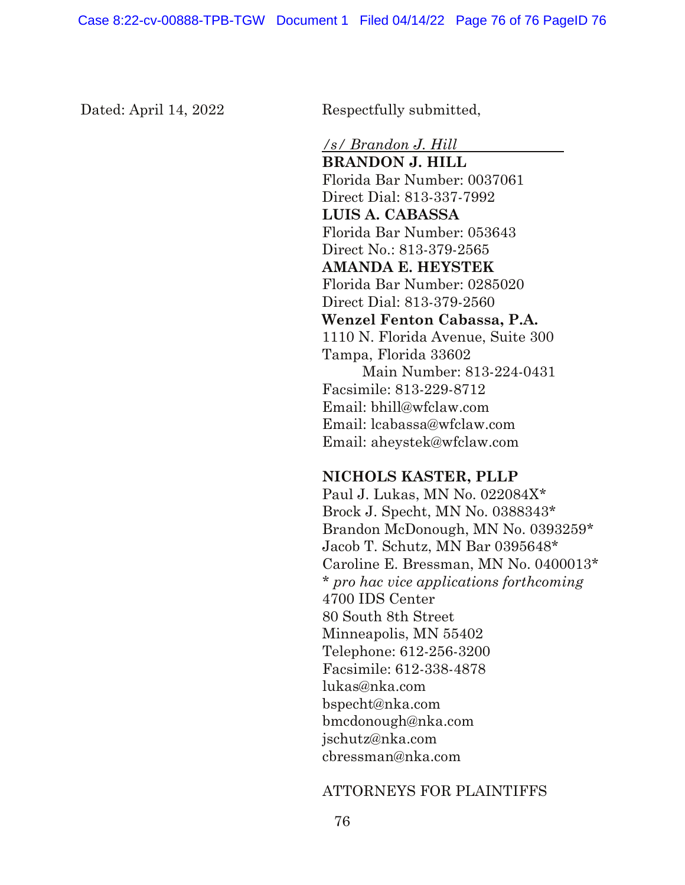Dated: April 14, 2022

Respectfully submitted,

*/s/ Brandon J. Hill*
**BRANDON J. HILL**
Florida Bar Number: 0037061
Direct Dial: 813-337-7992
**LUIS A. CABASSA**
Florida Bar Number: 053643
Direct No.: 813-379-2565
**AMANDA E. HEYSTEK**
Florida Bar Number: 0285020
Direct Dial: 813-379-2560
**Wenzel Fenton Cabassa, P.A.**
1110 N. Florida Avenue, Suite 300
Tampa, Florida 33602
Main Number: 813-224-0431
Facsimile: 813-229-8712
Email: bhill@wfclaw.com
Email: lcabassa@wfclaw.com
Email: aheystek@wfclaw.com

**NICHOLS KASTER, PLLP**
Paul J. Lukas, MN No. 022084X*
Brock J. Specht, MN No. 0388343*
Brandon McDonough, MN No. 0393259*
Jacob T. Schutz, MN Bar 0395648*
Caroline E. Bressman, MN No. 0400013*
\* *pro hac vice applications forthcoming*
4700 IDS Center
80 South 8th Street
Minneapolis, MN 55402
Telephone: 612-256-3200
Facsimile: 612-338-4878
lukas@nka.com
bspecht@nka.com
bmcdonough@nka.com
jschutz@nka.com
cbressman@nka.com

ATTORNEYS FOR PLAINTIFFS